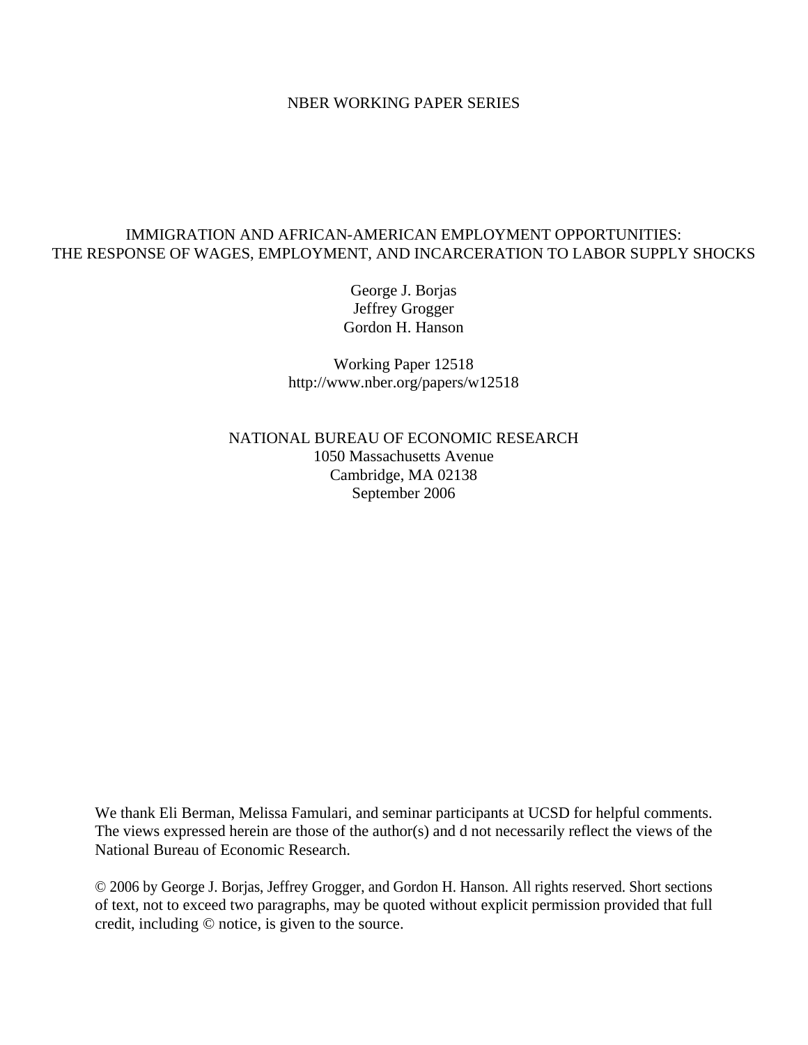NBER WORKING PAPER SERIES

# IMMIGRATION AND AFRICAN-AMERICAN EMPLOYMENT OPPORTUNITIES: THE RESPONSE OF WAGES, EMPLOYMENT, AND INCARCERATION TO LABOR SUPPLY SHOCKS

George J. Borjas
Jeffrey Grogger
Gordon H. Hanson

Working Paper 12518
http://www.nber.org/papers/w12518

NATIONAL BUREAU OF ECONOMIC RESEARCH
1050 Massachusetts Avenue
Cambridge, MA 02138
September 2006

We thank Eli Berman, Melissa Famulari, and seminar participants at UCSD for helpful comments. The views expressed herein are those of the author(s) and d not necessarily reflect the views of the National Bureau of Economic Research.

© 2006 by George J. Borjas, Jeffrey Grogger, and Gordon H. Hanson. All rights reserved. Short sections of text, not to exceed two paragraphs, may be quoted without explicit permission provided that full credit, including © notice, is given to the source.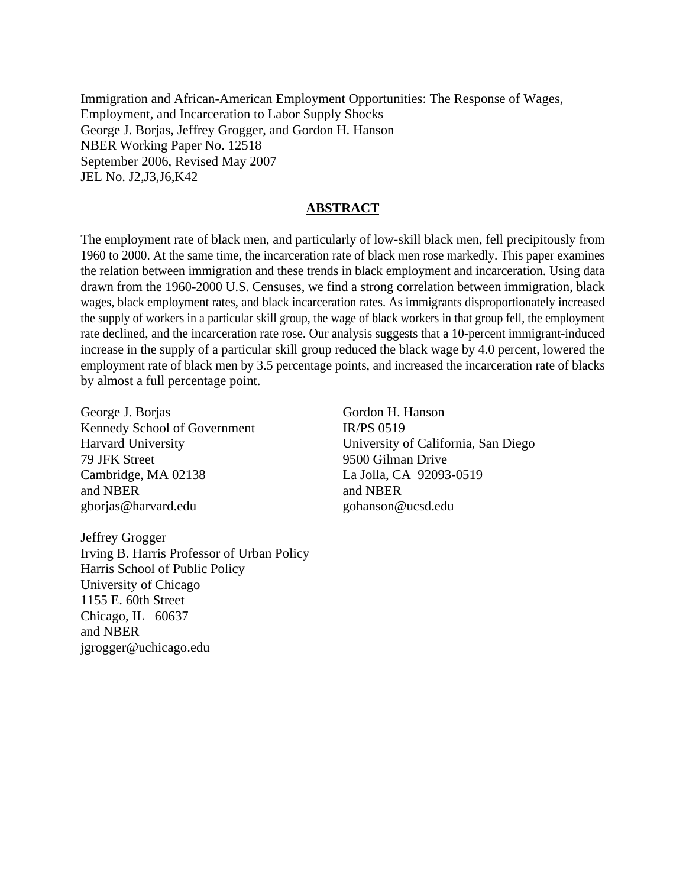Immigration and African-American Employment Opportunities: The Response of Wages, Employment, and Incarceration to Labor Supply Shocks
George J. Borjas, Jeffrey Grogger, and Gordon H. Hanson
NBER Working Paper No. 12518
September 2006, Revised May 2007
JEL No. J2,J3,J6,K42

## ABSTRACT

The employment rate of black men, and particularly of low-skill black men, fell precipitously from 1960 to 2000. At the same time, the incarceration rate of black men rose markedly. This paper examines the relation between immigration and these trends in black employment and incarceration. Using data drawn from the 1960-2000 U.S. Censuses, we find a strong correlation between immigration, black wages, black employment rates, and black incarceration rates. As immigrants disproportionately increased the supply of workers in a particular skill group, the wage of black workers in that group fell, the employment rate declined, and the incarceration rate rose. Our analysis suggests that a 10-percent immigrant-induced increase in the supply of a particular skill group reduced the black wage by 4.0 percent, lowered the employment rate of black men by 3.5 percentage points, and increased the incarceration rate of blacks by almost a full percentage point.

George J. Borjas
Kennedy School of Government
Harvard University
79 JFK Street
Cambridge, MA 02138
and NBER
gborjas@harvard.edu

Gordon H. Hanson
IR/PS 0519
University of California, San Diego
9500 Gilman Drive
La Jolla, CA 92093-0519
and NBER
gohanson@ucsd.edu

Jeffrey Grogger
Irving B. Harris Professor of Urban Policy
Harris School of Public Policy
University of Chicago
1155 E. 60th Street
Chicago, IL 60637
and NBER
jgrogger@uchicago.edu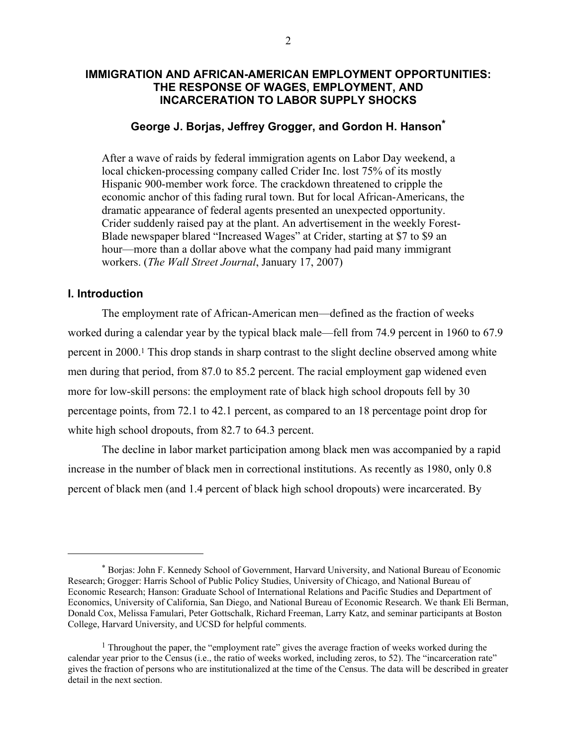# IMMIGRATION AND AFRICAN-AMERICAN EMPLOYMENT OPPORTUNITIES: THE RESPONSE OF WAGES, EMPLOYMENT, AND INCARCERATION TO LABOR SUPPLY SHOCKS

### George J. Borjas, Jeffrey Grogger, and Gordon H. Hanson*

> After a wave of raids by federal immigration agents on Labor Day weekend, a local chicken-processing company called Crider Inc. lost 75% of its mostly Hispanic 900-member work force. The crackdown threatened to cripple the economic anchor of this fading rural town. But for local African-Americans, the dramatic appearance of federal agents presented an unexpected opportunity. Crider suddenly raised pay at the plant. An advertisement in the weekly Forest-Blade newspaper blared "Increased Wages" at Crider, starting at $7 to $9 an hour—more than a dollar above what the company had paid many immigrant workers. (*The Wall Street Journal*, January 17, 2007)

## I. Introduction

The employment rate of African-American men—defined as the fraction of weeks worked during a calendar year by the typical black male—fell from 74.9 percent in 1960 to 67.9 percent in 2000.[1] This drop stands in sharp contrast to the slight decline observed among white men during that period, from 87.0 to 85.2 percent. The racial employment gap widened even more for low-skill persons: the employment rate of black high school dropouts fell by 30 percentage points, from 72.1 to 42.1 percent, as compared to an 18 percentage point drop for white high school dropouts, from 82.7 to 64.3 percent.

The decline in labor market participation among black men was accompanied by a rapid increase in the number of black men in correctional institutions. As recently as 1980, only 0.8 percent of black men (and 1.4 percent of black high school dropouts) were incarcerated. By

---

* Borjas: John F. Kennedy School of Government, Harvard University, and National Bureau of Economic Research; Grogger: Harris School of Public Policy Studies, University of Chicago, and National Bureau of Economic Research; Hanson: Graduate School of International Relations and Pacific Studies and Department of Economics, University of California, San Diego, and National Bureau of Economic Research. We thank Eli Berman, Donald Cox, Melissa Famulari, Peter Gottschalk, Richard Freeman, Larry Katz, and seminar participants at Boston College, Harvard University, and UCSD for helpful comments.

[1] Throughout the paper, the "employment rate" gives the average fraction of weeks worked during the calendar year prior to the Census (i.e., the ratio of weeks worked, including zeros, to 52). The "incarceration rate" gives the fraction of persons who are institutionalized at the time of the Census. The data will be described in greater detail in the next section.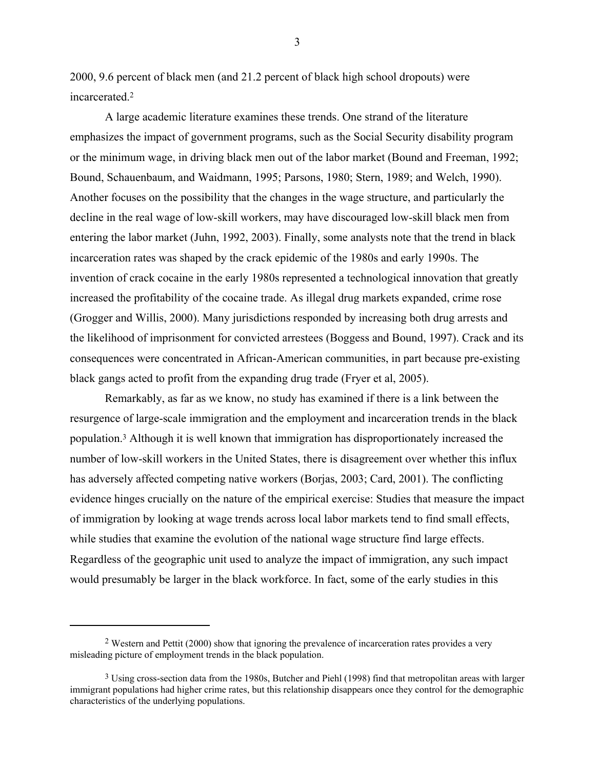2000, 9.6 percent of black men (and 21.2 percent of black high school dropouts) were incarcerated.[2]

A large academic literature examines these trends. One strand of the literature emphasizes the impact of government programs, such as the Social Security disability program or the minimum wage, in driving black men out of the labor market (Bound and Freeman, 1992; Bound, Schauenbaum, and Waidmann, 1995; Parsons, 1980; Stern, 1989; and Welch, 1990). Another focuses on the possibility that the changes in the wage structure, and particularly the decline in the real wage of low-skill workers, may have discouraged low-skill black men from entering the labor market (Juhn, 1992, 2003). Finally, some analysts note that the trend in black incarceration rates was shaped by the crack epidemic of the 1980s and early 1990s. The invention of crack cocaine in the early 1980s represented a technological innovation that greatly increased the profitability of the cocaine trade. As illegal drug markets expanded, crime rose (Grogger and Willis, 2000). Many jurisdictions responded by increasing both drug arrests and the likelihood of imprisonment for convicted arrestees (Boggess and Bound, 1997). Crack and its consequences were concentrated in African-American communities, in part because pre-existing black gangs acted to profit from the expanding drug trade (Fryer et al, 2005).

Remarkably, as far as we know, no study has examined if there is a link between the resurgence of large-scale immigration and the employment and incarceration trends in the black population.[3] Although it is well known that immigration has disproportionately increased the number of low-skill workers in the United States, there is disagreement over whether this influx has adversely affected competing native workers (Borjas, 2003; Card, 2001). The conflicting evidence hinges crucially on the nature of the empirical exercise: Studies that measure the impact of immigration by looking at wage trends across local labor markets tend to find small effects, while studies that examine the evolution of the national wage structure find large effects. Regardless of the geographic unit used to analyze the impact of immigration, any such impact would presumably be larger in the black workforce. In fact, some of the early studies in this

[2] Western and Pettit (2000) show that ignoring the prevalence of incarceration rates provides a very misleading picture of employment trends in the black population.

[3] Using cross-section data from the 1980s, Butcher and Piehl (1998) find that metropolitan areas with larger immigrant populations had higher crime rates, but this relationship disappears once they control for the demographic characteristics of the underlying populations.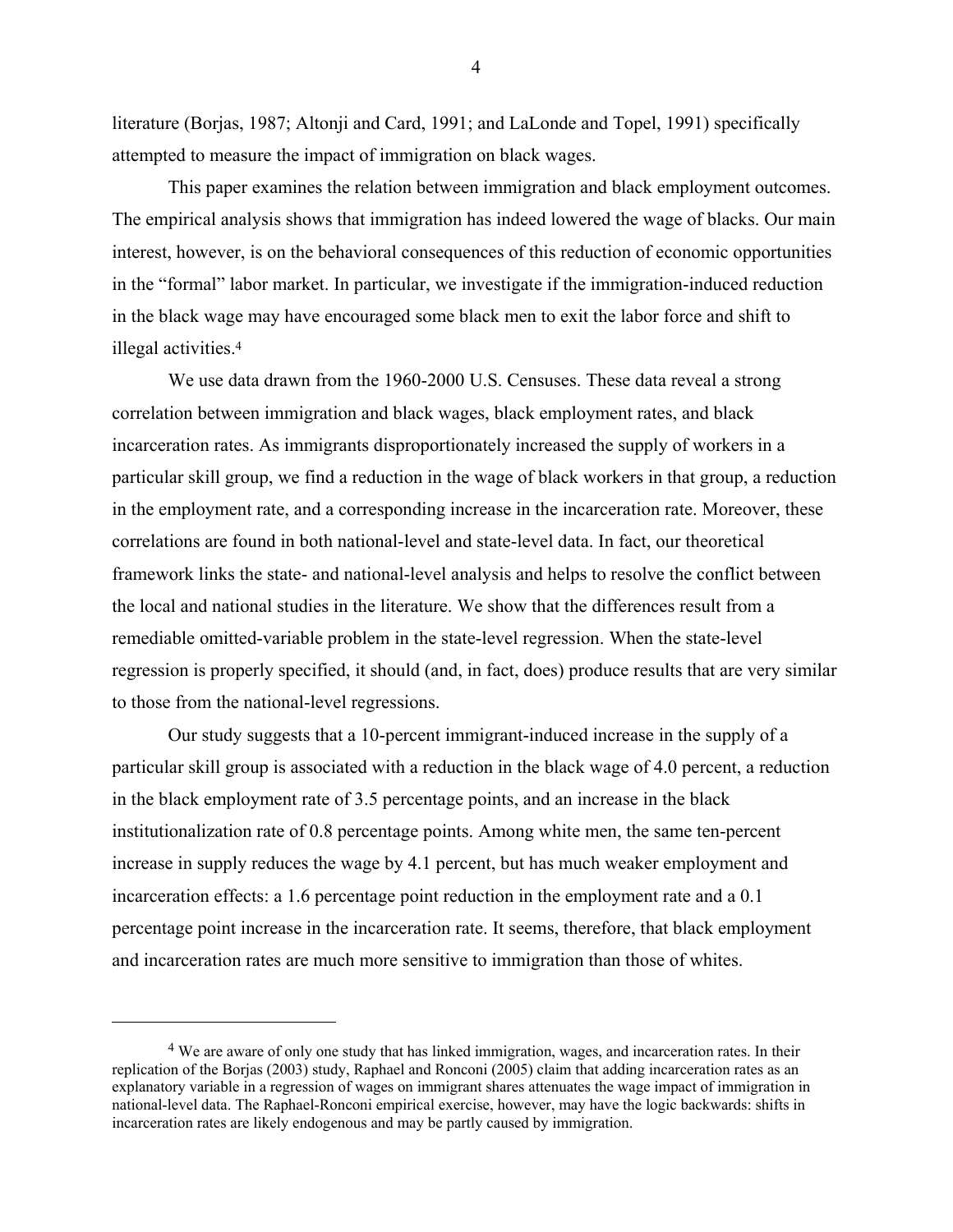literature (Borjas, 1987; Altonji and Card, 1991; and LaLonde and Topel, 1991) specifically attempted to measure the impact of immigration on black wages.

This paper examines the relation between immigration and black employment outcomes. The empirical analysis shows that immigration has indeed lowered the wage of blacks. Our main interest, however, is on the behavioral consequences of this reduction of economic opportunities in the "formal" labor market. In particular, we investigate if the immigration-induced reduction in the black wage may have encouraged some black men to exit the labor force and shift to illegal activities.[4]

We use data drawn from the 1960-2000 U.S. Censuses. These data reveal a strong correlation between immigration and black wages, black employment rates, and black incarceration rates. As immigrants disproportionately increased the supply of workers in a particular skill group, we find a reduction in the wage of black workers in that group, a reduction in the employment rate, and a corresponding increase in the incarceration rate. Moreover, these correlations are found in both national-level and state-level data. In fact, our theoretical framework links the state- and national-level analysis and helps to resolve the conflict between the local and national studies in the literature. We show that the differences result from a remediable omitted-variable problem in the state-level regression. When the state-level regression is properly specified, it should (and, in fact, does) produce results that are very similar to those from the national-level regressions.

Our study suggests that a 10-percent immigrant-induced increase in the supply of a particular skill group is associated with a reduction in the black wage of 4.0 percent, a reduction in the black employment rate of 3.5 percentage points, and an increase in the black institutionalization rate of 0.8 percentage points. Among white men, the same ten-percent increase in supply reduces the wage by 4.1 percent, but has much weaker employment and incarceration effects: a 1.6 percentage point reduction in the employment rate and a 0.1 percentage point increase in the incarceration rate. It seems, therefore, that black employment and incarceration rates are much more sensitive to immigration than those of whites.

---

[4] We are aware of only one study that has linked immigration, wages, and incarceration rates. In their replication of the Borjas (2003) study, Raphael and Ronconi (2005) claim that adding incarceration rates as an explanatory variable in a regression of wages on immigrant shares attenuates the wage impact of immigration in national-level data. The Raphael-Ronconi empirical exercise, however, may have the logic backwards: shifts in incarceration rates are likely endogenous and may be partly caused by immigration.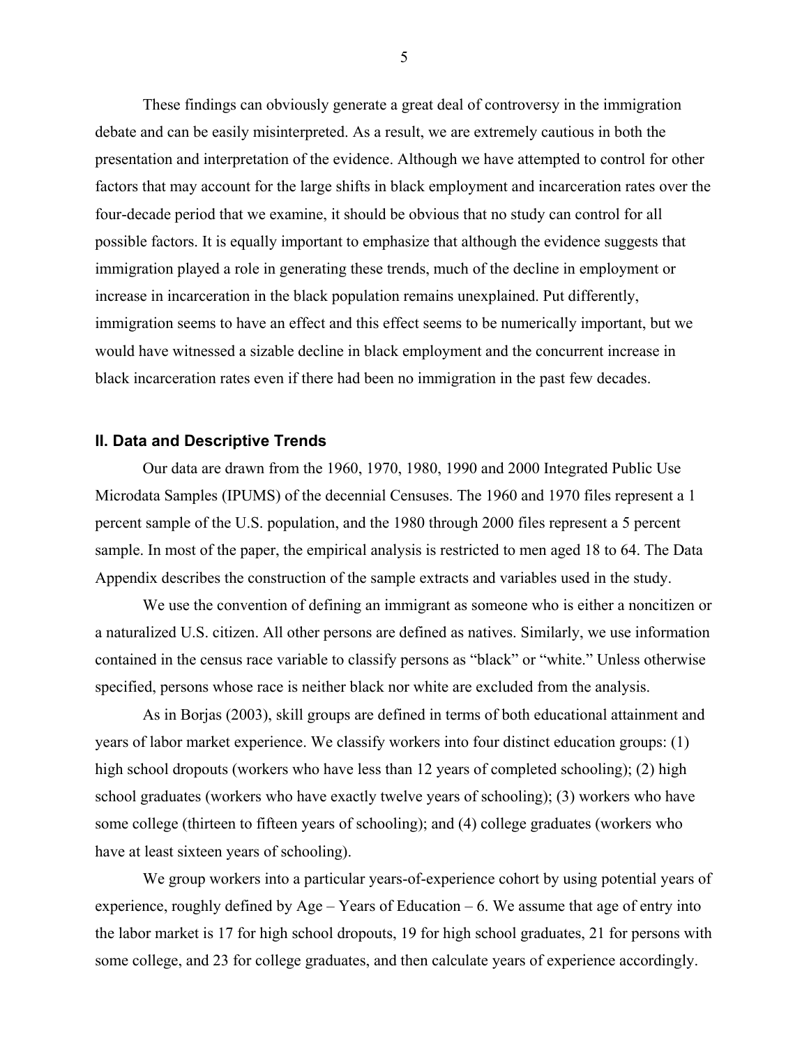These findings can obviously generate a great deal of controversy in the immigration debate and can be easily misinterpreted. As a result, we are extremely cautious in both the presentation and interpretation of the evidence. Although we have attempted to control for other factors that may account for the large shifts in black employment and incarceration rates over the four-decade period that we examine, it should be obvious that no study can control for all possible factors. It is equally important to emphasize that although the evidence suggests that immigration played a role in generating these trends, much of the decline in employment or increase in incarceration in the black population remains unexplained. Put differently, immigration seems to have an effect and this effect seems to be numerically important, but we would have witnessed a sizable decline in black employment and the concurrent increase in black incarceration rates even if there had been no immigration in the past few decades.

## II. Data and Descriptive Trends

Our data are drawn from the 1960, 1970, 1980, 1990 and 2000 Integrated Public Use Microdata Samples (IPUMS) of the decennial Censuses. The 1960 and 1970 files represent a 1 percent sample of the U.S. population, and the 1980 through 2000 files represent a 5 percent sample. In most of the paper, the empirical analysis is restricted to men aged 18 to 64. The Data Appendix describes the construction of the sample extracts and variables used in the study.

We use the convention of defining an immigrant as someone who is either a noncitizen or a naturalized U.S. citizen. All other persons are defined as natives. Similarly, we use information contained in the census race variable to classify persons as "black" or "white." Unless otherwise specified, persons whose race is neither black nor white are excluded from the analysis.

As in Borjas (2003), skill groups are defined in terms of both educational attainment and years of labor market experience. We classify workers into four distinct education groups: (1) high school dropouts (workers who have less than 12 years of completed schooling); (2) high school graduates (workers who have exactly twelve years of schooling); (3) workers who have some college (thirteen to fifteen years of schooling); and (4) college graduates (workers who have at least sixteen years of schooling).

We group workers into a particular years-of-experience cohort by using potential years of experience, roughly defined by Age – Years of Education – 6. We assume that age of entry into the labor market is 17 for high school dropouts, 19 for high school graduates, 21 for persons with some college, and 23 for college graduates, and then calculate years of experience accordingly.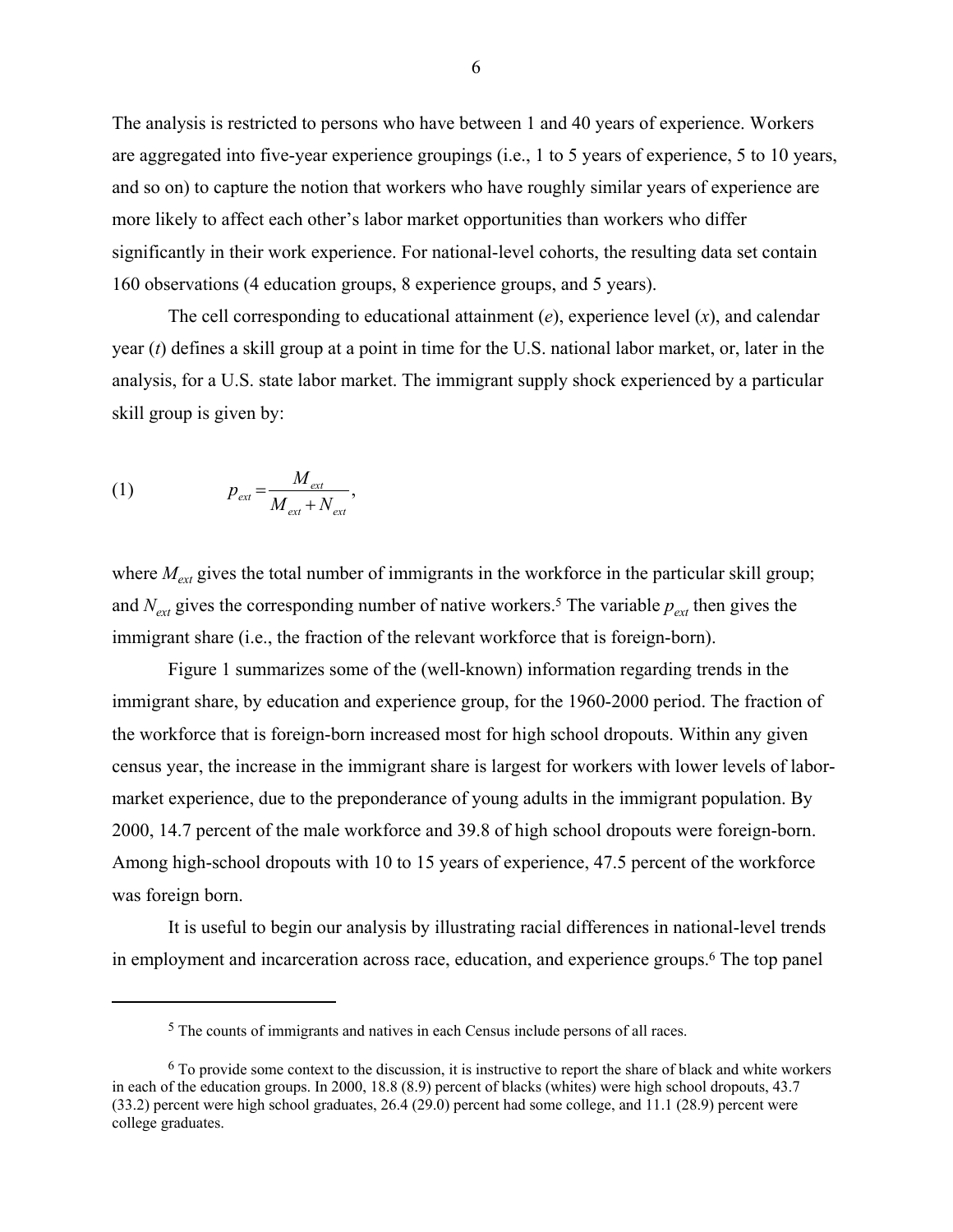The analysis is restricted to persons who have between 1 and 40 years of experience. Workers are aggregated into five-year experience groupings (i.e., 1 to 5 years of experience, 5 to 10 years, and so on) to capture the notion that workers who have roughly similar years of experience are more likely to affect each other's labor market opportunities than workers who differ significantly in their work experience. For national-level cohorts, the resulting data set contain 160 observations (4 education groups, 8 experience groups, and 5 years).

The cell corresponding to educational attainment ($e$), experience level ($x$), and calendar year ($t$) defines a skill group at a point in time for the U.S. national labor market, or, later in the analysis, for a U.S. state labor market. The immigrant supply shock experienced by a particular skill group is given by:

$$(1) \qquad p_{ext} = \frac{M_{ext}}{M_{ext} + N_{ext}},$$

where $M_{ext}$ gives the total number of immigrants in the workforce in the particular skill group; and $N_{ext}$ gives the corresponding number of native workers.[5] The variable $p_{ext}$ then gives the immigrant share (i.e., the fraction of the relevant workforce that is foreign-born).

Figure 1 summarizes some of the (well-known) information regarding trends in the immigrant share, by education and experience group, for the 1960-2000 period. The fraction of the workforce that is foreign-born increased most for high school dropouts. Within any given census year, the increase in the immigrant share is largest for workers with lower levels of labor-market experience, due to the preponderance of young adults in the immigrant population. By 2000, 14.7 percent of the male workforce and 39.8 of high school dropouts were foreign-born. Among high-school dropouts with 10 to 15 years of experience, 47.5 percent of the workforce was foreign born.

It is useful to begin our analysis by illustrating racial differences in national-level trends in employment and incarceration across race, education, and experience groups.[6] The top panel

---

[5] The counts of immigrants and natives in each Census include persons of all races.

[6] To provide some context to the discussion, it is instructive to report the share of black and white workers in each of the education groups. In 2000, 18.8 (8.9) percent of blacks (whites) were high school dropouts, 43.7 (33.2) percent were high school graduates, 26.4 (29.0) percent had some college, and 11.1 (28.9) percent were college graduates.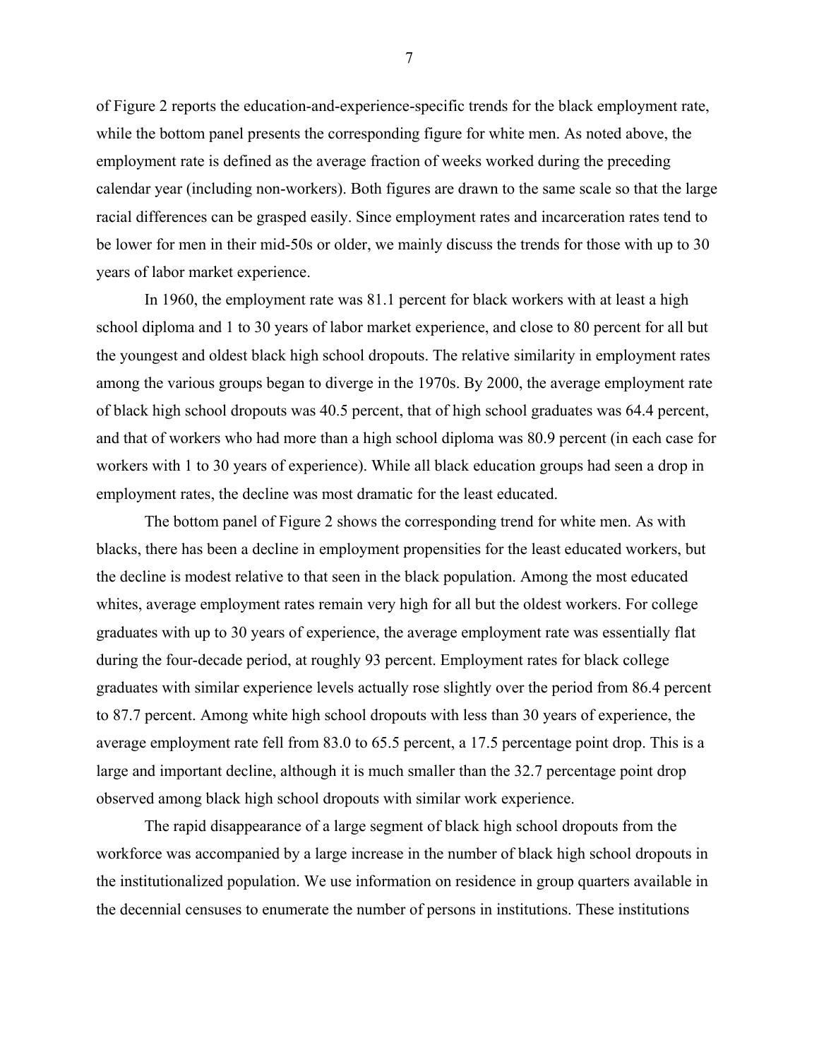of Figure 2 reports the education-and-experience-specific trends for the black employment rate, while the bottom panel presents the corresponding figure for white men. As noted above, the employment rate is defined as the average fraction of weeks worked during the preceding calendar year (including non-workers). Both figures are drawn to the same scale so that the large racial differences can be grasped easily. Since employment rates and incarceration rates tend to be lower for men in their mid-50s or older, we mainly discuss the trends for those with up to 30 years of labor market experience.

In 1960, the employment rate was 81.1 percent for black workers with at least a high school diploma and 1 to 30 years of labor market experience, and close to 80 percent for all but the youngest and oldest black high school dropouts. The relative similarity in employment rates among the various groups began to diverge in the 1970s. By 2000, the average employment rate of black high school dropouts was 40.5 percent, that of high school graduates was 64.4 percent, and that of workers who had more than a high school diploma was 80.9 percent (in each case for workers with 1 to 30 years of experience). While all black education groups had seen a drop in employment rates, the decline was most dramatic for the least educated.

The bottom panel of Figure 2 shows the corresponding trend for white men. As with blacks, there has been a decline in employment propensities for the least educated workers, but the decline is modest relative to that seen in the black population. Among the most educated whites, average employment rates remain very high for all but the oldest workers. For college graduates with up to 30 years of experience, the average employment rate was essentially flat during the four-decade period, at roughly 93 percent. Employment rates for black college graduates with similar experience levels actually rose slightly over the period from 86.4 percent to 87.7 percent. Among white high school dropouts with less than 30 years of experience, the average employment rate fell from 83.0 to 65.5 percent, a 17.5 percentage point drop. This is a large and important decline, although it is much smaller than the 32.7 percentage point drop observed among black high school dropouts with similar work experience.

The rapid disappearance of a large segment of black high school dropouts from the workforce was accompanied by a large increase in the number of black high school dropouts in the institutionalized population. We use information on residence in group quarters available in the decennial censuses to enumerate the number of persons in institutions. These institutions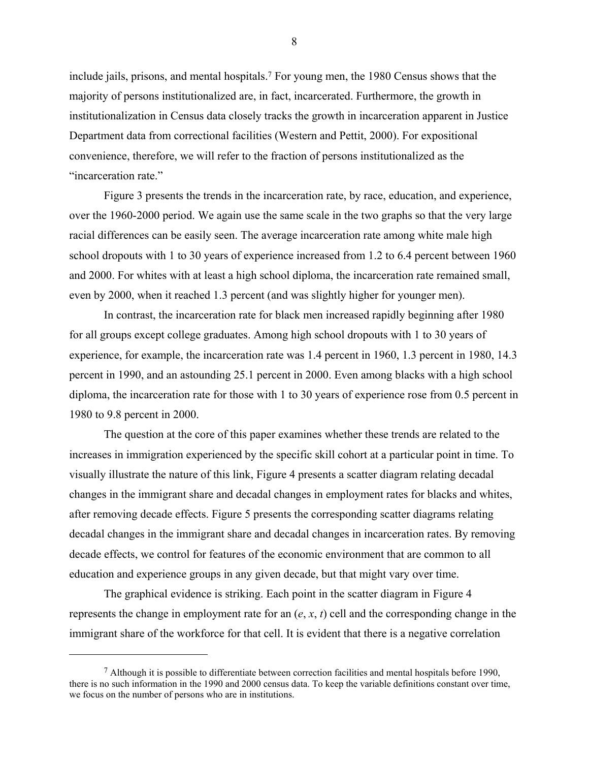include jails, prisons, and mental hospitals.[7] For young men, the 1980 Census shows that the majority of persons institutionalized are, in fact, incarcerated. Furthermore, the growth in institutionalization in Census data closely tracks the growth in incarceration apparent in Justice Department data from correctional facilities (Western and Pettit, 2000). For expositional convenience, therefore, we will refer to the fraction of persons institutionalized as the "incarceration rate."

Figure 3 presents the trends in the incarceration rate, by race, education, and experience, over the 1960-2000 period. We again use the same scale in the two graphs so that the very large racial differences can be easily seen. The average incarceration rate among white male high school dropouts with 1 to 30 years of experience increased from 1.2 to 6.4 percent between 1960 and 2000. For whites with at least a high school diploma, the incarceration rate remained small, even by 2000, when it reached 1.3 percent (and was slightly higher for younger men).

In contrast, the incarceration rate for black men increased rapidly beginning after 1980 for all groups except college graduates. Among high school dropouts with 1 to 30 years of experience, for example, the incarceration rate was 1.4 percent in 1960, 1.3 percent in 1980, 14.3 percent in 1990, and an astounding 25.1 percent in 2000. Even among blacks with a high school diploma, the incarceration rate for those with 1 to 30 years of experience rose from 0.5 percent in 1980 to 9.8 percent in 2000.

The question at the core of this paper examines whether these trends are related to the increases in immigration experienced by the specific skill cohort at a particular point in time. To visually illustrate the nature of this link, Figure 4 presents a scatter diagram relating decadal changes in the immigrant share and decadal changes in employment rates for blacks and whites, after removing decade effects. Figure 5 presents the corresponding scatter diagrams relating decadal changes in the immigrant share and decadal changes in incarceration rates. By removing decade effects, we control for features of the economic environment that are common to all education and experience groups in any given decade, but that might vary over time.

The graphical evidence is striking. Each point in the scatter diagram in Figure 4 represents the change in employment rate for an $(e, x, t)$ cell and the corresponding change in the immigrant share of the workforce for that cell. It is evident that there is a negative correlation

[7] Although it is possible to differentiate between correction facilities and mental hospitals before 1990, there is no such information in the 1990 and 2000 census data. To keep the variable definitions constant over time, we focus on the number of persons who are in institutions.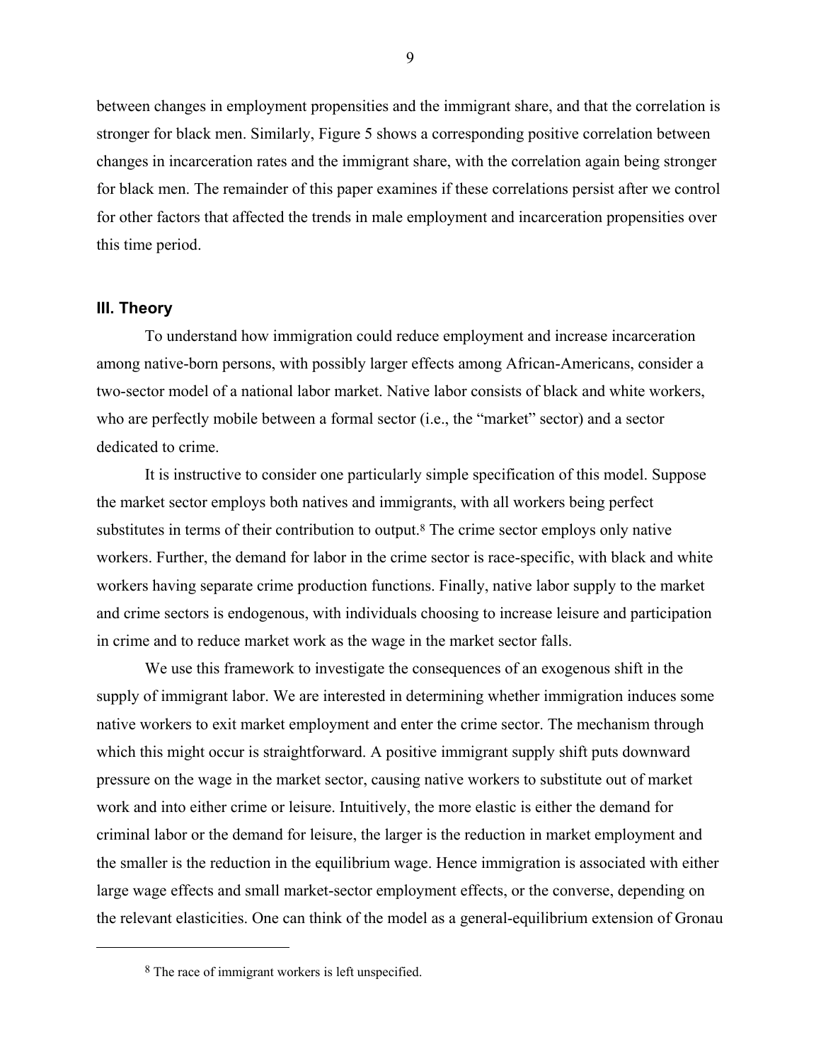between changes in employment propensities and the immigrant share, and that the correlation is stronger for black men. Similarly, Figure 5 shows a corresponding positive correlation between changes in incarceration rates and the immigrant share, with the correlation again being stronger for black men. The remainder of this paper examines if these correlations persist after we control for other factors that affected the trends in male employment and incarceration propensities over this time period.

## III. Theory

To understand how immigration could reduce employment and increase incarceration among native-born persons, with possibly larger effects among African-Americans, consider a two-sector model of a national labor market. Native labor consists of black and white workers, who are perfectly mobile between a formal sector (i.e., the "market" sector) and a sector dedicated to crime.

It is instructive to consider one particularly simple specification of this model. Suppose the market sector employs both natives and immigrants, with all workers being perfect substitutes in terms of their contribution to output.[8] The crime sector employs only native workers. Further, the demand for labor in the crime sector is race-specific, with black and white workers having separate crime production functions. Finally, native labor supply to the market and crime sectors is endogenous, with individuals choosing to increase leisure and participation in crime and to reduce market work as the wage in the market sector falls.

We use this framework to investigate the consequences of an exogenous shift in the supply of immigrant labor. We are interested in determining whether immigration induces some native workers to exit market employment and enter the crime sector. The mechanism through which this might occur is straightforward. A positive immigrant supply shift puts downward pressure on the wage in the market sector, causing native workers to substitute out of market work and into either crime or leisure. Intuitively, the more elastic is either the demand for criminal labor or the demand for leisure, the larger is the reduction in market employment and the smaller is the reduction in the equilibrium wage. Hence immigration is associated with either large wage effects and small market-sector employment effects, or the converse, depending on the relevant elasticities. One can think of the model as a general-equilibrium extension of Gronau

[8] The race of immigrant workers is left unspecified.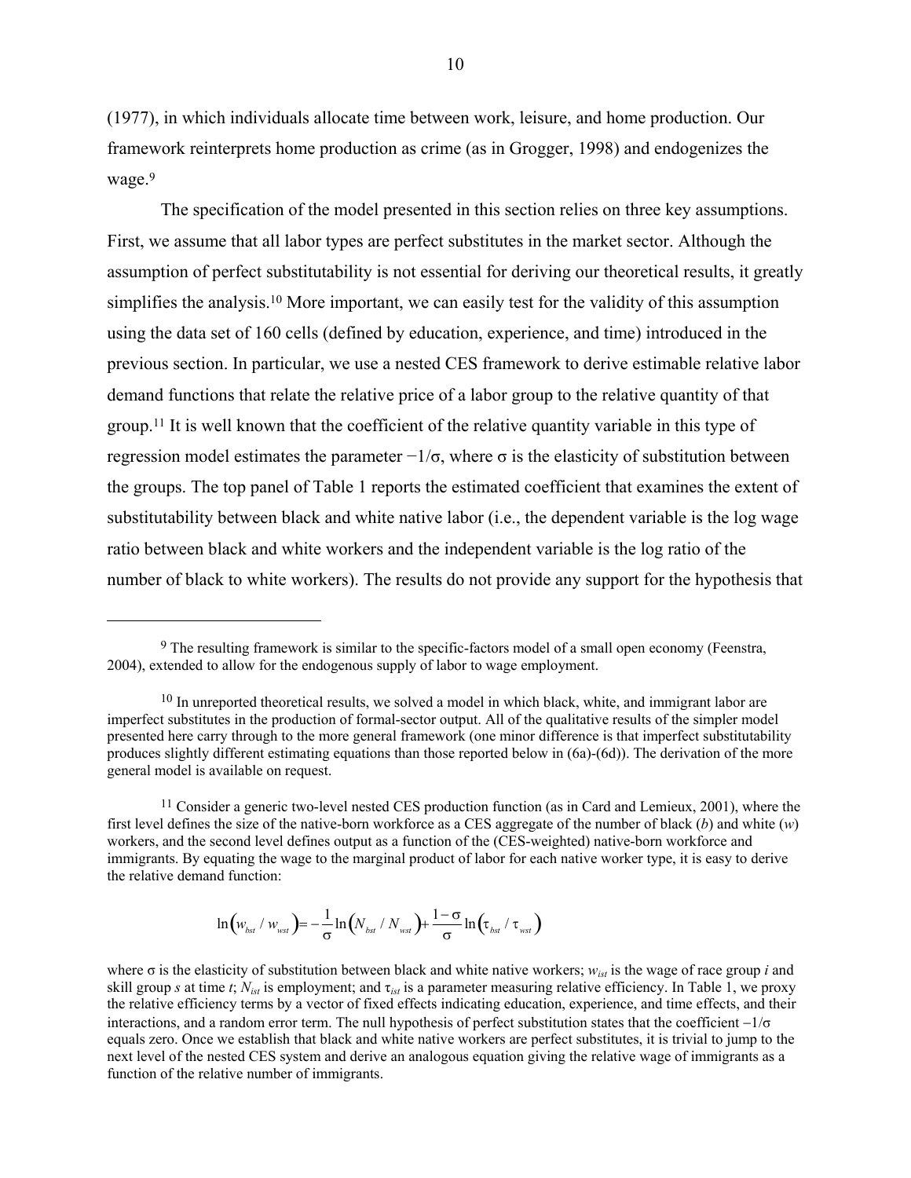(1977), in which individuals allocate time between work, leisure, and home production. Our framework reinterprets home production as crime (as in Grogger, 1998) and endogenizes the wage.[9]

The specification of the model presented in this section relies on three key assumptions. First, we assume that all labor types are perfect substitutes in the market sector. Although the assumption of perfect substitutability is not essential for deriving our theoretical results, it greatly simplifies the analysis.[10] More important, we can easily test for the validity of this assumption using the data set of 160 cells (defined by education, experience, and time) introduced in the previous section. In particular, we use a nested CES framework to derive estimable relative labor demand functions that relate the relative price of a labor group to the relative quantity of that group.[11] It is well known that the coefficient of the relative quantity variable in this type of regression model estimates the parameter $-1/\sigma$, where $\sigma$ is the elasticity of substitution between the groups. The top panel of Table 1 reports the estimated coefficient that examines the extent of substitutability between black and white native labor (i.e., the dependent variable is the log wage ratio between black and white workers and the independent variable is the log ratio of the number of black to white workers). The results do not provide any support for the hypothesis that

---

[9] The resulting framework is similar to the specific-factors model of a small open economy (Feenstra, 2004), extended to allow for the endogenous supply of labor to wage employment.

[10] In unreported theoretical results, we solved a model in which black, white, and immigrant labor are imperfect substitutes in the production of formal-sector output. All of the qualitative results of the simpler model presented here carry through to the more general framework (one minor difference is that imperfect substitutability produces slightly different estimating equations than those reported below in (6a)-(6d)). The derivation of the more general model is available on request.

[11] Consider a generic two-level nested CES production function (as in Card and Lemieux, 2001), where the first level defines the size of the native-born workforce as a CES aggregate of the number of black ($b$) and white ($w$) workers, and the second level defines output as a function of the (CES-weighted) native-born workforce and immigrants. By equating the wage to the marginal product of labor for each native worker type, it is easy to derive the relative demand function:

$$\ln\left(w_{bst} / w_{wst}\right) = -\frac{1}{\sigma}\ln\left(N_{bst} / N_{wst}\right) + \frac{1-\sigma}{\sigma}\ln\left(\tau_{bst} / \tau_{wst}\right)$$

where $\sigma$ is the elasticity of substitution between black and white native workers; $w_{ist}$ is the wage of race group $i$ and skill group $s$ at time $t$; $N_{ist}$ is employment; and $\tau_{ist}$ is a parameter measuring relative efficiency. In Table 1, we proxy the relative efficiency terms by a vector of fixed effects indicating education, experience, and time effects, and their interactions, and a random error term. The null hypothesis of perfect substitution states that the coefficient $-1/\sigma$ equals zero. Once we establish that black and white native workers are perfect substitutes, it is trivial to jump to the next level of the nested CES system and derive an analogous equation giving the relative wage of immigrants as a function of the relative number of immigrants.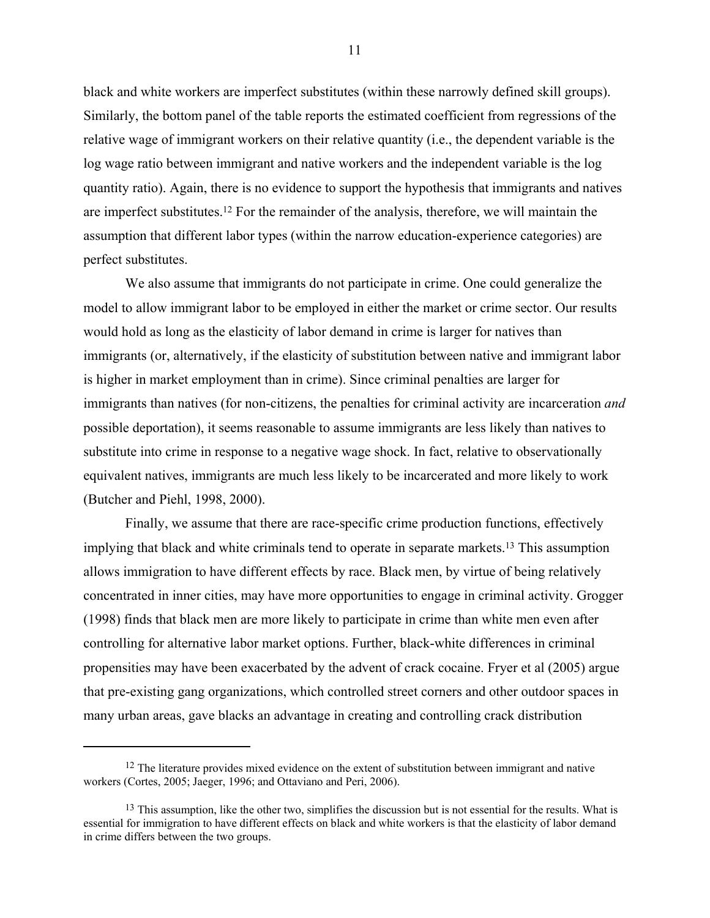black and white workers are imperfect substitutes (within these narrowly defined skill groups). Similarly, the bottom panel of the table reports the estimated coefficient from regressions of the relative wage of immigrant workers on their relative quantity (i.e., the dependent variable is the log wage ratio between immigrant and native workers and the independent variable is the log quantity ratio). Again, there is no evidence to support the hypothesis that immigrants and natives are imperfect substitutes.[12] For the remainder of the analysis, therefore, we will maintain the assumption that different labor types (within the narrow education-experience categories) are perfect substitutes.

We also assume that immigrants do not participate in crime. One could generalize the model to allow immigrant labor to be employed in either the market or crime sector. Our results would hold as long as the elasticity of labor demand in crime is larger for natives than immigrants (or, alternatively, if the elasticity of substitution between native and immigrant labor is higher in market employment than in crime). Since criminal penalties are larger for immigrants than natives (for non-citizens, the penalties for criminal activity are incarceration *and* possible deportation), it seems reasonable to assume immigrants are less likely than natives to substitute into crime in response to a negative wage shock. In fact, relative to observationally equivalent natives, immigrants are much less likely to be incarcerated and more likely to work (Butcher and Piehl, 1998, 2000).

Finally, we assume that there are race-specific crime production functions, effectively implying that black and white criminals tend to operate in separate markets.[13] This assumption allows immigration to have different effects by race. Black men, by virtue of being relatively concentrated in inner cities, may have more opportunities to engage in criminal activity. Grogger (1998) finds that black men are more likely to participate in crime than white men even after controlling for alternative labor market options. Further, black-white differences in criminal propensities may have been exacerbated by the advent of crack cocaine. Fryer et al (2005) argue that pre-existing gang organizations, which controlled street corners and other outdoor spaces in many urban areas, gave blacks an advantage in creating and controlling crack distribution

[12] The literature provides mixed evidence on the extent of substitution between immigrant and native workers (Cortes, 2005; Jaeger, 1996; and Ottaviano and Peri, 2006).

[13] This assumption, like the other two, simplifies the discussion but is not essential for the results. What is essential for immigration to have different effects on black and white workers is that the elasticity of labor demand in crime differs between the two groups.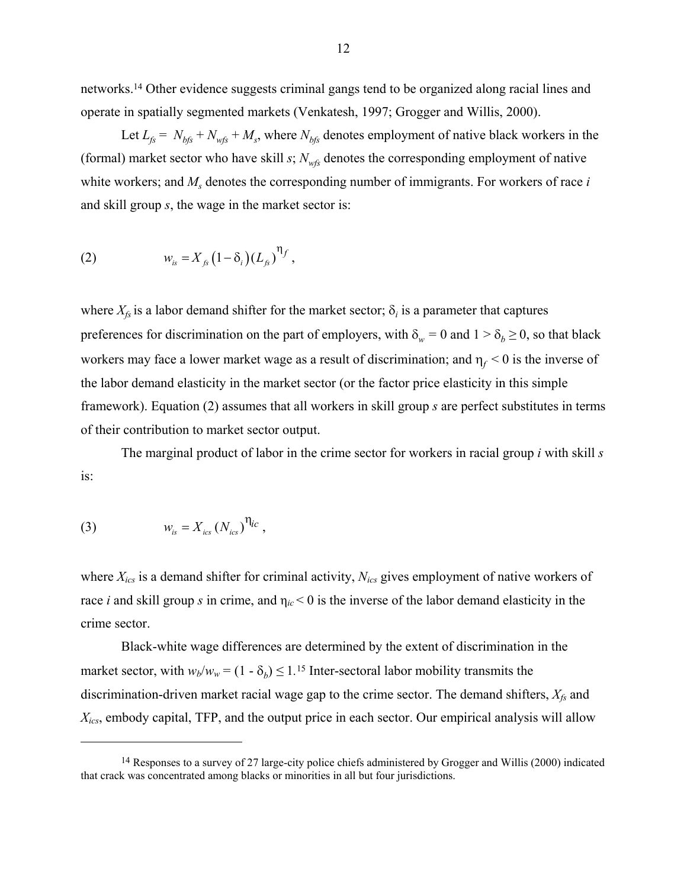networks.[14] Other evidence suggests criminal gangs tend to be organized along racial lines and operate in spatially segmented markets (Venkatesh, 1997; Grogger and Willis, 2000).

Let $L_{fs} = N_{bfs} + N_{wfs} + M_s$, where $N_{bfs}$ denotes employment of native black workers in the (formal) market sector who have skill $s$; $N_{wfs}$ denotes the corresponding employment of native white workers; and $M_s$ denotes the corresponding number of immigrants. For workers of race $i$ and skill group $s$, the wage in the market sector is:

$$w_{is} = X_{fs}\left(1-\delta_i\right)\left(L_{fs}\right)^{\eta_f}, \tag{2}$$

where $X_{fs}$ is a labor demand shifter for the market sector; $\delta_i$ is a parameter that captures preferences for discrimination on the part of employers, with $\delta_w = 0$ and $1 > \delta_b \geq 0$, so that black workers may face a lower market wage as a result of discrimination; and $\eta_f < 0$ is the inverse of the labor demand elasticity in the market sector (or the factor price elasticity in this simple framework). Equation (2) assumes that all workers in skill group $s$ are perfect substitutes in terms of their contribution to market sector output.

The marginal product of labor in the crime sector for workers in racial group $i$ with skill $s$ is:

$$w_{is} = X_{ics}\left(N_{ics}\right)^{\eta_{ic}}, \tag{3}$$

where $X_{ics}$ is a demand shifter for criminal activity, $N_{ics}$ gives employment of native workers of race $i$ and skill group $s$ in crime, and $\eta_{ic} < 0$ is the inverse of the labor demand elasticity in the crime sector.

Black-white wage differences are determined by the extent of discrimination in the market sector, with $w_b/w_w = (1 - \delta_b) \leq 1$.[15] Inter-sectoral labor mobility transmits the discrimination-driven market racial wage gap to the crime sector. The demand shifters, $X_{fs}$ and $X_{ics}$, embody capital, TFP, and the output price in each sector. Our empirical analysis will allow

[14] Responses to a survey of 27 large-city police chiefs administered by Grogger and Willis (2000) indicated that crack was concentrated among blacks or minorities in all but four jurisdictions.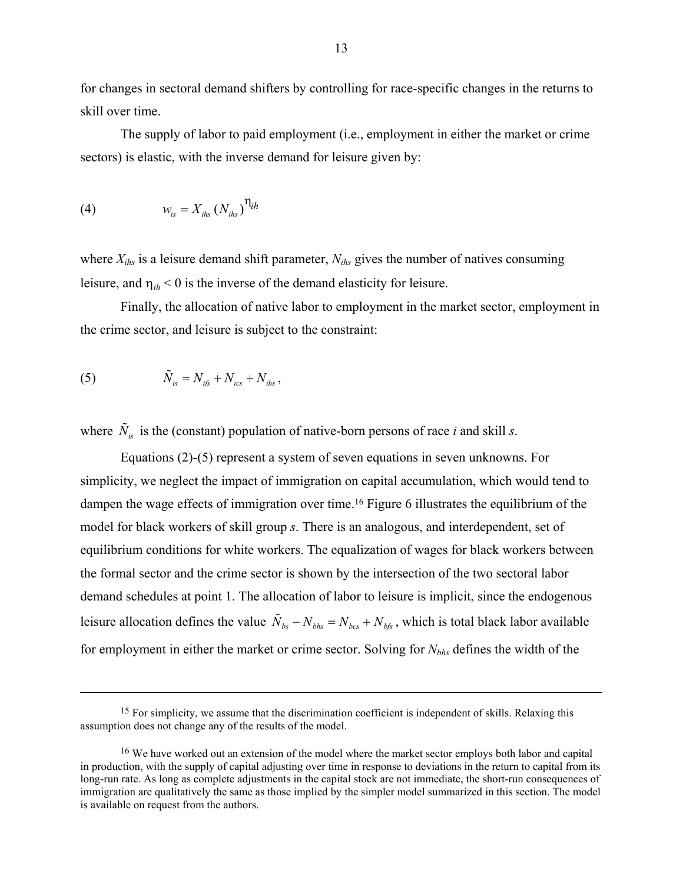for changes in sectoral demand shifters by controlling for race-specific changes in the returns to skill over time.

The supply of labor to paid employment (i.e., employment in either the market or crime sectors) is elastic, with the inverse demand for leisure given by:

$$(4) \qquad w_{is} = X_{ihs} \, (N_{ihs})^{\eta_{ih}}$$

where $X_{ihs}$ is a leisure demand shift parameter, $N_{ihs}$ gives the number of natives consuming leisure, and $\eta_{ih} < 0$ is the inverse of the demand elasticity for leisure.

Finally, the allocation of native labor to employment in the market sector, employment in the crime sector, and leisure is subject to the constraint:

$$(5) \qquad \tilde{N}_{is} = N_{ifs} + N_{ics} + N_{ihs},$$

where $\tilde{N}_{is}$ is the (constant) population of native-born persons of race *i* and skill *s*.

Equations (2)-(5) represent a system of seven equations in seven unknowns. For simplicity, we neglect the impact of immigration on capital accumulation, which would tend to dampen the wage effects of immigration over time.[16] Figure 6 illustrates the equilibrium of the model for black workers of skill group *s*. There is an analogous, and interdependent, set of equilibrium conditions for white workers. The equalization of wages for black workers between the formal sector and the crime sector is shown by the intersection of the two sectoral labor demand schedules at point 1. The allocation of labor to leisure is implicit, since the endogenous leisure allocation defines the value $\tilde{N}_{bs} - N_{bhs} = N_{bcs} + N_{bfs}$, which is total black labor available for employment in either the market or crime sector. Solving for $N_{bhs}$ defines the width of the

---

[15] For simplicity, we assume that the discrimination coefficient is independent of skills. Relaxing this assumption does not change any of the results of the model.

[16] We have worked out an extension of the model where the market sector employs both labor and capital in production, with the supply of capital adjusting over time in response to deviations in the return to capital from its long-run rate. As long as complete adjustments in the capital stock are not immediate, the short-run consequences of immigration are qualitatively the same as those implied by the simpler model summarized in this section. The model is available on request from the authors.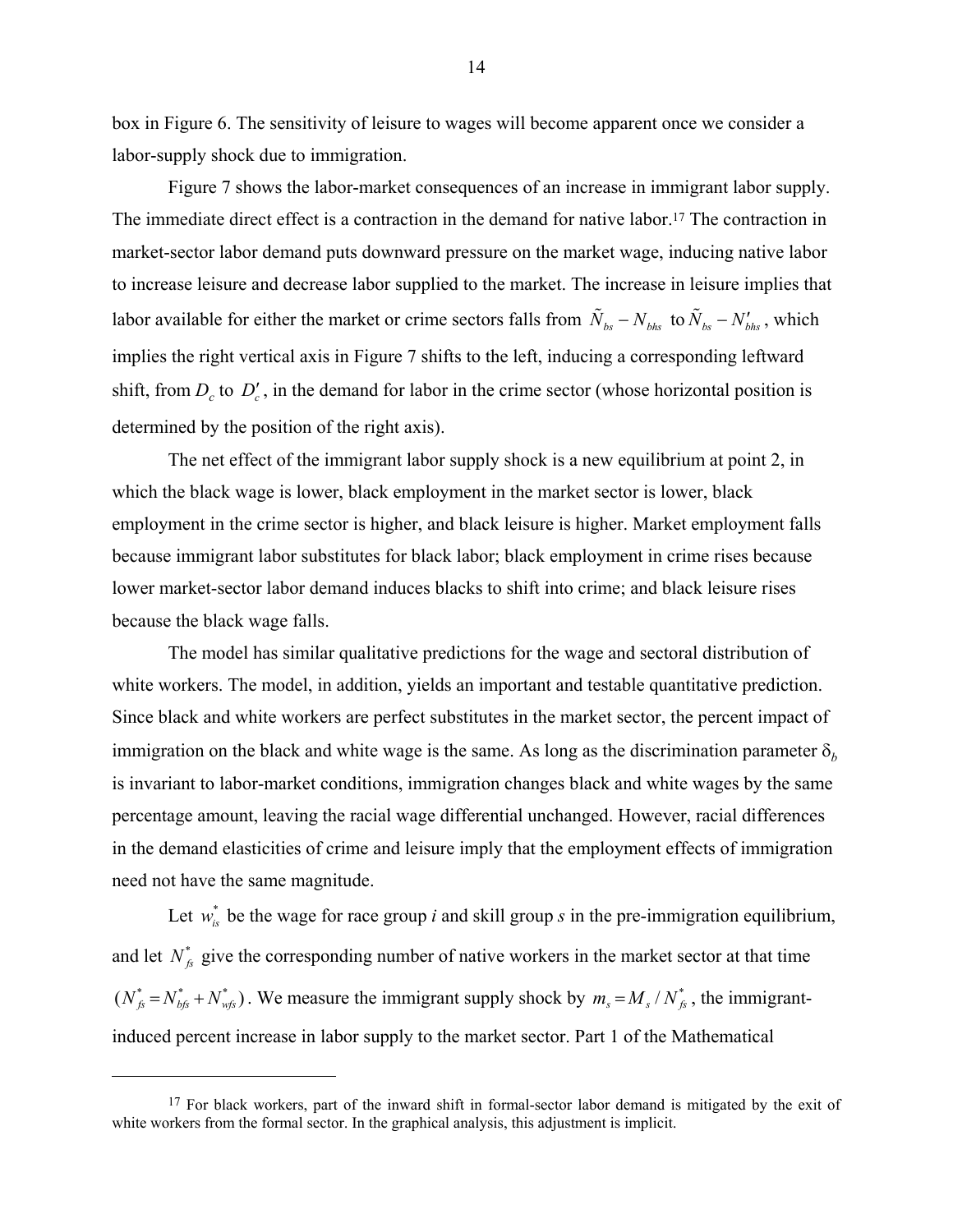box in Figure 6. The sensitivity of leisure to wages will become apparent once we consider a labor-supply shock due to immigration.

Figure 7 shows the labor-market consequences of an increase in immigrant labor supply. The immediate direct effect is a contraction in the demand for native labor.[17] The contraction in market-sector labor demand puts downward pressure on the market wage, inducing native labor to increase leisure and decrease labor supplied to the market. The increase in leisure implies that labor available for either the market or crime sectors falls from $\tilde{N}_{bs} - N_{bhs}$ to $\tilde{N}_{bs} - N'_{bhs}$, which implies the right vertical axis in Figure 7 shifts to the left, inducing a corresponding leftward shift, from $D_c$ to $D'_c$, in the demand for labor in the crime sector (whose horizontal position is determined by the position of the right axis).

The net effect of the immigrant labor supply shock is a new equilibrium at point 2, in which the black wage is lower, black employment in the market sector is lower, black employment in the crime sector is higher, and black leisure is higher. Market employment falls because immigrant labor substitutes for black labor; black employment in crime rises because lower market-sector labor demand induces blacks to shift into crime; and black leisure rises because the black wage falls.

The model has similar qualitative predictions for the wage and sectoral distribution of white workers. The model, in addition, yields an important and testable quantitative prediction. Since black and white workers are perfect substitutes in the market sector, the percent impact of immigration on the black and white wage is the same. As long as the discrimination parameter $\delta_b$ is invariant to labor-market conditions, immigration changes black and white wages by the same percentage amount, leaving the racial wage differential unchanged. However, racial differences in the demand elasticities of crime and leisure imply that the employment effects of immigration need not have the same magnitude.

Let $w^*_{is}$ be the wage for race group *i* and skill group *s* in the pre-immigration equilibrium, and let $N^*_{fs}$ give the corresponding number of native workers in the market sector at that time $(N^*_{fs} = N^*_{bfs} + N^*_{wfs})$. We measure the immigrant supply shock by $m_s = M_s / N^*_{fs}$, the immigrant-induced percent increase in labor supply to the market sector. Part 1 of the Mathematical

[17] For black workers, part of the inward shift in formal-sector labor demand is mitigated by the exit of white workers from the formal sector. In the graphical analysis, this adjustment is implicit.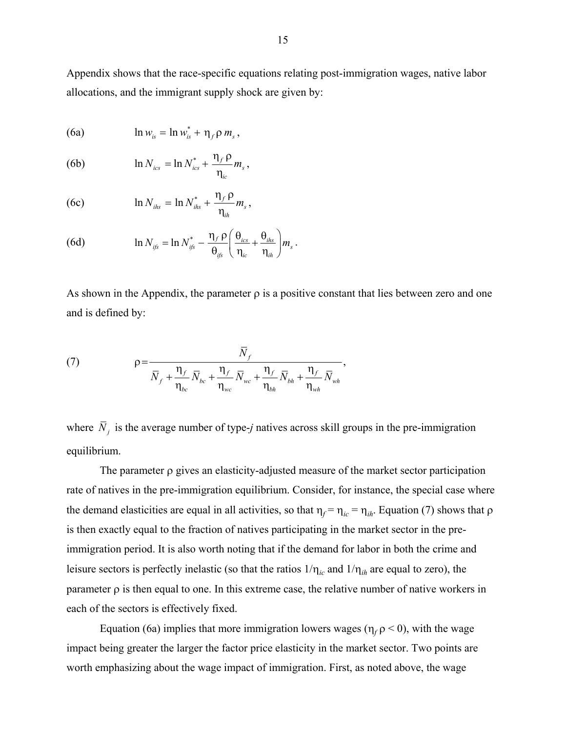Appendix shows that the race-specific equations relating post-immigration wages, native labor allocations, and the immigrant supply shock are given by:

$$\text{(6a)} \qquad \ln w_{is} = \ln w_{is}^{*} + \eta_f \, \rho \, m_s ,$$

$$\text{(6b)} \qquad \ln N_{ics} = \ln N_{ics}^{*} + \frac{\eta_f \, \rho}{\eta_{ic}} m_s ,$$

$$\text{(6c)} \qquad \ln N_{ihs} = \ln N_{ihs}^{*} + \frac{\eta_f \, \rho}{\eta_{ih}} m_s ,$$

$$\text{(6d)} \qquad \ln N_{ifs} = \ln N_{ifs}^{*} - \frac{\eta_f \, \rho}{\theta_{ifs}} \left( \frac{\theta_{ics}}{\eta_{ic}} + \frac{\theta_{ihs}}{\eta_{ih}} \right) m_s .$$

As shown in the Appendix, the parameter $\rho$ is a positive constant that lies between zero and one and is defined by:

$$\text{(7)} \qquad \rho = \frac{\bar{N}_f}{\bar{N}_f + \frac{\eta_f}{\eta_{bc}} \bar{N}_{bc} + \frac{\eta_f}{\eta_{wc}} \bar{N}_{wc} + \frac{\eta_f}{\eta_{bh}} \bar{N}_{bh} + \frac{\eta_f}{\eta_{wh}} \bar{N}_{wh}},$$

where $\bar{N}_j$ is the average number of type-*j* natives across skill groups in the pre-immigration equilibrium.

The parameter $\rho$ gives an elasticity-adjusted measure of the market sector participation rate of natives in the pre-immigration equilibrium. Consider, for instance, the special case where the demand elasticities are equal in all activities, so that $\eta_f = \eta_{ic} = \eta_{ih}$. Equation (7) shows that $\rho$ is then exactly equal to the fraction of natives participating in the market sector in the pre-immigration period. It is also worth noting that if the demand for labor in both the crime and leisure sectors is perfectly inelastic (so that the ratios $1/\eta_{ic}$ and $1/\eta_{ih}$ are equal to zero), the parameter $\rho$ is then equal to one. In this extreme case, the relative number of native workers in each of the sectors is effectively fixed.

Equation (6a) implies that more immigration lowers wages ($\eta_f \, \rho < 0$), with the wage impact being greater the larger the factor price elasticity in the market sector. Two points are worth emphasizing about the wage impact of immigration. First, as noted above, the wage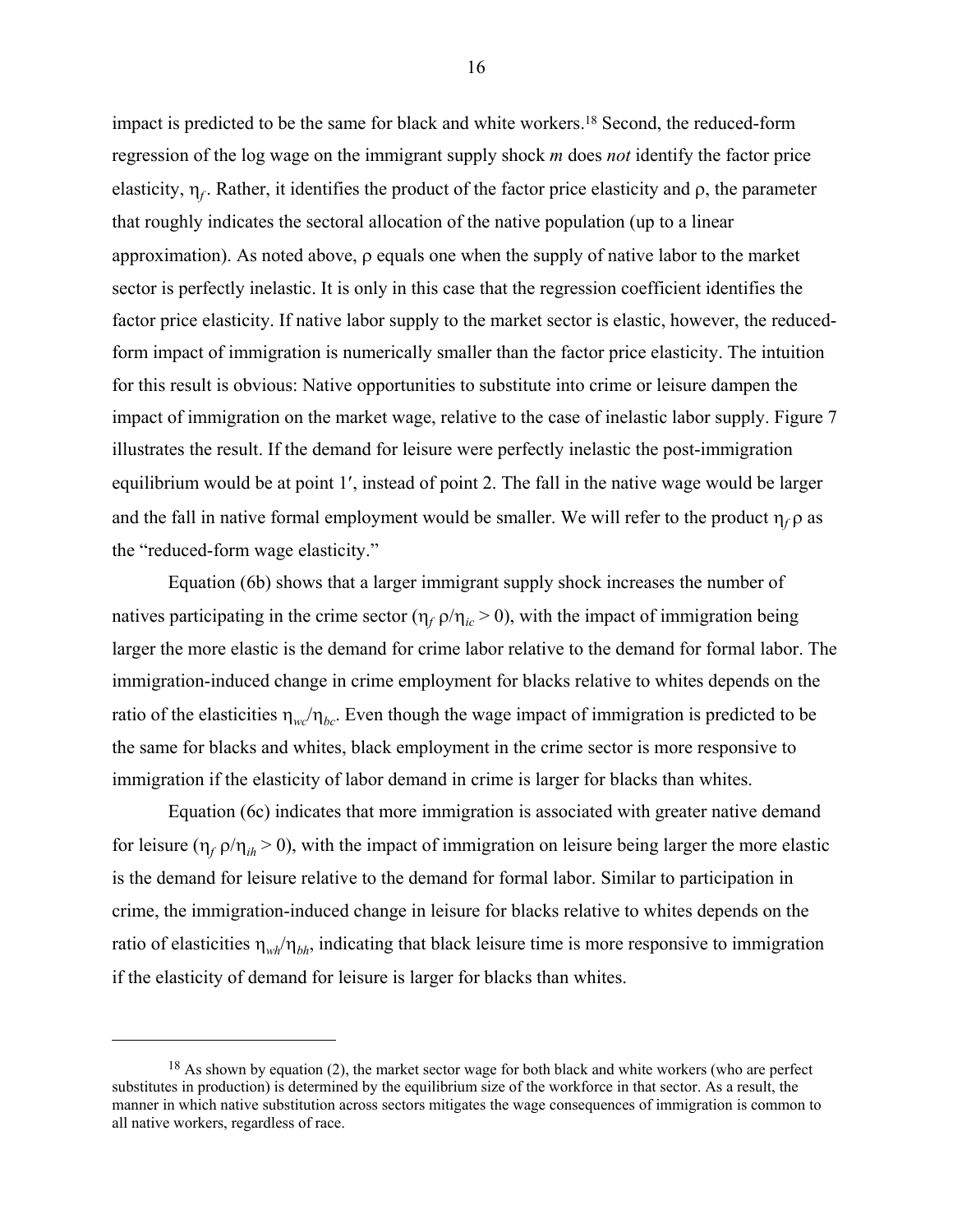impact is predicted to be the same for black and white workers.[18] Second, the reduced-form regression of the log wage on the immigrant supply shock $m$ does *not* identify the factor price elasticity, $\eta_f$. Rather, it identifies the product of the factor price elasticity and $\rho$, the parameter that roughly indicates the sectoral allocation of the native population (up to a linear approximation). As noted above, $\rho$ equals one when the supply of native labor to the market sector is perfectly inelastic. It is only in this case that the regression coefficient identifies the factor price elasticity. If native labor supply to the market sector is elastic, however, the reduced-form impact of immigration is numerically smaller than the factor price elasticity. The intuition for this result is obvious: Native opportunities to substitute into crime or leisure dampen the impact of immigration on the market wage, relative to the case of inelastic labor supply. Figure 7 illustrates the result. If the demand for leisure were perfectly inelastic the post-immigration equilibrium would be at point 1′, instead of point 2. The fall in the native wage would be larger and the fall in native formal employment would be smaller. We will refer to the product $\eta_f \rho$ as the "reduced-form wage elasticity."

Equation (6b) shows that a larger immigrant supply shock increases the number of natives participating in the crime sector ($\eta_f \rho / \eta_{ic} > 0$), with the impact of immigration being larger the more elastic is the demand for crime labor relative to the demand for formal labor. The immigration-induced change in crime employment for blacks relative to whites depends on the ratio of the elasticities $\eta_{wc}/\eta_{bc}$. Even though the wage impact of immigration is predicted to be the same for blacks and whites, black employment in the crime sector is more responsive to immigration if the elasticity of labor demand in crime is larger for blacks than whites.

Equation (6c) indicates that more immigration is associated with greater native demand for leisure ($\eta_f \rho / \eta_{ih} > 0$), with the impact of immigration on leisure being larger the more elastic is the demand for leisure relative to the demand for formal labor. Similar to participation in crime, the immigration-induced change in leisure for blacks relative to whites depends on the ratio of elasticities $\eta_{wh}/\eta_{bh}$, indicating that black leisure time is more responsive to immigration if the elasticity of demand for leisure is larger for blacks than whites.

---

[18] As shown by equation (2), the market sector wage for both black and white workers (who are perfect substitutes in production) is determined by the equilibrium size of the workforce in that sector. As a result, the manner in which native substitution across sectors mitigates the wage consequences of immigration is common to all native workers, regardless of race.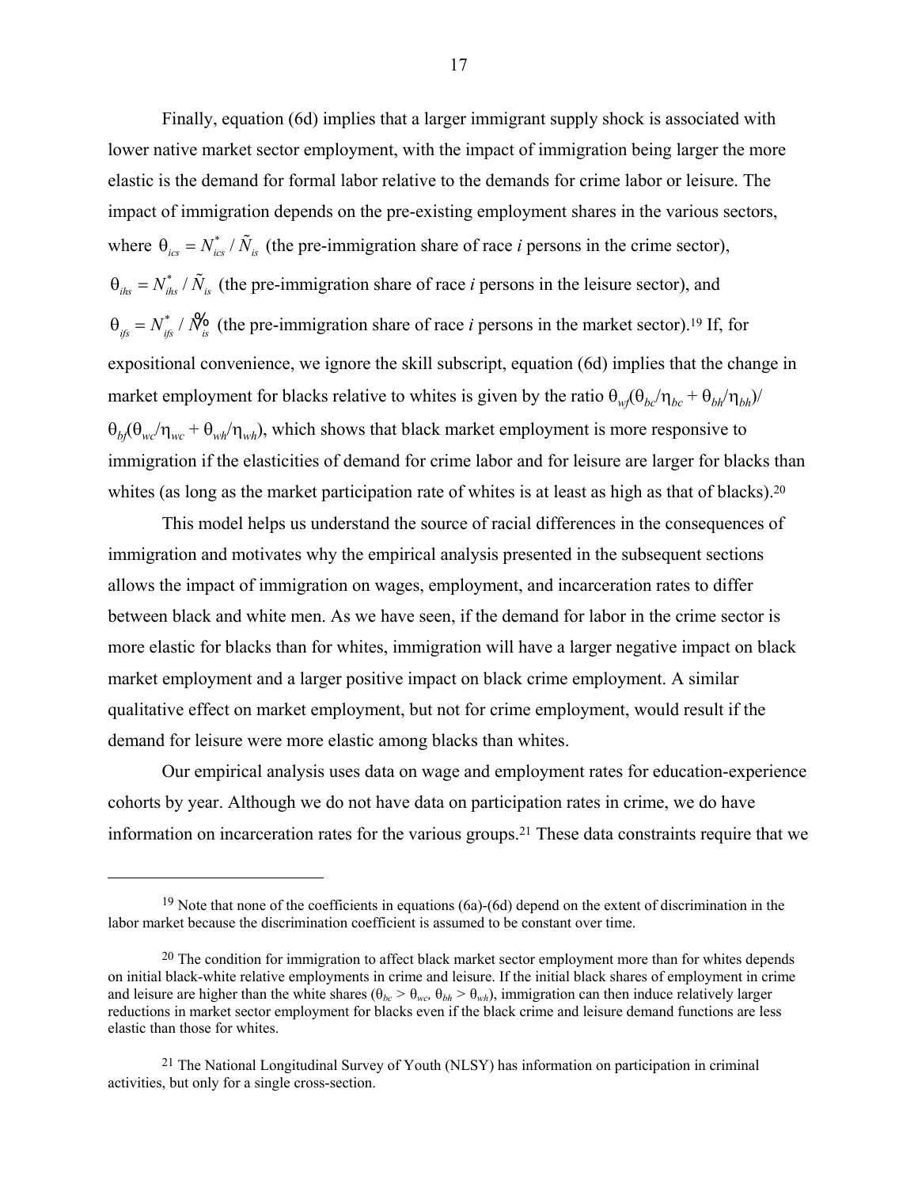Finally, equation (6d) implies that a larger immigrant supply shock is associated with lower native market sector employment, with the impact of immigration being larger the more elastic is the demand for formal labor relative to the demands for crime labor or leisure. The impact of immigration depends on the pre-existing employment shares in the various sectors, where $\theta_{ics} = N^*_{ics} / \tilde{N}_{is}$ (the pre-immigration share of race *i* persons in the crime sector), $\theta_{ihs} = N^*_{ihs} / \tilde{N}_{is}$ (the pre-immigration share of race *i* persons in the leisure sector), and $\theta_{ifs} = N^*_{ifs} / \tilde{N}_{is}$ (the pre-immigration share of race *i* persons in the market sector).[19] If, for expositional convenience, we ignore the skill subscript, equation (6d) implies that the change in market employment for blacks relative to whites is given by the ratio $\theta_{wf}(\theta_{bc}/\eta_{bc} + \theta_{bh}/\eta_{bh})/\theta_{bf}(\theta_{wc}/\eta_{wc} + \theta_{wh}/\eta_{wh})$, which shows that black market employment is more responsive to immigration if the elasticities of demand for crime labor and for leisure are larger for blacks than whites (as long as the market participation rate of whites is at least as high as that of blacks).[20]

This model helps us understand the source of racial differences in the consequences of immigration and motivates why the empirical analysis presented in the subsequent sections allows the impact of immigration on wages, employment, and incarceration rates to differ between black and white men. As we have seen, if the demand for labor in the crime sector is more elastic for blacks than for whites, immigration will have a larger negative impact on black market employment and a larger positive impact on black crime employment. A similar qualitative effect on market employment, but not for crime employment, would result if the demand for leisure were more elastic among blacks than whites.

Our empirical analysis uses data on wage and employment rates for education-experience cohorts by year. Although we do not have data on participation rates in crime, we do have information on incarceration rates for the various groups.[21] These data constraints require that we

---

[19] Note that none of the coefficients in equations (6a)-(6d) depend on the extent of discrimination in the labor market because the discrimination coefficient is assumed to be constant over time.

[20] The condition for immigration to affect black market sector employment more than for whites depends on initial black-white relative employments in crime and leisure. If the initial black shares of employment in crime and leisure are higher than the white shares ($\theta_{bc} > \theta_{wc}$, $\theta_{bh} > \theta_{wh}$), immigration can then induce relatively larger reductions in market sector employment for blacks even if the black crime and leisure demand functions are less elastic than those for whites.

[21] The National Longitudinal Survey of Youth (NLSY) has information on participation in criminal activities, but only for a single cross-section.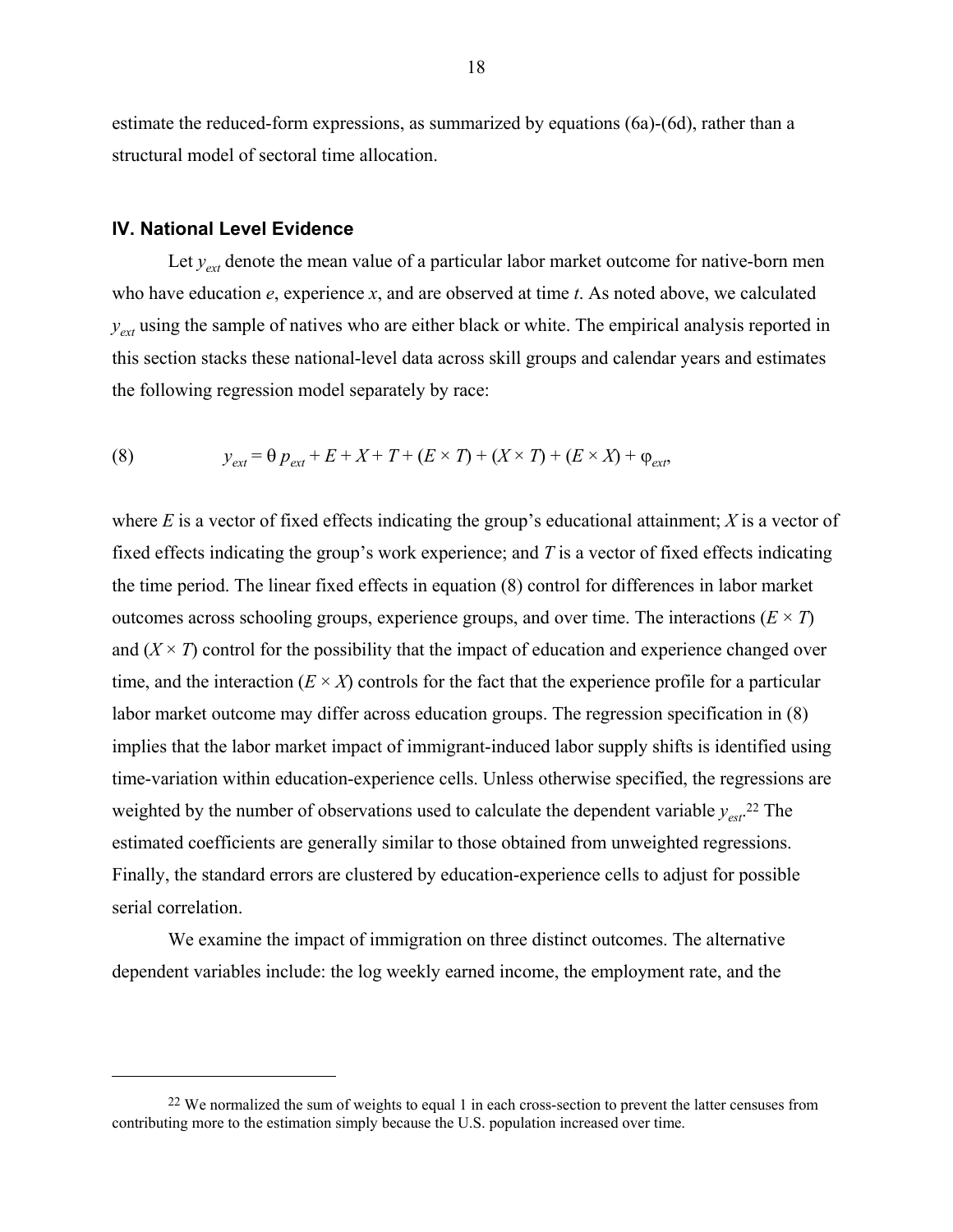estimate the reduced-form expressions, as summarized by equations (6a)-(6d), rather than a structural model of sectoral time allocation.

## IV. National Level Evidence

Let $y_{ext}$ denote the mean value of a particular labor market outcome for native-born men who have education $e$, experience $x$, and are observed at time $t$. As noted above, we calculated $y_{ext}$ using the sample of natives who are either black or white. The empirical analysis reported in this section stacks these national-level data across skill groups and calendar years and estimates the following regression model separately by race:

$$(8) \qquad y_{ext} = \theta\, p_{ext} + E + X + T + (E \times T) + (X \times T) + (E \times X) + \varphi_{ext},$$

where $E$ is a vector of fixed effects indicating the group's educational attainment; $X$ is a vector of fixed effects indicating the group's work experience; and $T$ is a vector of fixed effects indicating the time period. The linear fixed effects in equation (8) control for differences in labor market outcomes across schooling groups, experience groups, and over time. The interactions $(E \times T)$ and $(X \times T)$ control for the possibility that the impact of education and experience changed over time, and the interaction $(E \times X)$ controls for the fact that the experience profile for a particular labor market outcome may differ across education groups. The regression specification in (8) implies that the labor market impact of immigrant-induced labor supply shifts is identified using time-variation within education-experience cells. Unless otherwise specified, the regressions are weighted by the number of observations used to calculate the dependent variable $y_{est}$.[22] The estimated coefficients are generally similar to those obtained from unweighted regressions. Finally, the standard errors are clustered by education-experience cells to adjust for possible serial correlation.

We examine the impact of immigration on three distinct outcomes. The alternative dependent variables include: the log weekly earned income, the employment rate, and the

[22] We normalized the sum of weights to equal 1 in each cross-section to prevent the latter censuses from contributing more to the estimation simply because the U.S. population increased over time.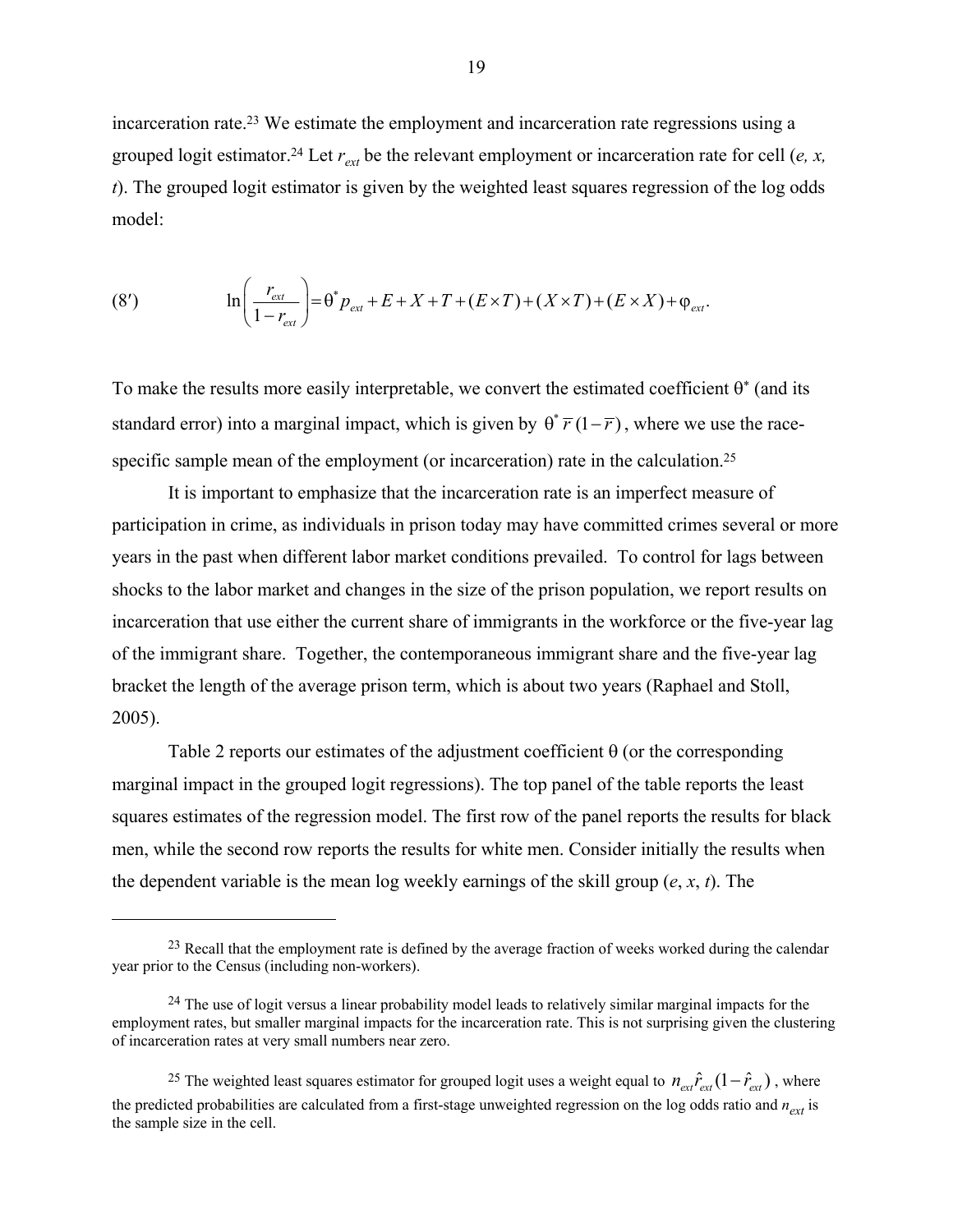incarceration rate.[23] We estimate the employment and incarceration rate regressions using a grouped logit estimator.[24] Let $r_{ext}$ be the relevant employment or incarceration rate for cell (*e, x, t*). The grouped logit estimator is given by the weighted least squares regression of the log odds model:

$$\text{(8}'\text{)} \qquad \ln\left(\frac{r_{ext}}{1-r_{ext}}\right) = \theta^* p_{ext} + E + X + T + (E \times T) + (X \times T) + (E \times X) + \varphi_{ext}.$$

To make the results more easily interpretable, we convert the estimated coefficient $\theta^*$ (and its standard error) into a marginal impact, which is given by $\theta^* \bar{r}(1-\bar{r})$, where we use the race-specific sample mean of the employment (or incarceration) rate in the calculation.[25]

It is important to emphasize that the incarceration rate is an imperfect measure of participation in crime, as individuals in prison today may have committed crimes several or more years in the past when different labor market conditions prevailed. To control for lags between shocks to the labor market and changes in the size of the prison population, we report results on incarceration that use either the current share of immigrants in the workforce or the five-year lag of the immigrant share. Together, the contemporaneous immigrant share and the five-year lag bracket the length of the average prison term, which is about two years (Raphael and Stoll, 2005).

Table 2 reports our estimates of the adjustment coefficient $\theta$ (or the corresponding marginal impact in the grouped logit regressions). The top panel of the table reports the least squares estimates of the regression model. The first row of the panel reports the results for black men, while the second row reports the results for white men. Consider initially the results when the dependent variable is the mean log weekly earnings of the skill group ($e$, $x$, $t$). The

---

[23] Recall that the employment rate is defined by the average fraction of weeks worked during the calendar year prior to the Census (including non-workers).

[24] The use of logit versus a linear probability model leads to relatively similar marginal impacts for the employment rates, but smaller marginal impacts for the incarceration rate. This is not surprising given the clustering of incarceration rates at very small numbers near zero.

[25] The weighted least squares estimator for grouped logit uses a weight equal to $n_{ext}\hat{r}_{ext}(1-\hat{r}_{ext})$, where the predicted probabilities are calculated from a first-stage unweighted regression on the log odds ratio and $n_{ext}$ is the sample size in the cell.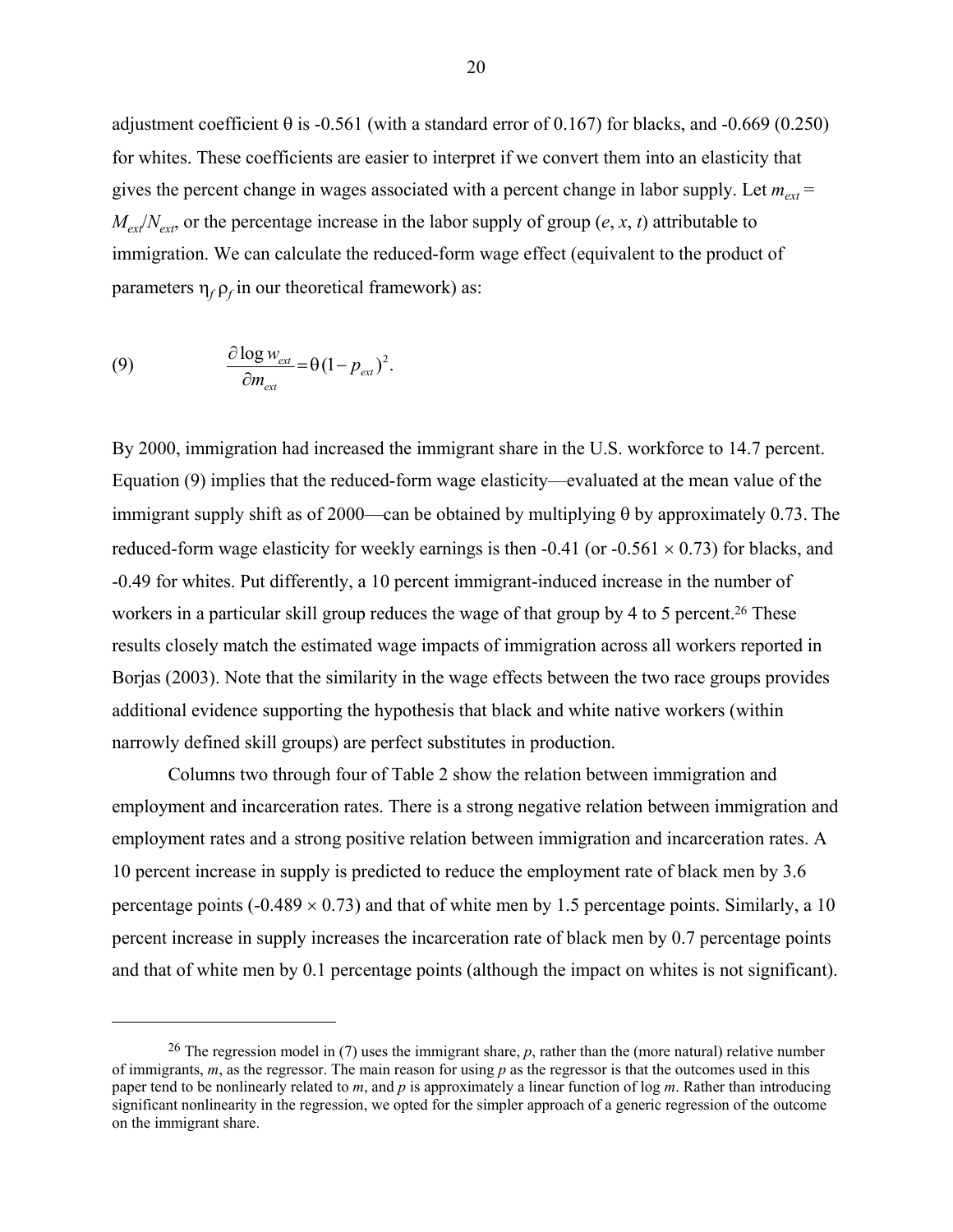adjustment coefficient θ is -0.561 (with a standard error of 0.167) for blacks, and -0.669 (0.250) for whites. These coefficients are easier to interpret if we convert them into an elasticity that gives the percent change in wages associated with a percent change in labor supply. Let $m_{ext} = M_{ext}/N_{ext}$, or the percentage increase in the labor supply of group ($e$, $x$, $t$) attributable to immigration. We can calculate the reduced-form wage effect (equivalent to the product of parameters $\eta_f \rho_f$ in our theoretical framework) as:

$$\frac{\partial \log w_{ext}}{\partial m_{ext}} = \theta (1 - p_{ext})^2. \tag{9}$$

By 2000, immigration had increased the immigrant share in the U.S. workforce to 14.7 percent. Equation (9) implies that the reduced-form wage elasticity—evaluated at the mean value of the immigrant supply shift as of 2000—can be obtained by multiplying θ by approximately 0.73. The reduced-form wage elasticity for weekly earnings is then -0.41 (or -0.561 × 0.73) for blacks, and -0.49 for whites. Put differently, a 10 percent immigrant-induced increase in the number of workers in a particular skill group reduces the wage of that group by 4 to 5 percent.[26] These results closely match the estimated wage impacts of immigration across all workers reported in Borjas (2003). Note that the similarity in the wage effects between the two race groups provides additional evidence supporting the hypothesis that black and white native workers (within narrowly defined skill groups) are perfect substitutes in production.

Columns two through four of Table 2 show the relation between immigration and employment and incarceration rates. There is a strong negative relation between immigration and employment rates and a strong positive relation between immigration and incarceration rates. A 10 percent increase in supply is predicted to reduce the employment rate of black men by 3.6 percentage points (-0.489 × 0.73) and that of white men by 1.5 percentage points. Similarly, a 10 percent increase in supply increases the incarceration rate of black men by 0.7 percentage points and that of white men by 0.1 percentage points (although the impact on whites is not significant).

---

[26] The regression model in (7) uses the immigrant share, $p$, rather than the (more natural) relative number of immigrants, $m$, as the regressor. The main reason for using $p$ as the regressor is that the outcomes used in this paper tend to be nonlinearly related to $m$, and $p$ is approximately a linear function of log $m$. Rather than introducing significant nonlinearity in the regression, we opted for the simpler approach of a generic regression of the outcome on the immigrant share.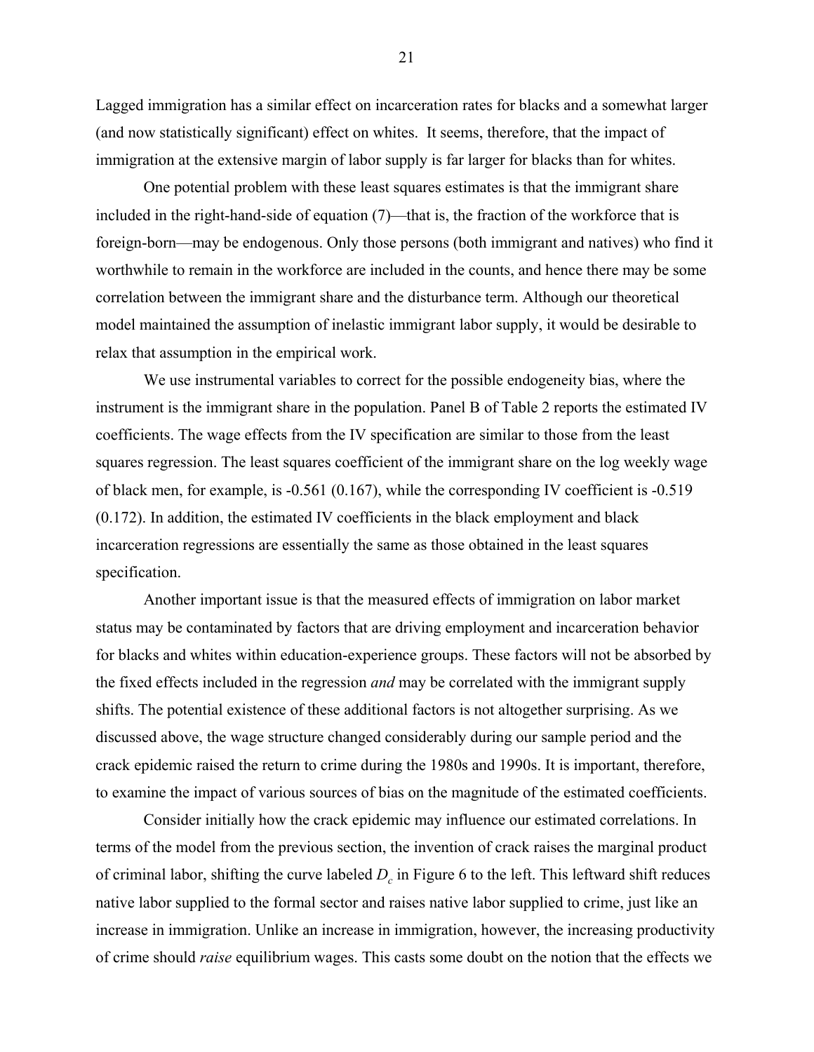Lagged immigration has a similar effect on incarceration rates for blacks and a somewhat larger (and now statistically significant) effect on whites. It seems, therefore, that the impact of immigration at the extensive margin of labor supply is far larger for blacks than for whites.

One potential problem with these least squares estimates is that the immigrant share included in the right-hand-side of equation (7)—that is, the fraction of the workforce that is foreign-born—may be endogenous. Only those persons (both immigrant and natives) who find it worthwhile to remain in the workforce are included in the counts, and hence there may be some correlation between the immigrant share and the disturbance term. Although our theoretical model maintained the assumption of inelastic immigrant labor supply, it would be desirable to relax that assumption in the empirical work.

We use instrumental variables to correct for the possible endogeneity bias, where the instrument is the immigrant share in the population. Panel B of Table 2 reports the estimated IV coefficients. The wage effects from the IV specification are similar to those from the least squares regression. The least squares coefficient of the immigrant share on the log weekly wage of black men, for example, is -0.561 (0.167), while the corresponding IV coefficient is -0.519 (0.172). In addition, the estimated IV coefficients in the black employment and black incarceration regressions are essentially the same as those obtained in the least squares specification.

Another important issue is that the measured effects of immigration on labor market status may be contaminated by factors that are driving employment and incarceration behavior for blacks and whites within education-experience groups. These factors will not be absorbed by the fixed effects included in the regression *and* may be correlated with the immigrant supply shifts. The potential existence of these additional factors is not altogether surprising. As we discussed above, the wage structure changed considerably during our sample period and the crack epidemic raised the return to crime during the 1980s and 1990s. It is important, therefore, to examine the impact of various sources of bias on the magnitude of the estimated coefficients.

Consider initially how the crack epidemic may influence our estimated correlations. In terms of the model from the previous section, the invention of crack raises the marginal product of criminal labor, shifting the curve labeled $D_c$ in Figure 6 to the left. This leftward shift reduces native labor supplied to the formal sector and raises native labor supplied to crime, just like an increase in immigration. Unlike an increase in immigration, however, the increasing productivity of crime should *raise* equilibrium wages. This casts some doubt on the notion that the effects we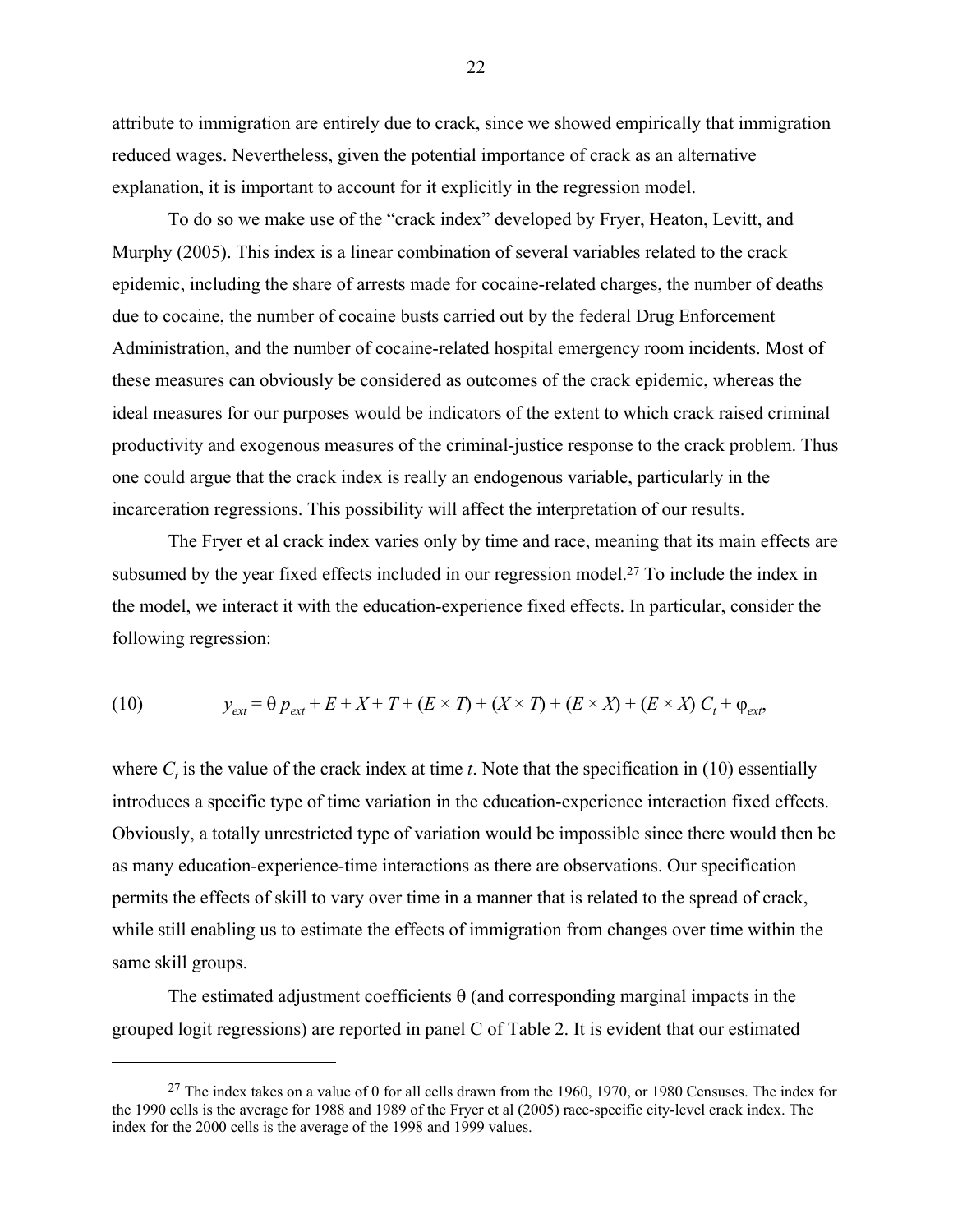attribute to immigration are entirely due to crack, since we showed empirically that immigration reduced wages. Nevertheless, given the potential importance of crack as an alternative explanation, it is important to account for it explicitly in the regression model.

To do so we make use of the "crack index" developed by Fryer, Heaton, Levitt, and Murphy (2005). This index is a linear combination of several variables related to the crack epidemic, including the share of arrests made for cocaine-related charges, the number of deaths due to cocaine, the number of cocaine busts carried out by the federal Drug Enforcement Administration, and the number of cocaine-related hospital emergency room incidents. Most of these measures can obviously be considered as outcomes of the crack epidemic, whereas the ideal measures for our purposes would be indicators of the extent to which crack raised criminal productivity and exogenous measures of the criminal-justice response to the crack problem. Thus one could argue that the crack index is really an endogenous variable, particularly in the incarceration regressions. This possibility will affect the interpretation of our results.

The Fryer et al crack index varies only by time and race, meaning that its main effects are subsumed by the year fixed effects included in our regression model.[27] To include the index in the model, we interact it with the education-experience fixed effects. In particular, consider the following regression:

$$y_{ext} = \theta\, p_{ext} + E + X + T + (E \times T) + (X \times T) + (E \times X) + (E \times X)\, C_t + \varphi_{ext}, \tag{10}$$

where $C_t$ is the value of the crack index at time $t$. Note that the specification in (10) essentially introduces a specific type of time variation in the education-experience interaction fixed effects. Obviously, a totally unrestricted type of variation would be impossible since there would then be as many education-experience-time interactions as there are observations. Our specification permits the effects of skill to vary over time in a manner that is related to the spread of crack, while still enabling us to estimate the effects of immigration from changes over time within the same skill groups.

The estimated adjustment coefficients θ (and corresponding marginal impacts in the grouped logit regressions) are reported in panel C of Table 2. It is evident that our estimated

---

[27] The index takes on a value of 0 for all cells drawn from the 1960, 1970, or 1980 Censuses. The index for the 1990 cells is the average for 1988 and 1989 of the Fryer et al (2005) race-specific city-level crack index. The index for the 2000 cells is the average of the 1998 and 1999 values.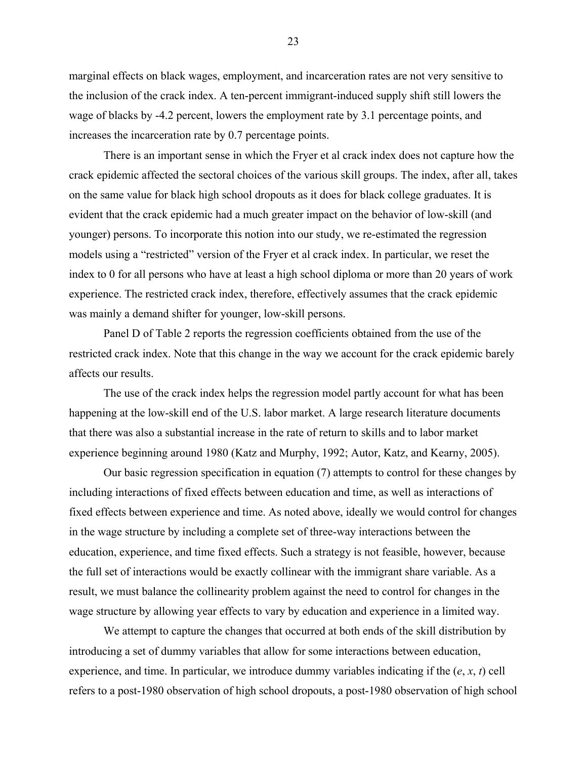marginal effects on black wages, employment, and incarceration rates are not very sensitive to the inclusion of the crack index. A ten-percent immigrant-induced supply shift still lowers the wage of blacks by -4.2 percent, lowers the employment rate by 3.1 percentage points, and increases the incarceration rate by 0.7 percentage points.

There is an important sense in which the Fryer et al crack index does not capture how the crack epidemic affected the sectoral choices of the various skill groups. The index, after all, takes on the same value for black high school dropouts as it does for black college graduates. It is evident that the crack epidemic had a much greater impact on the behavior of low-skill (and younger) persons. To incorporate this notion into our study, we re-estimated the regression models using a "restricted" version of the Fryer et al crack index. In particular, we reset the index to 0 for all persons who have at least a high school diploma or more than 20 years of work experience. The restricted crack index, therefore, effectively assumes that the crack epidemic was mainly a demand shifter for younger, low-skill persons.

Panel D of Table 2 reports the regression coefficients obtained from the use of the restricted crack index. Note that this change in the way we account for the crack epidemic barely affects our results.

The use of the crack index helps the regression model partly account for what has been happening at the low-skill end of the U.S. labor market. A large research literature documents that there was also a substantial increase in the rate of return to skills and to labor market experience beginning around 1980 (Katz and Murphy, 1992; Autor, Katz, and Kearny, 2005).

Our basic regression specification in equation (7) attempts to control for these changes by including interactions of fixed effects between education and time, as well as interactions of fixed effects between experience and time. As noted above, ideally we would control for changes in the wage structure by including a complete set of three-way interactions between the education, experience, and time fixed effects. Such a strategy is not feasible, however, because the full set of interactions would be exactly collinear with the immigrant share variable. As a result, we must balance the collinearity problem against the need to control for changes in the wage structure by allowing year effects to vary by education and experience in a limited way.

We attempt to capture the changes that occurred at both ends of the skill distribution by introducing a set of dummy variables that allow for some interactions between education, experience, and time. In particular, we introduce dummy variables indicating if the ($e$, $x$, $t$) cell refers to a post-1980 observation of high school dropouts, a post-1980 observation of high school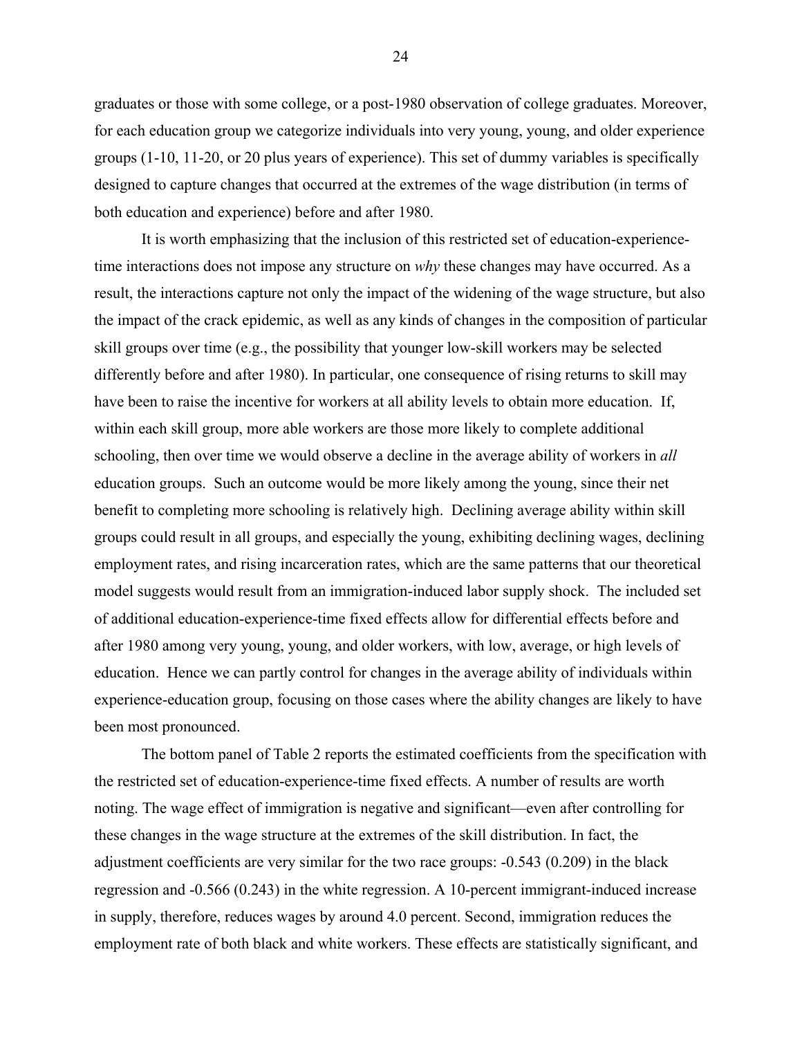graduates or those with some college, or a post-1980 observation of college graduates. Moreover, for each education group we categorize individuals into very young, young, and older experience groups (1-10, 11-20, or 20 plus years of experience). This set of dummy variables is specifically designed to capture changes that occurred at the extremes of the wage distribution (in terms of both education and experience) before and after 1980.

It is worth emphasizing that the inclusion of this restricted set of education-experience-time interactions does not impose any structure on *why* these changes may have occurred. As a result, the interactions capture not only the impact of the widening of the wage structure, but also the impact of the crack epidemic, as well as any kinds of changes in the composition of particular skill groups over time (e.g., the possibility that younger low-skill workers may be selected differently before and after 1980). In particular, one consequence of rising returns to skill may have been to raise the incentive for workers at all ability levels to obtain more education. If, within each skill group, more able workers are those more likely to complete additional schooling, then over time we would observe a decline in the average ability of workers in *all* education groups. Such an outcome would be more likely among the young, since their net benefit to completing more schooling is relatively high. Declining average ability within skill groups could result in all groups, and especially the young, exhibiting declining wages, declining employment rates, and rising incarceration rates, which are the same patterns that our theoretical model suggests would result from an immigration-induced labor supply shock. The included set of additional education-experience-time fixed effects allow for differential effects before and after 1980 among very young, young, and older workers, with low, average, or high levels of education. Hence we can partly control for changes in the average ability of individuals within experience-education group, focusing on those cases where the ability changes are likely to have been most pronounced.

The bottom panel of Table 2 reports the estimated coefficients from the specification with the restricted set of education-experience-time fixed effects. A number of results are worth noting. The wage effect of immigration is negative and significant—even after controlling for these changes in the wage structure at the extremes of the skill distribution. In fact, the adjustment coefficients are very similar for the two race groups: -0.543 (0.209) in the black regression and -0.566 (0.243) in the white regression. A 10-percent immigrant-induced increase in supply, therefore, reduces wages by around 4.0 percent. Second, immigration reduces the employment rate of both black and white workers. These effects are statistically significant, and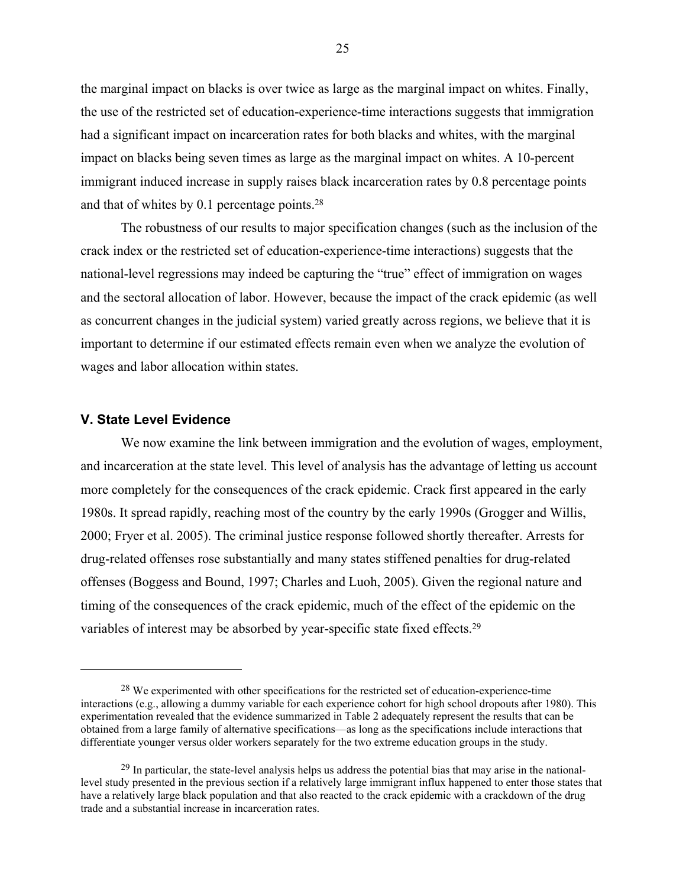the marginal impact on blacks is over twice as large as the marginal impact on whites. Finally, the use of the restricted set of education-experience-time interactions suggests that immigration had a significant impact on incarceration rates for both blacks and whites, with the marginal impact on blacks being seven times as large as the marginal impact on whites. A 10-percent immigrant induced increase in supply raises black incarceration rates by 0.8 percentage points and that of whites by 0.1 percentage points.[28]

The robustness of our results to major specification changes (such as the inclusion of the crack index or the restricted set of education-experience-time interactions) suggests that the national-level regressions may indeed be capturing the "true" effect of immigration on wages and the sectoral allocation of labor. However, because the impact of the crack epidemic (as well as concurrent changes in the judicial system) varied greatly across regions, we believe that it is important to determine if our estimated effects remain even when we analyze the evolution of wages and labor allocation within states.

## V. State Level Evidence

We now examine the link between immigration and the evolution of wages, employment, and incarceration at the state level. This level of analysis has the advantage of letting us account more completely for the consequences of the crack epidemic. Crack first appeared in the early 1980s. It spread rapidly, reaching most of the country by the early 1990s (Grogger and Willis, 2000; Fryer et al. 2005). The criminal justice response followed shortly thereafter. Arrests for drug-related offenses rose substantially and many states stiffened penalties for drug-related offenses (Boggess and Bound, 1997; Charles and Luoh, 2005). Given the regional nature and timing of the consequences of the crack epidemic, much of the effect of the epidemic on the variables of interest may be absorbed by year-specific state fixed effects.[29]

---

[28] We experimented with other specifications for the restricted set of education-experience-time interactions (e.g., allowing a dummy variable for each experience cohort for high school dropouts after 1980). This experimentation revealed that the evidence summarized in Table 2 adequately represent the results that can be obtained from a large family of alternative specifications—as long as the specifications include interactions that differentiate younger versus older workers separately for the two extreme education groups in the study.

[29] In particular, the state-level analysis helps us address the potential bias that may arise in the national-level study presented in the previous section if a relatively large immigrant influx happened to enter those states that have a relatively large black population and that also reacted to the crack epidemic with a crackdown of the drug trade and a substantial increase in incarceration rates.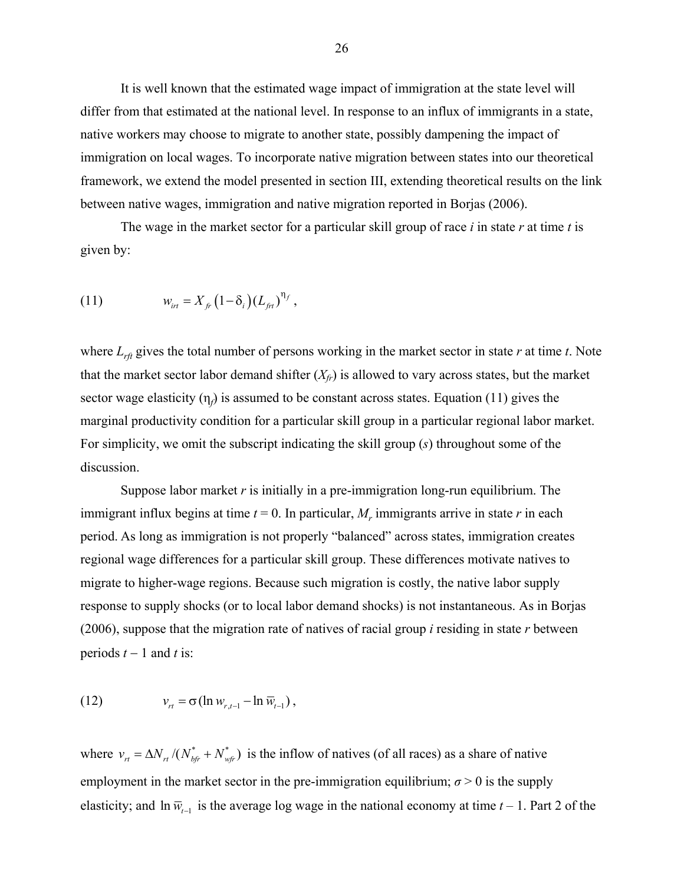It is well known that the estimated wage impact of immigration at the state level will differ from that estimated at the national level. In response to an influx of immigrants in a state, native workers may choose to migrate to another state, possibly dampening the impact of immigration on local wages. To incorporate native migration between states into our theoretical framework, we extend the model presented in section III, extending theoretical results on the link between native wages, immigration and native migration reported in Borjas (2006).

The wage in the market sector for a particular skill group of race *i* in state *r* at time *t* is given by:

$$w_{irt} = X_{fr}\left(1-\delta_i\right)\left(L_{frt}\right)^{\eta_f}, \tag{11}$$

where $L_{rft}$ gives the total number of persons working in the market sector in state *r* at time *t*. Note that the market sector labor demand shifter ($X_{fr}$) is allowed to vary across states, but the market sector wage elasticity ($\eta_f$) is assumed to be constant across states. Equation (11) gives the marginal productivity condition for a particular skill group in a particular regional labor market. For simplicity, we omit the subscript indicating the skill group (*s*) throughout some of the discussion.

Suppose labor market *r* is initially in a pre-immigration long-run equilibrium. The immigrant influx begins at time $t = 0$. In particular, $M_r$ immigrants arrive in state *r* in each period. As long as immigration is not properly "balanced" across states, immigration creates regional wage differences for a particular skill group. These differences motivate natives to migrate to higher-wage regions. Because such migration is costly, the native labor supply response to supply shocks (or to local labor demand shocks) is not instantaneous. As in Borjas (2006), suppose that the migration rate of natives of racial group *i* residing in state *r* between periods $t-1$ and *t* is:

$$v_{rt} = \sigma\left(\ln w_{r,t-1} - \ln \overline{w}_{t-1}\right), \tag{12}$$

where $v_{rt} = \Delta N_{rt}/(N^*_{bfr} + N^*_{wfr})$ is the inflow of natives (of all races) as a share of native employment in the market sector in the pre-immigration equilibrium; $\sigma > 0$ is the supply elasticity; and $\ln \overline{w}_{t-1}$ is the average log wage in the national economy at time $t-1$. Part 2 of the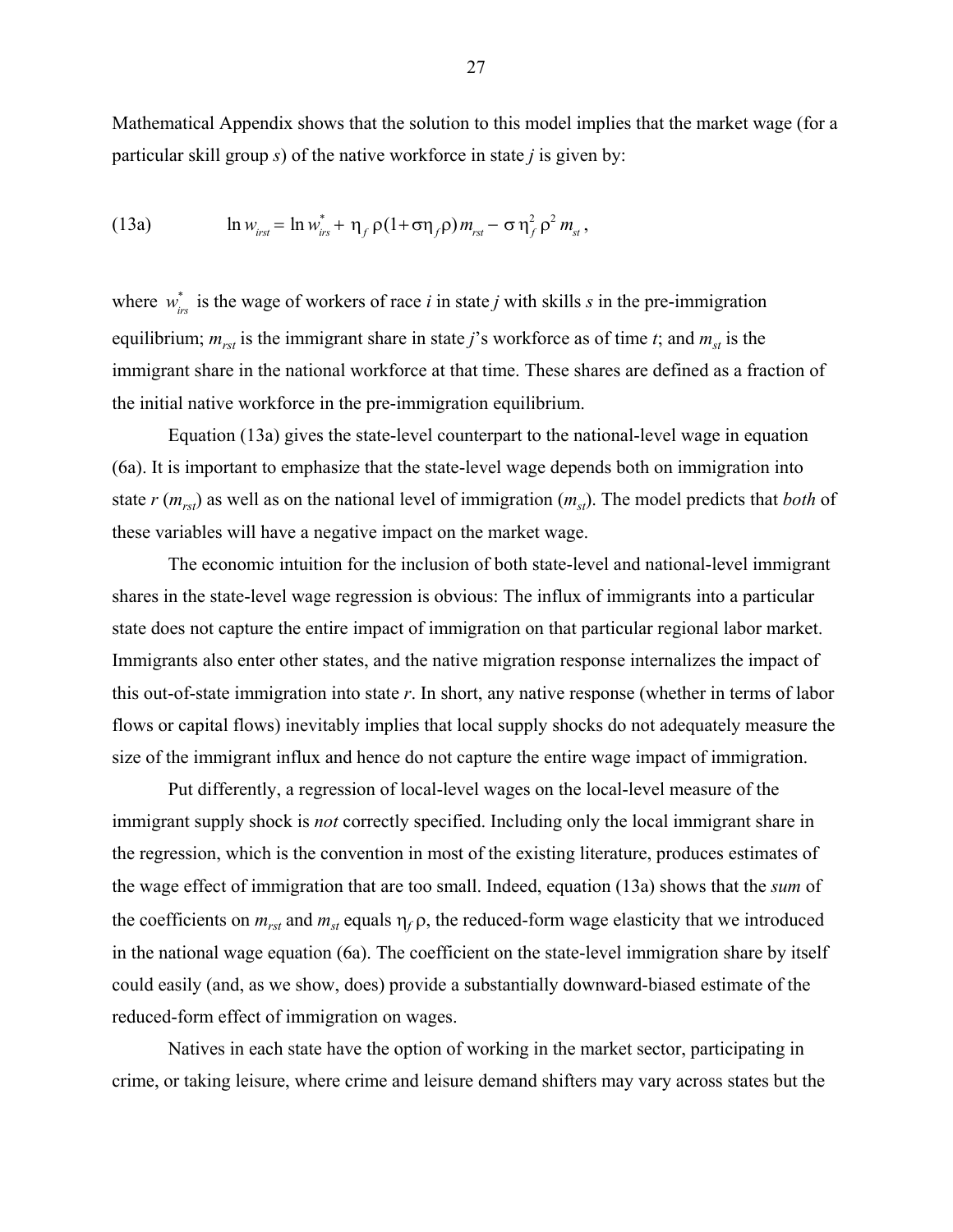Mathematical Appendix shows that the solution to this model implies that the market wage (for a particular skill group *s*) of the native workforce in state *j* is given by:

$$\text{(13a)} \qquad \ln w_{irst} = \ln w^{*}_{irs} + \eta_f \, \rho (1 + \sigma \eta_f \rho) \, m_{rst} - \sigma \, \eta_f^2 \, \rho^2 \, m_{st} \, ,$$

where $w^{*}_{irs}$ is the wage of workers of race *i* in state *j* with skills *s* in the pre-immigration equilibrium; $m_{rst}$ is the immigrant share in state *j*'s workforce as of time *t*; and $m_{st}$ is the immigrant share in the national workforce at that time. These shares are defined as a fraction of the initial native workforce in the pre-immigration equilibrium.

Equation (13a) gives the state-level counterpart to the national-level wage in equation (6a). It is important to emphasize that the state-level wage depends both on immigration into state *r* ($m_{rst}$) as well as on the national level of immigration ($m_{st}$). The model predicts that *both* of these variables will have a negative impact on the market wage.

The economic intuition for the inclusion of both state-level and national-level immigrant shares in the state-level wage regression is obvious: The influx of immigrants into a particular state does not capture the entire impact of immigration on that particular regional labor market. Immigrants also enter other states, and the native migration response internalizes the impact of this out-of-state immigration into state *r*. In short, any native response (whether in terms of labor flows or capital flows) inevitably implies that local supply shocks do not adequately measure the size of the immigrant influx and hence do not capture the entire wage impact of immigration.

Put differently, a regression of local-level wages on the local-level measure of the immigrant supply shock is *not* correctly specified. Including only the local immigrant share in the regression, which is the convention in most of the existing literature, produces estimates of the wage effect of immigration that are too small. Indeed, equation (13a) shows that the *sum* of the coefficients on $m_{rst}$ and $m_{st}$ equals $\eta_f \, \rho$, the reduced-form wage elasticity that we introduced in the national wage equation (6a). The coefficient on the state-level immigration share by itself could easily (and, as we show, does) provide a substantially downward-biased estimate of the reduced-form effect of immigration on wages.

Natives in each state have the option of working in the market sector, participating in crime, or taking leisure, where crime and leisure demand shifters may vary across states but the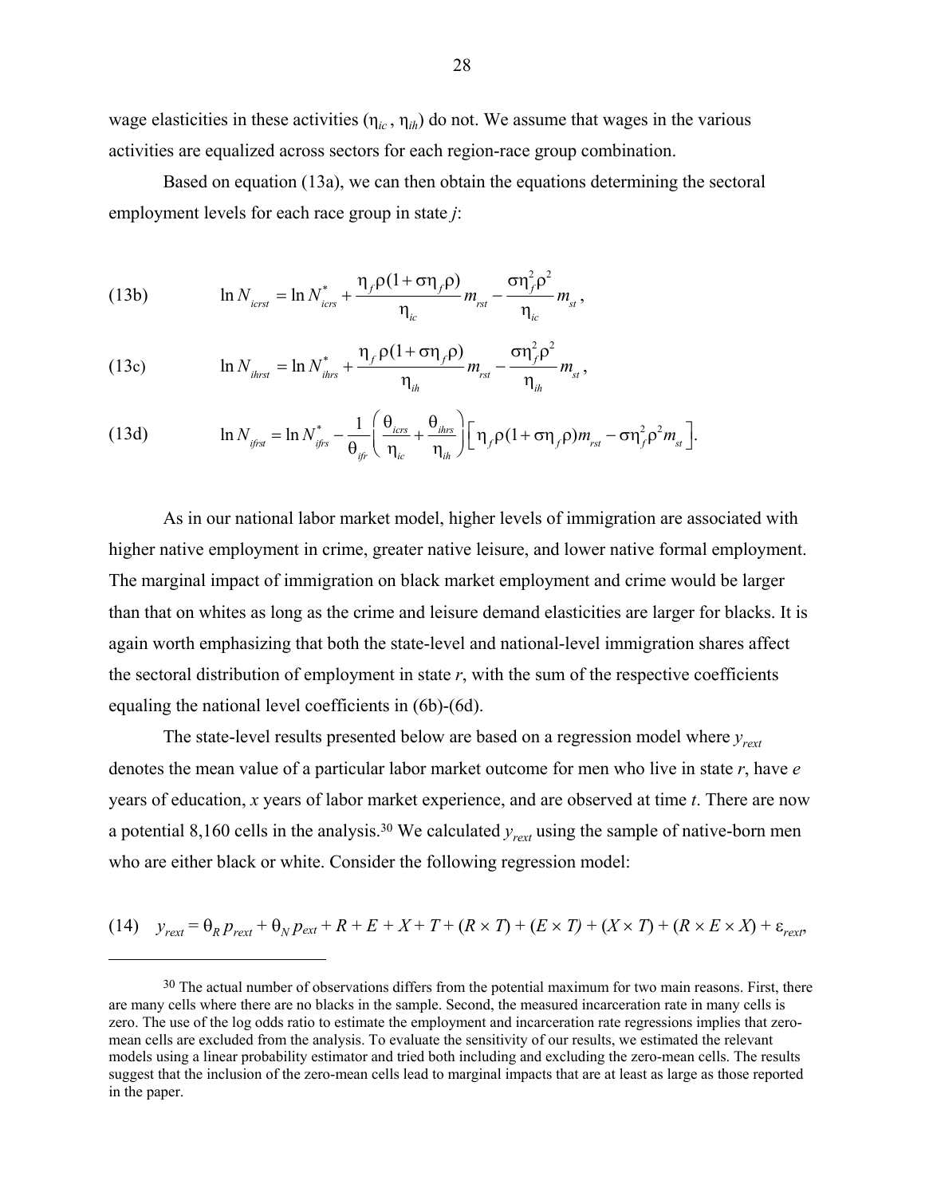wage elasticities in these activities ($\eta_{ic}$, $\eta_{ih}$) do not. We assume that wages in the various activities are equalized across sectors for each region-race group combination.

Based on equation (13a), we can then obtain the equations determining the sectoral employment levels for each race group in state $j$:

$$\text{(13b)} \qquad \ln N_{icrst} = \ln N^*_{icrs} + \frac{\eta_f \rho(1+\sigma\eta_f\rho)}{\eta_{ic}} m_{rst} - \frac{\sigma\eta_f^2\rho^2}{\eta_{ic}} m_{st},$$

$$\text{(13c)} \qquad \ln N_{ihrst} = \ln N^*_{ihrs} + \frac{\eta_f \rho(1+\sigma\eta_f\rho)}{\eta_{ih}} m_{rst} - \frac{\sigma\eta_f^2\rho^2}{\eta_{ih}} m_{st},$$

$$\text{(13d)} \qquad \ln N_{ifrst} = \ln N^*_{ifrs} - \frac{1}{\theta_{ifr}}\left(\frac{\theta_{icrs}}{\eta_{ic}} + \frac{\theta_{ihrs}}{\eta_{ih}}\right)\left[\eta_f\rho(1+\sigma\eta_f\rho)m_{rst} - \sigma\eta_f^2\rho^2 m_{st}\right].$$

As in our national labor market model, higher levels of immigration are associated with higher native employment in crime, greater native leisure, and lower native formal employment. The marginal impact of immigration on black market employment and crime would be larger than that on whites as long as the crime and leisure demand elasticities are larger for blacks. It is again worth emphasizing that both the state-level and national-level immigration shares affect the sectoral distribution of employment in state $r$, with the sum of the respective coefficients equaling the national level coefficients in (6b)-(6d).

The state-level results presented below are based on a regression model where $y_{rext}$ denotes the mean value of a particular labor market outcome for men who live in state $r$, have $e$ years of education, $x$ years of labor market experience, and are observed at time $t$. There are now a potential 8,160 cells in the analysis.[30] We calculated $y_{rext}$ using the sample of native-born men who are either black or white. Consider the following regression model:

$$\text{(14)} \quad y_{rext} = \theta_R\, p_{rext} + \theta_N\, p_{ext} + R + E + X + T + (R \times T) + (E \times T) + (X \times T) + (R \times E \times X) + \varepsilon_{rext},$$

[30] The actual number of observations differs from the potential maximum for two main reasons. First, there are many cells where there are no blacks in the sample. Second, the measured incarceration rate in many cells is zero. The use of the log odds ratio to estimate the employment and incarceration rate regressions implies that zero-mean cells are excluded from the analysis. To evaluate the sensitivity of our results, we estimated the relevant models using a linear probability estimator and tried both including and excluding the zero-mean cells. The results suggest that the inclusion of the zero-mean cells lead to marginal impacts that are at least as large as those reported in the paper.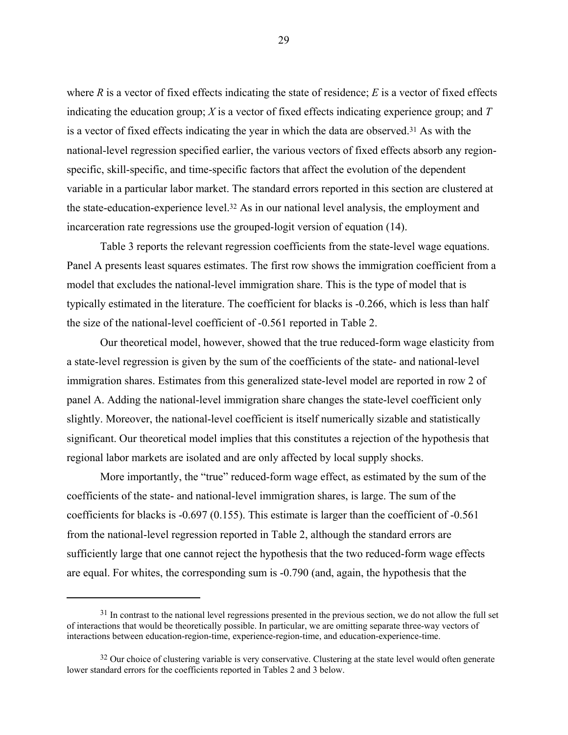where $R$ is a vector of fixed effects indicating the state of residence; $E$ is a vector of fixed effects indicating the education group; $X$ is a vector of fixed effects indicating experience group; and $T$ is a vector of fixed effects indicating the year in which the data are observed.[31] As with the national-level regression specified earlier, the various vectors of fixed effects absorb any region-specific, skill-specific, and time-specific factors that affect the evolution of the dependent variable in a particular labor market. The standard errors reported in this section are clustered at the state-education-experience level.[32] As in our national level analysis, the employment and incarceration rate regressions use the grouped-logit version of equation (14).

Table 3 reports the relevant regression coefficients from the state-level wage equations. Panel A presents least squares estimates. The first row shows the immigration coefficient from a model that excludes the national-level immigration share. This is the type of model that is typically estimated in the literature. The coefficient for blacks is -0.266, which is less than half the size of the national-level coefficient of -0.561 reported in Table 2.

Our theoretical model, however, showed that the true reduced-form wage elasticity from a state-level regression is given by the sum of the coefficients of the state- and national-level immigration shares. Estimates from this generalized state-level model are reported in row 2 of panel A. Adding the national-level immigration share changes the state-level coefficient only slightly. Moreover, the national-level coefficient is itself numerically sizable and statistically significant. Our theoretical model implies that this constitutes a rejection of the hypothesis that regional labor markets are isolated and are only affected by local supply shocks.

More importantly, the "true" reduced-form wage effect, as estimated by the sum of the coefficients of the state- and national-level immigration shares, is large. The sum of the coefficients for blacks is -0.697 (0.155). This estimate is larger than the coefficient of -0.561 from the national-level regression reported in Table 2, although the standard errors are sufficiently large that one cannot reject the hypothesis that the two reduced-form wage effects are equal. For whites, the corresponding sum is -0.790 (and, again, the hypothesis that the

---

[31] In contrast to the national level regressions presented in the previous section, we do not allow the full set of interactions that would be theoretically possible. In particular, we are omitting separate three-way vectors of interactions between education-region-time, experience-region-time, and education-experience-time.

[32] Our choice of clustering variable is very conservative. Clustering at the state level would often generate lower standard errors for the coefficients reported in Tables 2 and 3 below.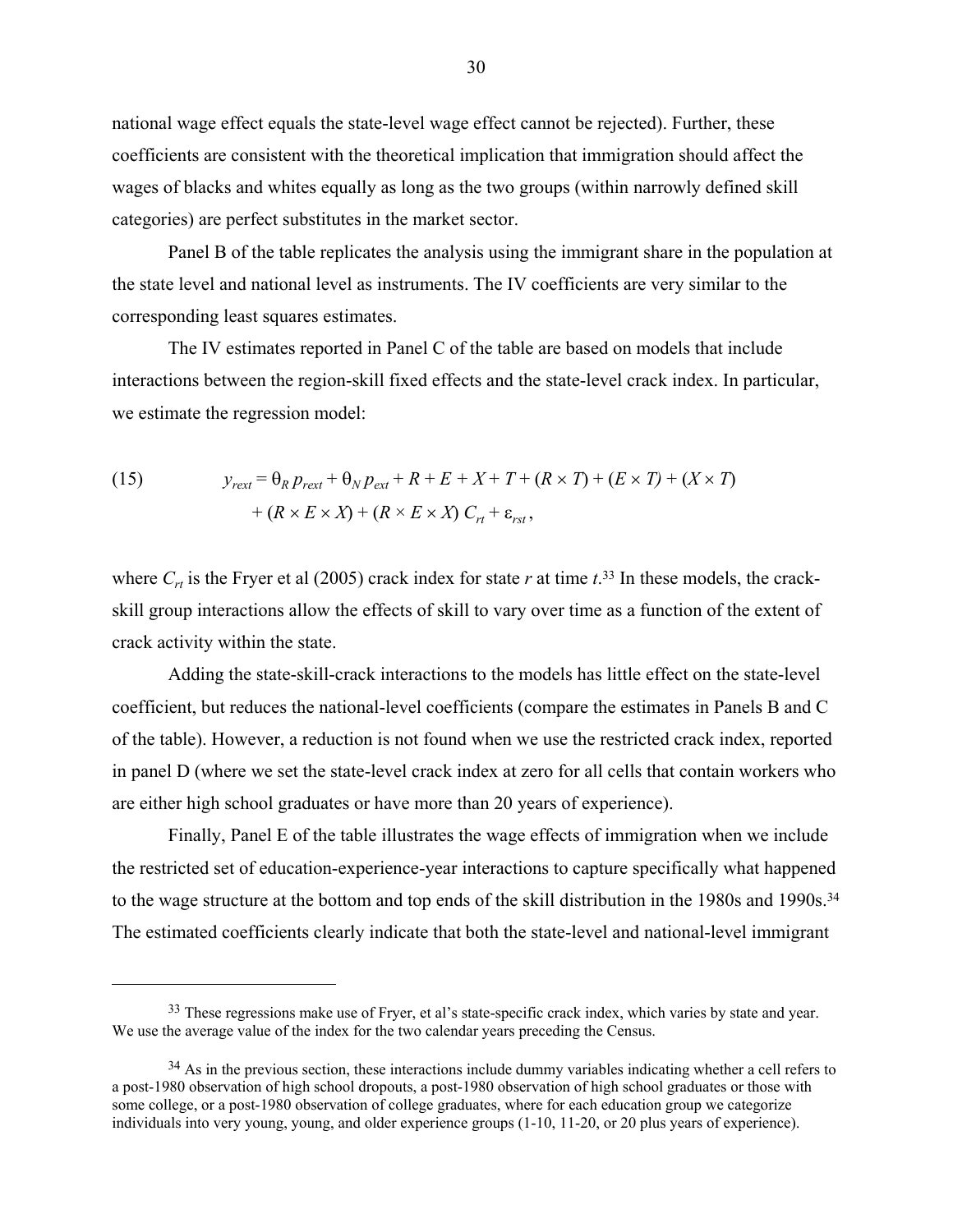national wage effect equals the state-level wage effect cannot be rejected). Further, these coefficients are consistent with the theoretical implication that immigration should affect the wages of blacks and whites equally as long as the two groups (within narrowly defined skill categories) are perfect substitutes in the market sector.

Panel B of the table replicates the analysis using the immigrant share in the population at the state level and national level as instruments. The IV coefficients are very similar to the corresponding least squares estimates.

The IV estimates reported in Panel C of the table are based on models that include interactions between the region-skill fixed effects and the state-level crack index. In particular, we estimate the regression model:

$$
\begin{aligned}
(15) \qquad y_{rext} = {} & \theta_R\, p_{rext} + \theta_N\, p_{ext} + R + E + X + T + (R \times T) + (E \times T) + (X \times T) \\
& + (R \times E \times X) + (R \times E \times X)\, C_{rt} + \varepsilon_{rst}\,,
\end{aligned}
$$

where $C_{rt}$ is the Fryer et al (2005) crack index for state $r$ at time $t$.[33] In these models, the crack-skill group interactions allow the effects of skill to vary over time as a function of the extent of crack activity within the state.

Adding the state-skill-crack interactions to the models has little effect on the state-level coefficient, but reduces the national-level coefficients (compare the estimates in Panels B and C of the table). However, a reduction is not found when we use the restricted crack index, reported in panel D (where we set the state-level crack index at zero for all cells that contain workers who are either high school graduates or have more than 20 years of experience).

Finally, Panel E of the table illustrates the wage effects of immigration when we include the restricted set of education-experience-year interactions to capture specifically what happened to the wage structure at the bottom and top ends of the skill distribution in the 1980s and 1990s.[34] The estimated coefficients clearly indicate that both the state-level and national-level immigrant

---

[33] These regressions make use of Fryer, et al's state-specific crack index, which varies by state and year. We use the average value of the index for the two calendar years preceding the Census.

[34] As in the previous section, these interactions include dummy variables indicating whether a cell refers to a post-1980 observation of high school dropouts, a post-1980 observation of high school graduates or those with some college, or a post-1980 observation of college graduates, where for each education group we categorize individuals into very young, young, and older experience groups (1-10, 11-20, or 20 plus years of experience).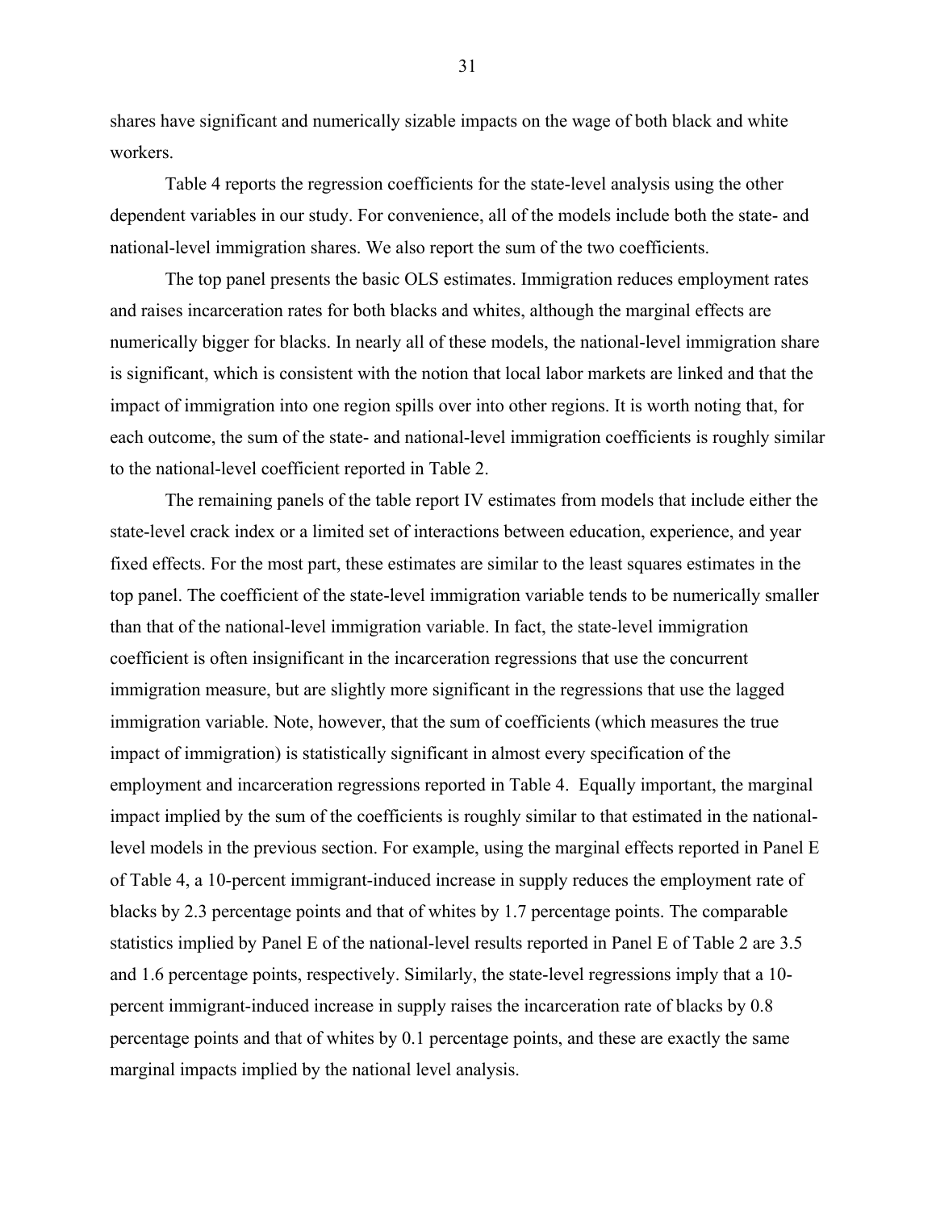shares have significant and numerically sizable impacts on the wage of both black and white workers.

Table 4 reports the regression coefficients for the state-level analysis using the other dependent variables in our study. For convenience, all of the models include both the state- and national-level immigration shares. We also report the sum of the two coefficients.

The top panel presents the basic OLS estimates. Immigration reduces employment rates and raises incarceration rates for both blacks and whites, although the marginal effects are numerically bigger for blacks. In nearly all of these models, the national-level immigration share is significant, which is consistent with the notion that local labor markets are linked and that the impact of immigration into one region spills over into other regions. It is worth noting that, for each outcome, the sum of the state- and national-level immigration coefficients is roughly similar to the national-level coefficient reported in Table 2.

The remaining panels of the table report IV estimates from models that include either the state-level crack index or a limited set of interactions between education, experience, and year fixed effects. For the most part, these estimates are similar to the least squares estimates in the top panel. The coefficient of the state-level immigration variable tends to be numerically smaller than that of the national-level immigration variable. In fact, the state-level immigration coefficient is often insignificant in the incarceration regressions that use the concurrent immigration measure, but are slightly more significant in the regressions that use the lagged immigration variable. Note, however, that the sum of coefficients (which measures the true impact of immigration) is statistically significant in almost every specification of the employment and incarceration regressions reported in Table 4. Equally important, the marginal impact implied by the sum of the coefficients is roughly similar to that estimated in the national-level models in the previous section. For example, using the marginal effects reported in Panel E of Table 4, a 10-percent immigrant-induced increase in supply reduces the employment rate of blacks by 2.3 percentage points and that of whites by 1.7 percentage points. The comparable statistics implied by Panel E of the national-level results reported in Panel E of Table 2 are 3.5 and 1.6 percentage points, respectively. Similarly, the state-level regressions imply that a 10-percent immigrant-induced increase in supply raises the incarceration rate of blacks by 0.8 percentage points and that of whites by 0.1 percentage points, and these are exactly the same marginal impacts implied by the national level analysis.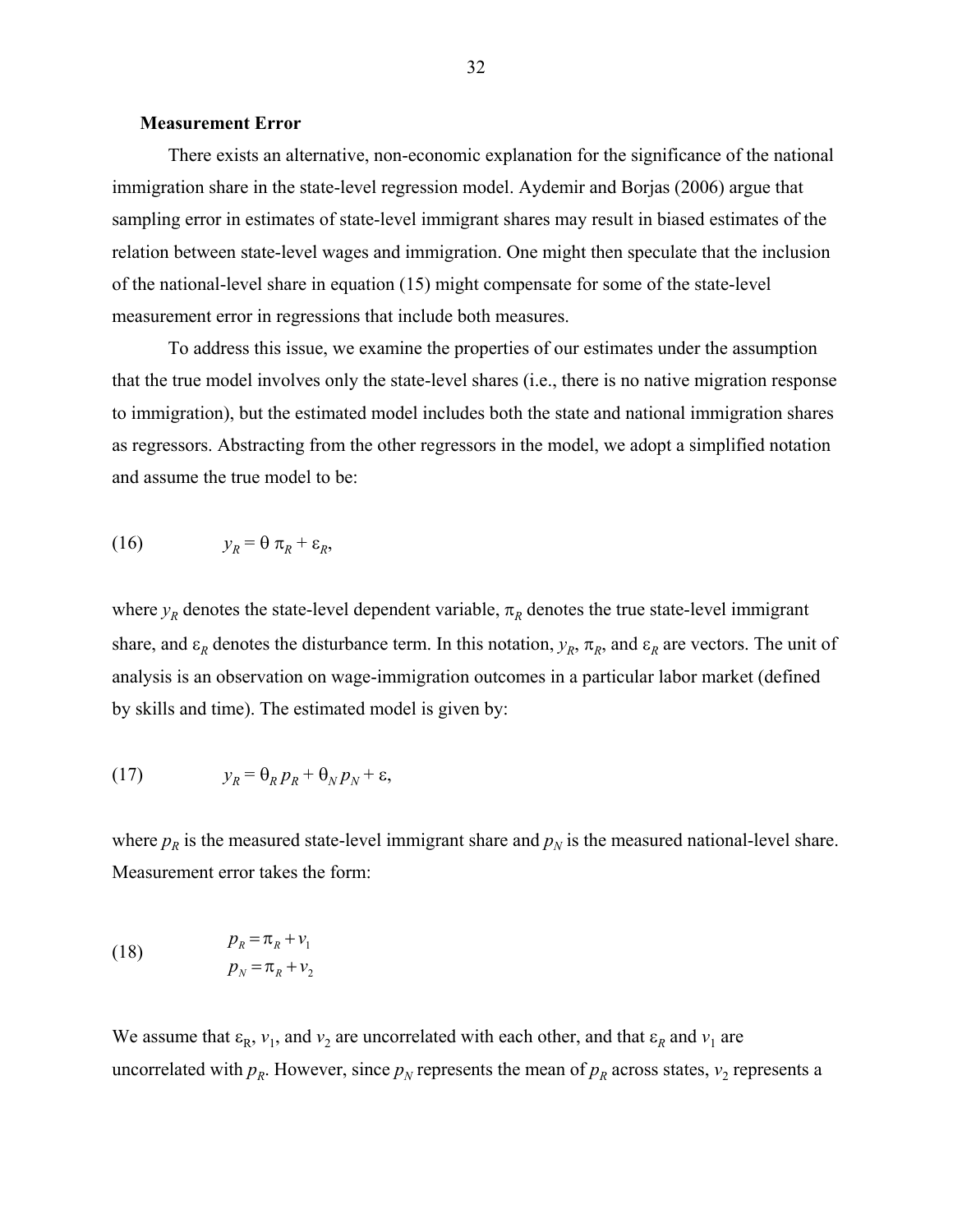**Measurement Error**

There exists an alternative, non-economic explanation for the significance of the national immigration share in the state-level regression model. Aydemir and Borjas (2006) argue that sampling error in estimates of state-level immigrant shares may result in biased estimates of the relation between state-level wages and immigration. One might then speculate that the inclusion of the national-level share in equation (15) might compensate for some of the state-level measurement error in regressions that include both measures.

To address this issue, we examine the properties of our estimates under the assumption that the true model involves only the state-level shares (i.e., there is no native migration response to immigration), but the estimated model includes both the state and national immigration shares as regressors. Abstracting from the other regressors in the model, we adopt a simplified notation and assume the true model to be:

$$y_R = \theta \, \pi_R + \varepsilon_R, \tag{16}$$

where $y_R$ denotes the state-level dependent variable, $\pi_R$ denotes the true state-level immigrant share, and $\varepsilon_R$ denotes the disturbance term. In this notation, $y_R$, $\pi_R$, and $\varepsilon_R$ are vectors. The unit of analysis is an observation on wage-immigration outcomes in a particular labor market (defined by skills and time). The estimated model is given by:

$$y_R = \theta_R \, p_R + \theta_N \, p_N + \varepsilon, \tag{17}$$

where $p_R$ is the measured state-level immigrant share and $p_N$ is the measured national-level share. Measurement error takes the form:

$$\begin{aligned} p_R &= \pi_R + v_1 \\ p_N &= \pi_R + v_2 \end{aligned} \tag{18}$$

We assume that $\varepsilon_R$, $v_1$, and $v_2$ are uncorrelated with each other, and that $\varepsilon_R$ and $v_1$ are uncorrelated with $p_R$. However, since $p_N$ represents the mean of $p_R$ across states, $v_2$ represents a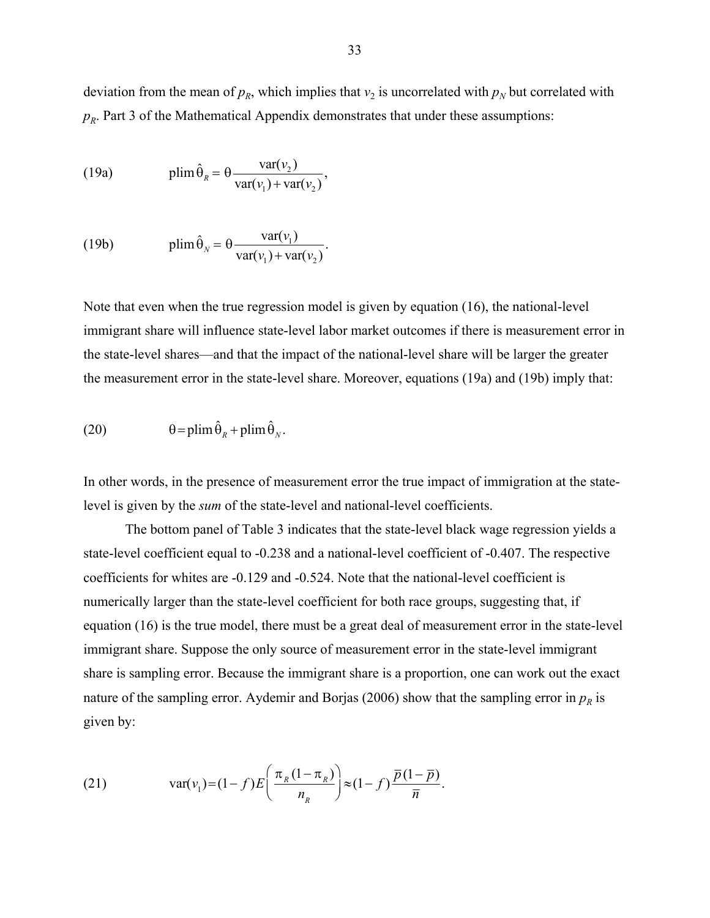deviation from the mean of $p_R$, which implies that $v_2$ is uncorrelated with $p_N$ but correlated with $p_R$. Part 3 of the Mathematical Appendix demonstrates that under these assumptions:

$$\text{(19a)} \qquad \text{plim}\,\hat{\theta}_R = \theta \frac{\text{var}(v_2)}{\text{var}(v_1) + \text{var}(v_2)},$$

$$\text{(19b)} \qquad \text{plim}\,\hat{\theta}_N = \theta \frac{\text{var}(v_1)}{\text{var}(v_1) + \text{var}(v_2)}.$$

Note that even when the true regression model is given by equation (16), the national-level immigrant share will influence state-level labor market outcomes if there is measurement error in the state-level shares—and that the impact of the national-level share will be larger the greater the measurement error in the state-level share. Moreover, equations (19a) and (19b) imply that:

$$\text{(20)} \qquad \theta = \text{plim}\,\hat{\theta}_R + \text{plim}\,\hat{\theta}_N.$$

In other words, in the presence of measurement error the true impact of immigration at the state-level is given by the *sum* of the state-level and national-level coefficients.

The bottom panel of Table 3 indicates that the state-level black wage regression yields a state-level coefficient equal to -0.238 and a national-level coefficient of -0.407. The respective coefficients for whites are -0.129 and -0.524. Note that the national-level coefficient is numerically larger than the state-level coefficient for both race groups, suggesting that, if equation (16) is the true model, there must be a great deal of measurement error in the state-level immigrant share. Suppose the only source of measurement error in the state-level immigrant share is sampling error. Because the immigrant share is a proportion, one can work out the exact nature of the sampling error. Aydemir and Borjas (2006) show that the sampling error in $p_R$ is given by:

$$\text{(21)} \qquad \text{var}(v_1) = (1-f)E\left(\frac{\pi_R(1-\pi_R)}{n_R}\right) \approx (1-f)\frac{\bar{p}(1-\bar{p})}{\bar{n}}.$$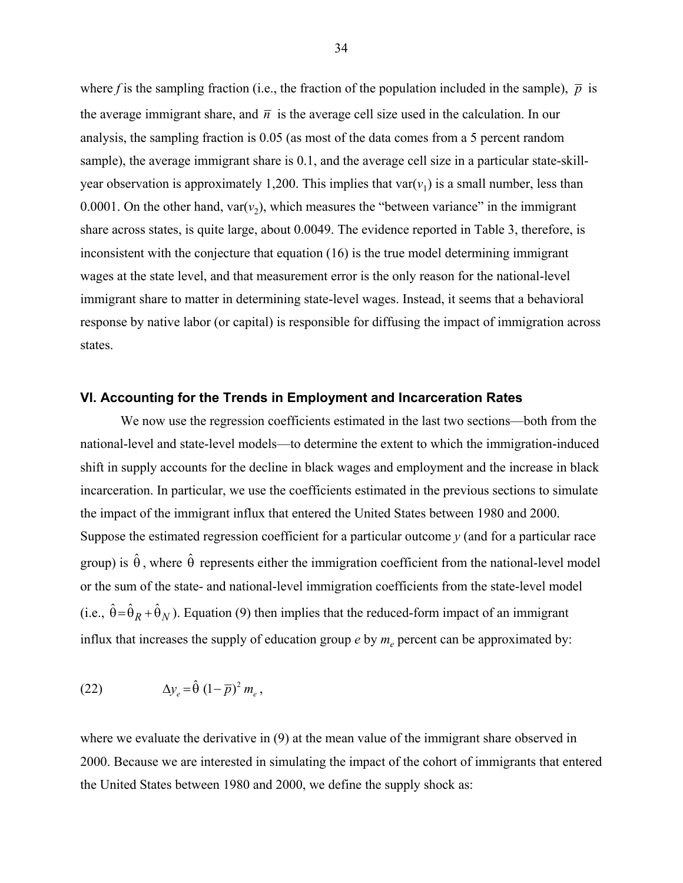where $f$ is the sampling fraction (i.e., the fraction of the population included in the sample), $\overline{p}$ is the average immigrant share, and $\overline{n}$ is the average cell size used in the calculation. In our analysis, the sampling fraction is 0.05 (as most of the data comes from a 5 percent random sample), the average immigrant share is 0.1, and the average cell size in a particular state-skill-year observation is approximately 1,200. This implies that var($v_1$) is a small number, less than 0.0001. On the other hand, var($v_2$), which measures the "between variance" in the immigrant share across states, is quite large, about 0.0049. The evidence reported in Table 3, therefore, is inconsistent with the conjecture that equation (16) is the true model determining immigrant wages at the state level, and that measurement error is the only reason for the national-level immigrant share to matter in determining state-level wages. Instead, it seems that a behavioral response by native labor (or capital) is responsible for diffusing the impact of immigration across states.

## VI. Accounting for the Trends in Employment and Incarceration Rates

We now use the regression coefficients estimated in the last two sections—both from the national-level and state-level models—to determine the extent to which the immigration-induced shift in supply accounts for the decline in black wages and employment and the increase in black incarceration. In particular, we use the coefficients estimated in the previous sections to simulate the impact of the immigrant influx that entered the United States between 1980 and 2000. Suppose the estimated regression coefficient for a particular outcome $y$ (and for a particular race group) is $\hat{\theta}$, where $\hat{\theta}$ represents either the immigration coefficient from the national-level model or the sum of the state- and national-level immigration coefficients from the state-level model (i.e., $\hat{\theta} = \hat{\theta}_R + \hat{\theta}_N$). Equation (9) then implies that the reduced-form impact of an immigrant influx that increases the supply of education group $e$ by $m_e$ percent can be approximated by:

$$(22) \qquad \Delta y_e = \hat{\theta}\ (1 - \overline{p})^2\ m_e,$$

where we evaluate the derivative in (9) at the mean value of the immigrant share observed in 2000. Because we are interested in simulating the impact of the cohort of immigrants that entered the United States between 1980 and 2000, we define the supply shock as: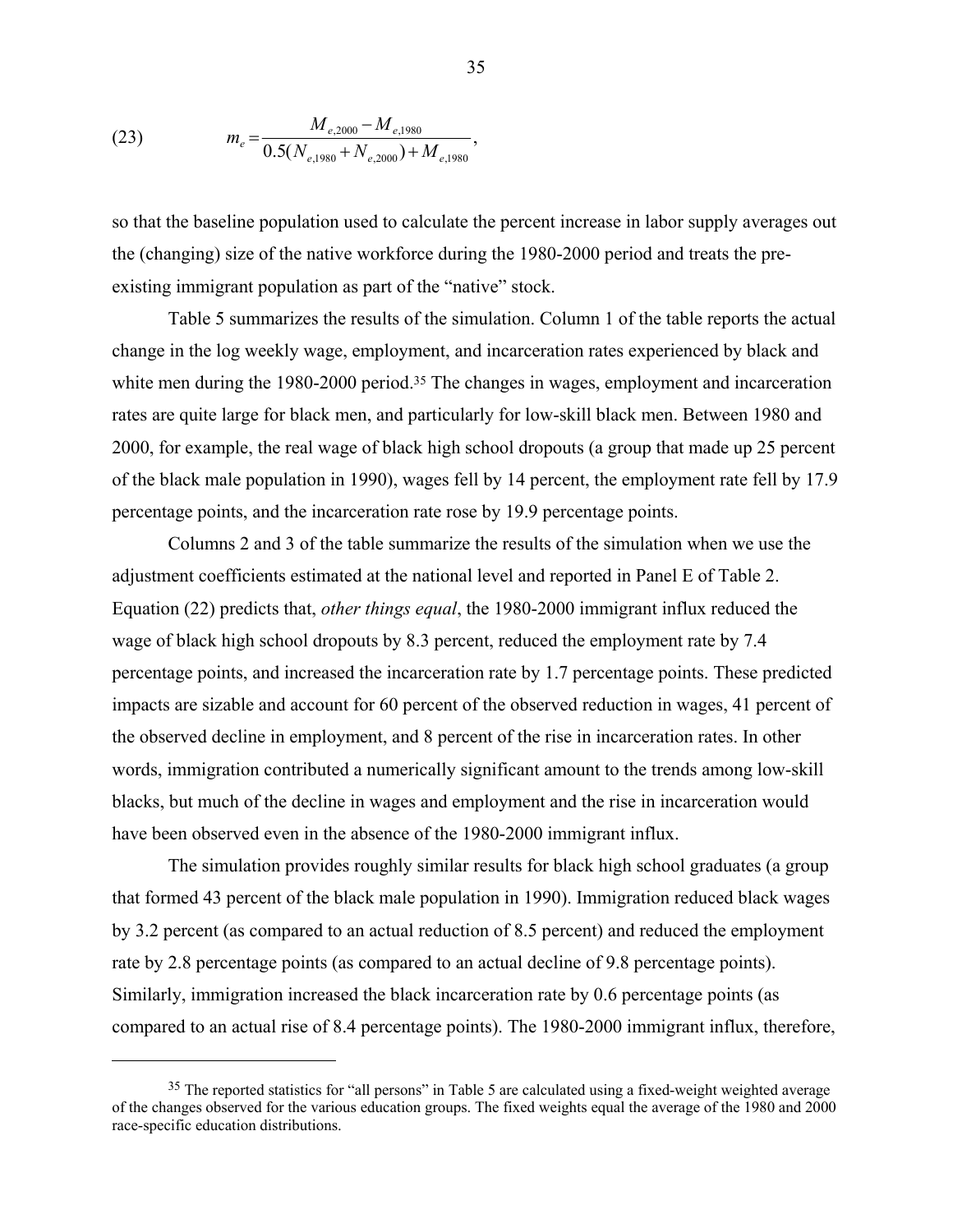$$(23) \qquad m_e = \frac{M_{e,2000} - M_{e,1980}}{0.5(N_{e,1980} + N_{e,2000}) + M_{e,1980}},$$

so that the baseline population used to calculate the percent increase in labor supply averages out the (changing) size of the native workforce during the 1980-2000 period and treats the pre-existing immigrant population as part of the "native" stock.

Table 5 summarizes the results of the simulation. Column 1 of the table reports the actual change in the log weekly wage, employment, and incarceration rates experienced by black and white men during the 1980-2000 period.[35] The changes in wages, employment and incarceration rates are quite large for black men, and particularly for low-skill black men. Between 1980 and 2000, for example, the real wage of black high school dropouts (a group that made up 25 percent of the black male population in 1990), wages fell by 14 percent, the employment rate fell by 17.9 percentage points, and the incarceration rate rose by 19.9 percentage points.

Columns 2 and 3 of the table summarize the results of the simulation when we use the adjustment coefficients estimated at the national level and reported in Panel E of Table 2. Equation (22) predicts that, *other things equal*, the 1980-2000 immigrant influx reduced the wage of black high school dropouts by 8.3 percent, reduced the employment rate by 7.4 percentage points, and increased the incarceration rate by 1.7 percentage points. These predicted impacts are sizable and account for 60 percent of the observed reduction in wages, 41 percent of the observed decline in employment, and 8 percent of the rise in incarceration rates. In other words, immigration contributed a numerically significant amount to the trends among low-skill blacks, but much of the decline in wages and employment and the rise in incarceration would have been observed even in the absence of the 1980-2000 immigrant influx.

The simulation provides roughly similar results for black high school graduates (a group that formed 43 percent of the black male population in 1990). Immigration reduced black wages by 3.2 percent (as compared to an actual reduction of 8.5 percent) and reduced the employment rate by 2.8 percentage points (as compared to an actual decline of 9.8 percentage points). Similarly, immigration increased the black incarceration rate by 0.6 percentage points (as compared to an actual rise of 8.4 percentage points). The 1980-2000 immigrant influx, therefore,

[35] The reported statistics for "all persons" in Table 5 are calculated using a fixed-weight weighted average of the changes observed for the various education groups. The fixed weights equal the average of the 1980 and 2000 race-specific education distributions.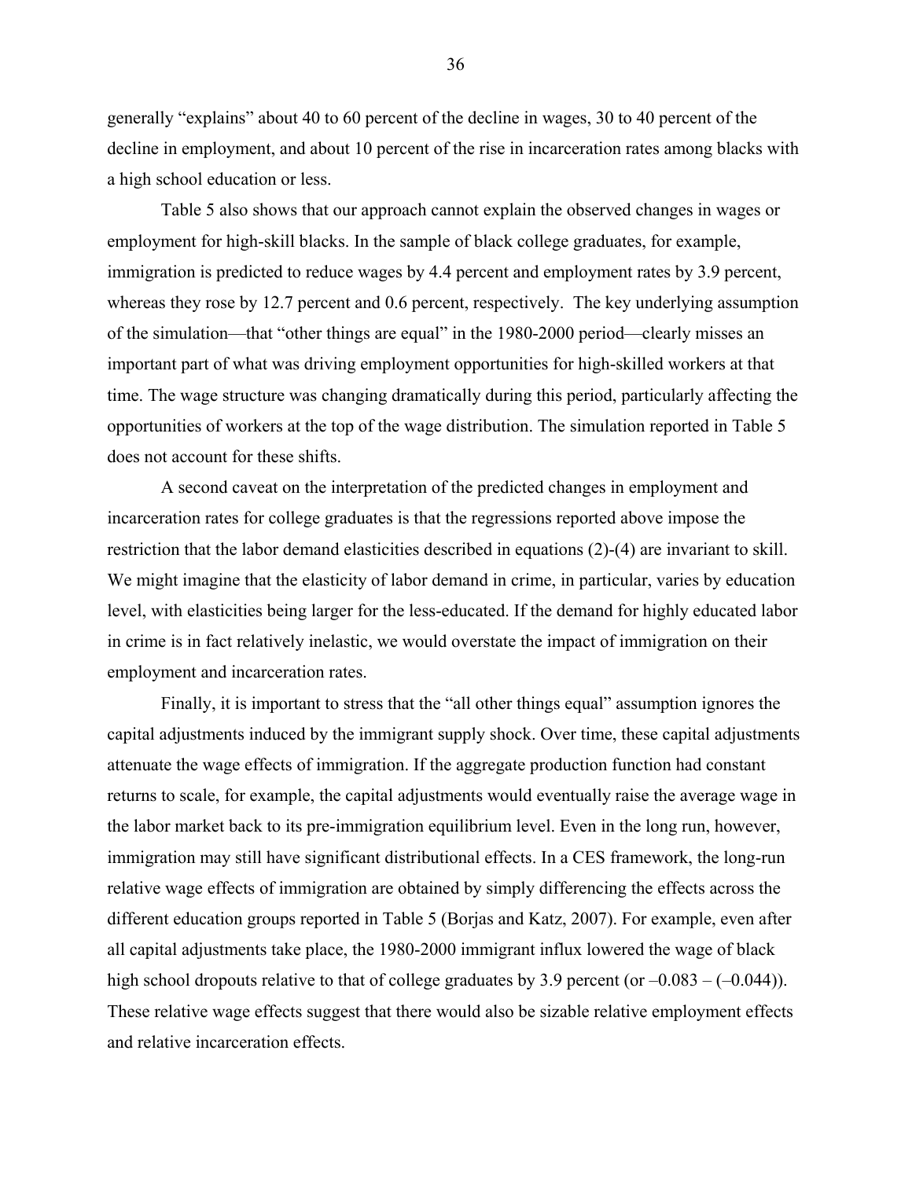generally “explains” about 40 to 60 percent of the decline in wages, 30 to 40 percent of the decline in employment, and about 10 percent of the rise in incarceration rates among blacks with a high school education or less.

Table 5 also shows that our approach cannot explain the observed changes in wages or employment for high-skill blacks. In the sample of black college graduates, for example, immigration is predicted to reduce wages by 4.4 percent and employment rates by 3.9 percent, whereas they rose by 12.7 percent and 0.6 percent, respectively. The key underlying assumption of the simulation—that “other things are equal” in the 1980-2000 period—clearly misses an important part of what was driving employment opportunities for high-skilled workers at that time. The wage structure was changing dramatically during this period, particularly affecting the opportunities of workers at the top of the wage distribution. The simulation reported in Table 5 does not account for these shifts.

A second caveat on the interpretation of the predicted changes in employment and incarceration rates for college graduates is that the regressions reported above impose the restriction that the labor demand elasticities described in equations (2)-(4) are invariant to skill. We might imagine that the elasticity of labor demand in crime, in particular, varies by education level, with elasticities being larger for the less-educated. If the demand for highly educated labor in crime is in fact relatively inelastic, we would overstate the impact of immigration on their employment and incarceration rates.

Finally, it is important to stress that the “all other things equal” assumption ignores the capital adjustments induced by the immigrant supply shock. Over time, these capital adjustments attenuate the wage effects of immigration. If the aggregate production function had constant returns to scale, for example, the capital adjustments would eventually raise the average wage in the labor market back to its pre-immigration equilibrium level. Even in the long run, however, immigration may still have significant distributional effects. In a CES framework, the long-run relative wage effects of immigration are obtained by simply differencing the effects across the different education groups reported in Table 5 (Borjas and Katz, 2007). For example, even after all capital adjustments take place, the 1980-2000 immigrant influx lowered the wage of black high school dropouts relative to that of college graduates by 3.9 percent (or $-0.083 - (-0.044)$). These relative wage effects suggest that there would also be sizable relative employment effects and relative incarceration effects.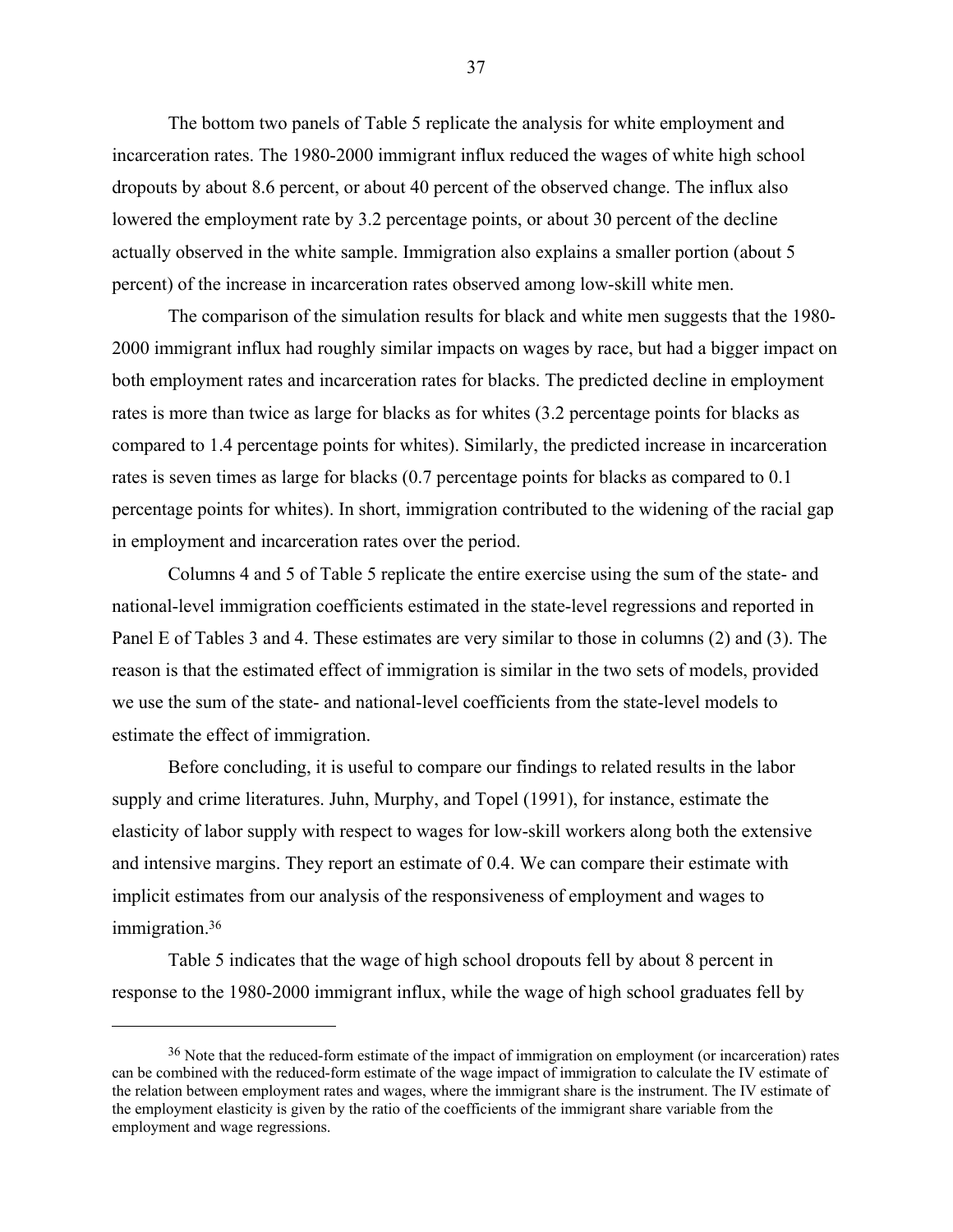The bottom two panels of Table 5 replicate the analysis for white employment and incarceration rates. The 1980-2000 immigrant influx reduced the wages of white high school dropouts by about 8.6 percent, or about 40 percent of the observed change. The influx also lowered the employment rate by 3.2 percentage points, or about 30 percent of the decline actually observed in the white sample. Immigration also explains a smaller portion (about 5 percent) of the increase in incarceration rates observed among low-skill white men.

The comparison of the simulation results for black and white men suggests that the 1980-2000 immigrant influx had roughly similar impacts on wages by race, but had a bigger impact on both employment rates and incarceration rates for blacks. The predicted decline in employment rates is more than twice as large for blacks as for whites (3.2 percentage points for blacks as compared to 1.4 percentage points for whites). Similarly, the predicted increase in incarceration rates is seven times as large for blacks (0.7 percentage points for blacks as compared to 0.1 percentage points for whites). In short, immigration contributed to the widening of the racial gap in employment and incarceration rates over the period.

Columns 4 and 5 of Table 5 replicate the entire exercise using the sum of the state- and national-level immigration coefficients estimated in the state-level regressions and reported in Panel E of Tables 3 and 4. These estimates are very similar to those in columns (2) and (3). The reason is that the estimated effect of immigration is similar in the two sets of models, provided we use the sum of the state- and national-level coefficients from the state-level models to estimate the effect of immigration.

Before concluding, it is useful to compare our findings to related results in the labor supply and crime literatures. Juhn, Murphy, and Topel (1991), for instance, estimate the elasticity of labor supply with respect to wages for low-skill workers along both the extensive and intensive margins. They report an estimate of 0.4. We can compare their estimate with implicit estimates from our analysis of the responsiveness of employment and wages to immigration.[36]

Table 5 indicates that the wage of high school dropouts fell by about 8 percent in response to the 1980-2000 immigrant influx, while the wage of high school graduates fell by

[36] Note that the reduced-form estimate of the impact of immigration on employment (or incarceration) rates can be combined with the reduced-form estimate of the wage impact of immigration to calculate the IV estimate of the relation between employment rates and wages, where the immigrant share is the instrument. The IV estimate of the employment elasticity is given by the ratio of the coefficients of the immigrant share variable from the employment and wage regressions.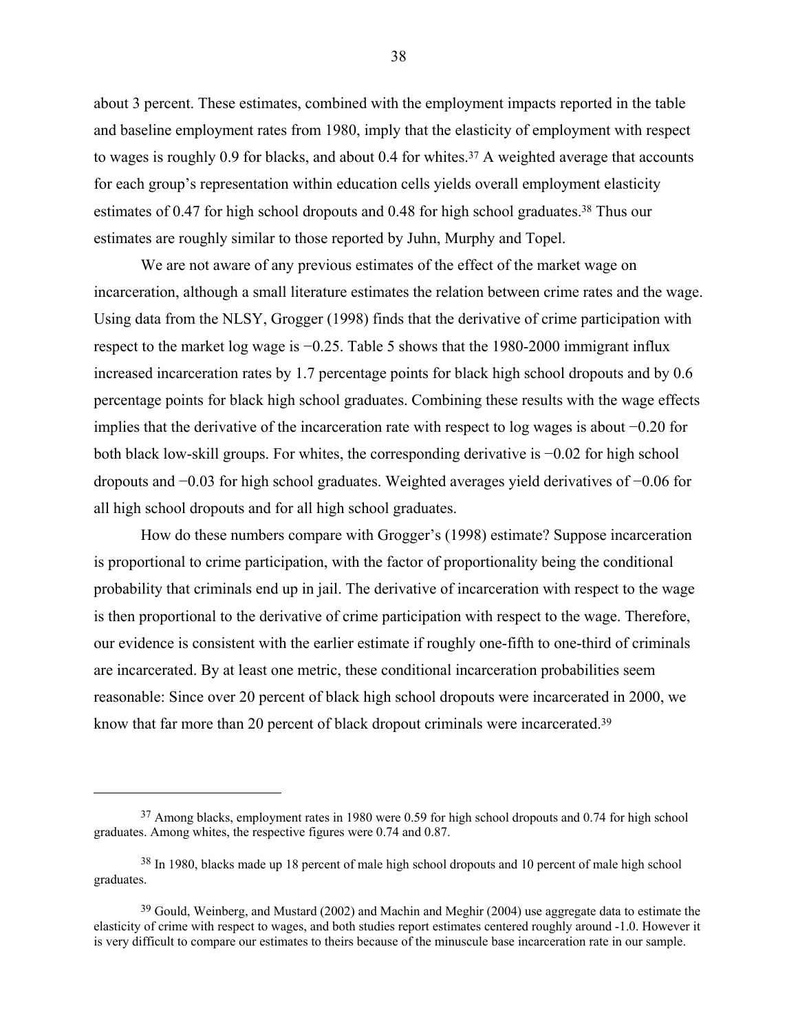about 3 percent. These estimates, combined with the employment impacts reported in the table and baseline employment rates from 1980, imply that the elasticity of employment with respect to wages is roughly 0.9 for blacks, and about 0.4 for whites.[37] A weighted average that accounts for each group's representation within education cells yields overall employment elasticity estimates of 0.47 for high school dropouts and 0.48 for high school graduates.[38] Thus our estimates are roughly similar to those reported by Juhn, Murphy and Topel.

We are not aware of any previous estimates of the effect of the market wage on incarceration, although a small literature estimates the relation between crime rates and the wage. Using data from the NLSY, Grogger (1998) finds that the derivative of crime participation with respect to the market log wage is −0.25. Table 5 shows that the 1980-2000 immigrant influx increased incarceration rates by 1.7 percentage points for black high school dropouts and by 0.6 percentage points for black high school graduates. Combining these results with the wage effects implies that the derivative of the incarceration rate with respect to log wages is about −0.20 for both black low-skill groups. For whites, the corresponding derivative is −0.02 for high school dropouts and −0.03 for high school graduates. Weighted averages yield derivatives of −0.06 for all high school dropouts and for all high school graduates.

How do these numbers compare with Grogger's (1998) estimate? Suppose incarceration is proportional to crime participation, with the factor of proportionality being the conditional probability that criminals end up in jail. The derivative of incarceration with respect to the wage is then proportional to the derivative of crime participation with respect to the wage. Therefore, our evidence is consistent with the earlier estimate if roughly one-fifth to one-third of criminals are incarcerated. By at least one metric, these conditional incarceration probabilities seem reasonable: Since over 20 percent of black high school dropouts were incarcerated in 2000, we know that far more than 20 percent of black dropout criminals were incarcerated.[39]

---

[37] Among blacks, employment rates in 1980 were 0.59 for high school dropouts and 0.74 for high school graduates. Among whites, the respective figures were 0.74 and 0.87.

[38] In 1980, blacks made up 18 percent of male high school dropouts and 10 percent of male high school graduates.

[39] Gould, Weinberg, and Mustard (2002) and Machin and Meghir (2004) use aggregate data to estimate the elasticity of crime with respect to wages, and both studies report estimates centered roughly around -1.0. However it is very difficult to compare our estimates to theirs because of the minuscule base incarceration rate in our sample.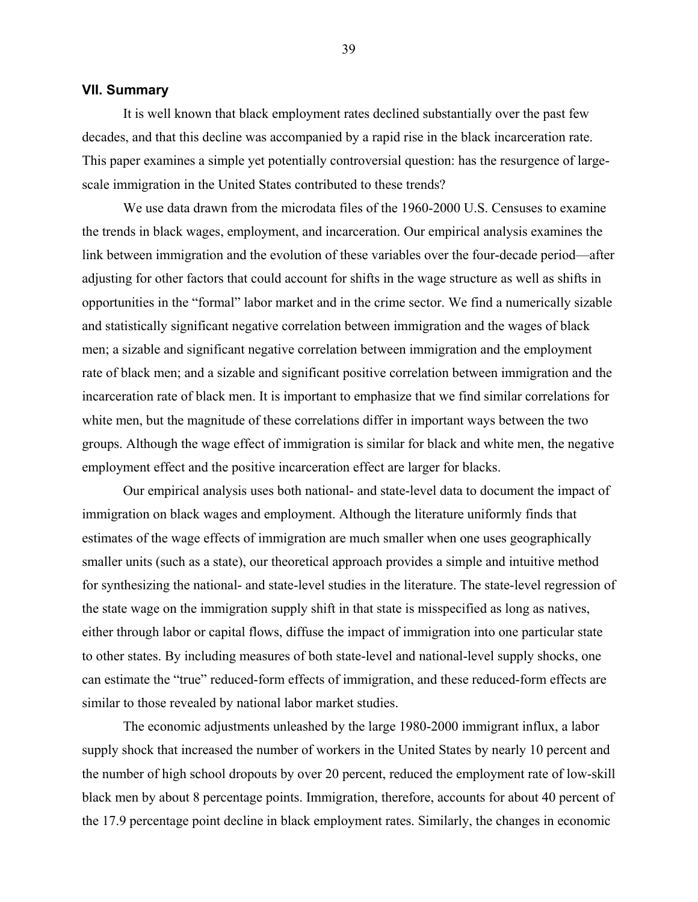## VII. Summary

It is well known that black employment rates declined substantially over the past few decades, and that this decline was accompanied by a rapid rise in the black incarceration rate. This paper examines a simple yet potentially controversial question: has the resurgence of large-scale immigration in the United States contributed to these trends?

We use data drawn from the microdata files of the 1960-2000 U.S. Censuses to examine the trends in black wages, employment, and incarceration. Our empirical analysis examines the link between immigration and the evolution of these variables over the four-decade period—after adjusting for other factors that could account for shifts in the wage structure as well as shifts in opportunities in the "formal" labor market and in the crime sector. We find a numerically sizable and statistically significant negative correlation between immigration and the wages of black men; a sizable and significant negative correlation between immigration and the employment rate of black men; and a sizable and significant positive correlation between immigration and the incarceration rate of black men. It is important to emphasize that we find similar correlations for white men, but the magnitude of these correlations differ in important ways between the two groups. Although the wage effect of immigration is similar for black and white men, the negative employment effect and the positive incarceration effect are larger for blacks.

Our empirical analysis uses both national- and state-level data to document the impact of immigration on black wages and employment. Although the literature uniformly finds that estimates of the wage effects of immigration are much smaller when one uses geographically smaller units (such as a state), our theoretical approach provides a simple and intuitive method for synthesizing the national- and state-level studies in the literature. The state-level regression of the state wage on the immigration supply shift in that state is misspecified as long as natives, either through labor or capital flows, diffuse the impact of immigration into one particular state to other states. By including measures of both state-level and national-level supply shocks, one can estimate the "true" reduced-form effects of immigration, and these reduced-form effects are similar to those revealed by national labor market studies.

The economic adjustments unleashed by the large 1980-2000 immigrant influx, a labor supply shock that increased the number of workers in the United States by nearly 10 percent and the number of high school dropouts by over 20 percent, reduced the employment rate of low-skill black men by about 8 percentage points. Immigration, therefore, accounts for about 40 percent of the 17.9 percentage point decline in black employment rates. Similarly, the changes in economic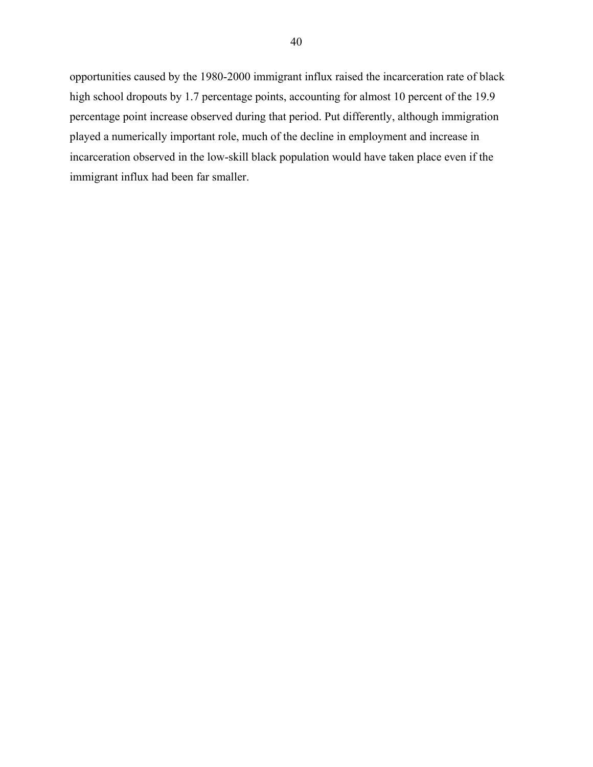opportunities caused by the 1980-2000 immigrant influx raised the incarceration rate of black high school dropouts by 1.7 percentage points, accounting for almost 10 percent of the 19.9 percentage point increase observed during that period. Put differently, although immigration played a numerically important role, much of the decline in employment and increase in incarceration observed in the low-skill black population would have taken place even if the immigrant influx had been far smaller.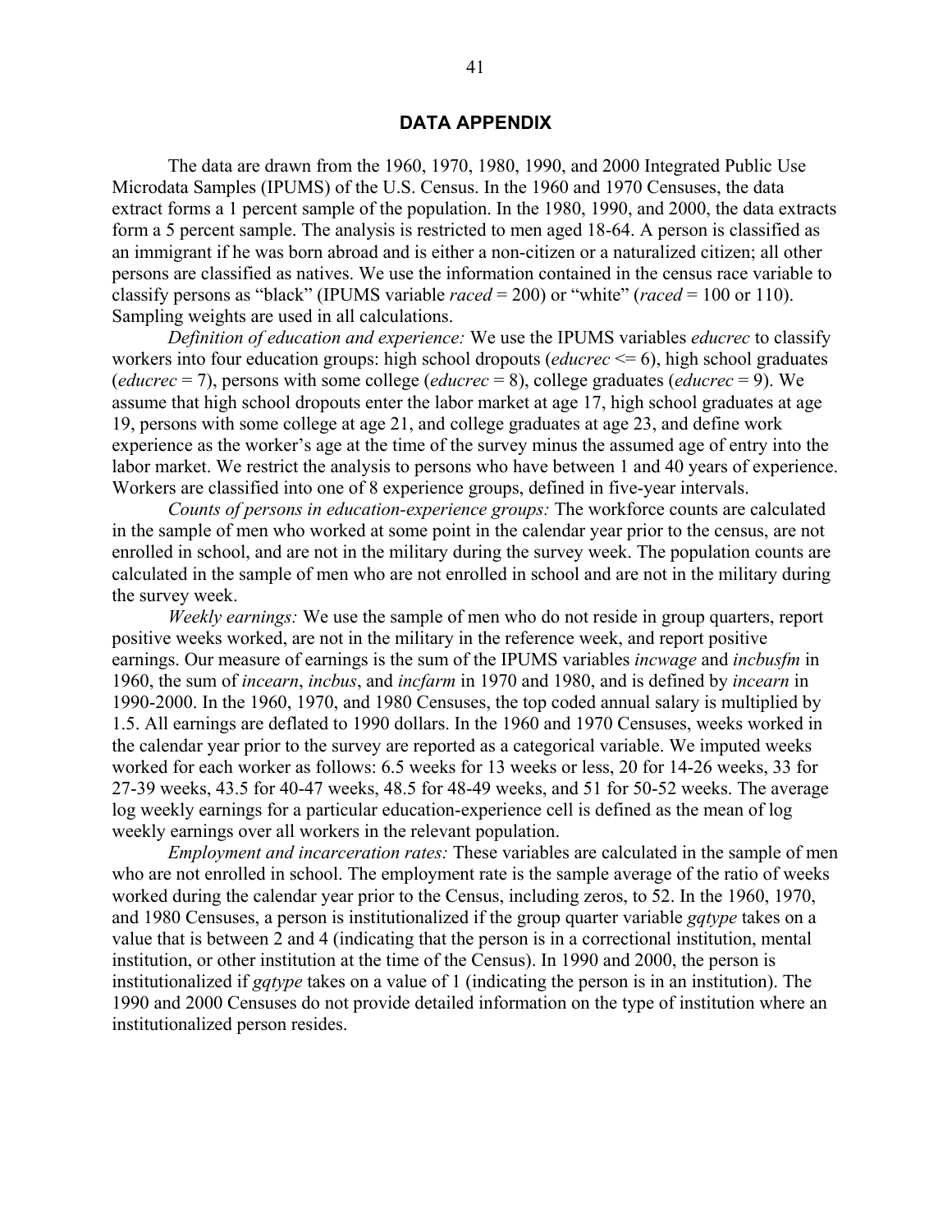## DATA APPENDIX

The data are drawn from the 1960, 1970, 1980, 1990, and 2000 Integrated Public Use Microdata Samples (IPUMS) of the U.S. Census. In the 1960 and 1970 Censuses, the data extract forms a 1 percent sample of the population. In the 1980, 1990, and 2000, the data extracts form a 5 percent sample. The analysis is restricted to men aged 18-64. A person is classified as an immigrant if he was born abroad and is either a non-citizen or a naturalized citizen; all other persons are classified as natives. We use the information contained in the census race variable to classify persons as "black" (IPUMS variable *raced* = 200) or "white" (*raced* = 100 or 110). Sampling weights are used in all calculations.

*Definition of education and experience:* We use the IPUMS variables *educrec* to classify workers into four education groups: high school dropouts (*educrec* <= 6), high school graduates (*educrec* = 7), persons with some college (*educrec* = 8), college graduates (*educrec* = 9). We assume that high school dropouts enter the labor market at age 17, high school graduates at age 19, persons with some college at age 21, and college graduates at age 23, and define work experience as the worker's age at the time of the survey minus the assumed age of entry into the labor market. We restrict the analysis to persons who have between 1 and 40 years of experience. Workers are classified into one of 8 experience groups, defined in five-year intervals.

*Counts of persons in education-experience groups:* The workforce counts are calculated in the sample of men who worked at some point in the calendar year prior to the census, are not enrolled in school, and are not in the military during the survey week. The population counts are calculated in the sample of men who are not enrolled in school and are not in the military during the survey week.

*Weekly earnings:* We use the sample of men who do not reside in group quarters, report positive weeks worked, are not in the military in the reference week, and report positive earnings. Our measure of earnings is the sum of the IPUMS variables *incwage* and *incbusfm* in 1960, the sum of *incearn*, *incbus*, and *incfarm* in 1970 and 1980, and is defined by *incearn* in 1990-2000. In the 1960, 1970, and 1980 Censuses, the top coded annual salary is multiplied by 1.5. All earnings are deflated to 1990 dollars. In the 1960 and 1970 Censuses, weeks worked in the calendar year prior to the survey are reported as a categorical variable. We imputed weeks worked for each worker as follows: 6.5 weeks for 13 weeks or less, 20 for 14-26 weeks, 33 for 27-39 weeks, 43.5 for 40-47 weeks, 48.5 for 48-49 weeks, and 51 for 50-52 weeks. The average log weekly earnings for a particular education-experience cell is defined as the mean of log weekly earnings over all workers in the relevant population.

*Employment and incarceration rates:* These variables are calculated in the sample of men who are not enrolled in school. The employment rate is the sample average of the ratio of weeks worked during the calendar year prior to the Census, including zeros, to 52. In the 1960, 1970, and 1980 Censuses, a person is institutionalized if the group quarter variable *gqtype* takes on a value that is between 2 and 4 (indicating that the person is in a correctional institution, mental institution, or other institution at the time of the Census). In 1990 and 2000, the person is institutionalized if *gqtype* takes on a value of 1 (indicating the person is in an institution). The 1990 and 2000 Censuses do not provide detailed information on the type of institution where an institutionalized person resides.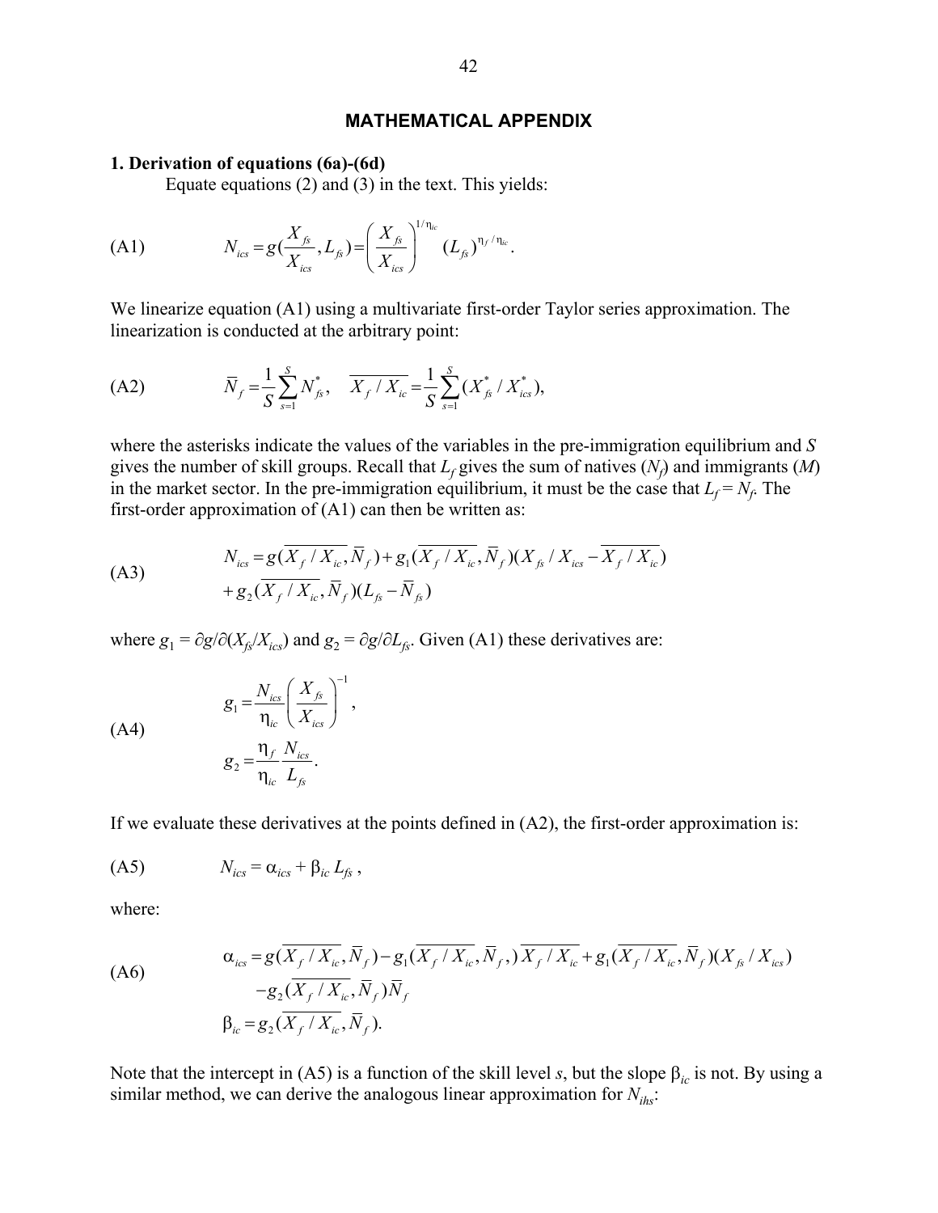## MATHEMATICAL APPENDIX

### 1. Derivation of equations (6a)-(6d)

Equate equations (2) and (3) in the text. This yields:

$$
\text{(A1)} \qquad N_{ics} = g(\frac{X_{fs}}{X_{ics}}, L_{fs}) = \left(\frac{X_{fs}}{X_{ics}}\right)^{1/\eta_{ic}} (L_{fs})^{\eta_f/\eta_{ic}}.
$$

We linearize equation (A1) using a multivariate first-order Taylor series approximation. The linearization is conducted at the arbitrary point:

$$
\text{(A2)} \qquad \overline{N}_f = \frac{1}{S}\sum_{s=1}^{S} N^*_{fs}, \quad \overline{X_f / X_{ic}} = \frac{1}{S}\sum_{s=1}^{S}(X^*_{fs}/X^*_{ics}),
$$

where the asterisks indicate the values of the variables in the pre-immigration equilibrium and $S$ gives the number of skill groups. Recall that $L_f$ gives the sum of natives ($N_f$) and immigrants ($M$) in the market sector. In the pre-immigration equilibrium, it must be the case that $L_f = N_f$. The first-order approximation of (A1) can then be written as:

$$
\text{(A3)} \qquad \begin{aligned} N_{ics} &= g(\overline{X_f / X_{ic}}, \overline{N}_f) + g_1(\overline{X_f / X_{ic}}, \overline{N}_f)(X_{fs}/X_{ics} - \overline{X_f / X_{ic}}) \\ &+ g_2(\overline{X_f / X_{ic}}, \overline{N}_f)(L_{fs} - \overline{N}_{fs}) \end{aligned}
$$

where $g_1 = \partial g/\partial(X_{fs}/X_{ics})$ and $g_2 = \partial g/\partial L_{fs}$. Given (A1) these derivatives are:

$$
\text{(A4)} \qquad \begin{aligned} g_1 &= \frac{N_{ics}}{\eta_{ic}}\left(\frac{X_{fs}}{X_{ics}}\right)^{-1}, \\ g_2 &= \frac{\eta_f}{\eta_{ic}}\frac{N_{ics}}{L_{fs}}. \end{aligned}
$$

If we evaluate these derivatives at the points defined in (A2), the first-order approximation is:

$$
\text{(A5)} \qquad N_{ics} = \alpha_{ics} + \beta_{ic} L_{fs},
$$

where:

$$
\text{(A6)} \qquad \begin{aligned} \alpha_{ics} &= g(\overline{X_f / X_{ic}}, \overline{N}_f) - g_1(\overline{X_f / X_{ic}}, \overline{N}_f,)\,\overline{X_f / X_{ic}} + g_1(\overline{X_f / X_{ic}}, \overline{N}_f)(X_{fs}/X_{ics}) \\ &\quad - g_2(\overline{X_f / X_{ic}}, \overline{N}_f)\overline{N}_f \\ \beta_{ic} &= g_2(\overline{X_f / X_{ic}}, \overline{N}_f). \end{aligned}
$$

Note that the intercept in (A5) is a function of the skill level $s$, but the slope $\beta_{ic}$ is not. By using a similar method, we can derive the analogous linear approximation for $N_{ihs}$: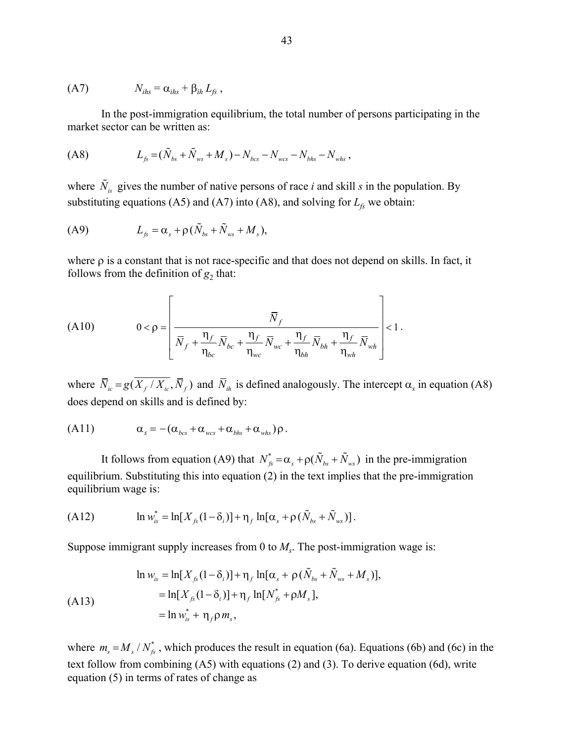(A7) $\quad N_{ihs} = \alpha_{ihs} + \beta_{ih} L_{fs}$ ,

In the post-immigration equilibrium, the total number of persons participating in the market sector can be written as:

(A8) $$L_{fs} = (\tilde{N}_{bs} + \tilde{N}_{ws} + M_s) - N_{bcs} - N_{wcs} - N_{bhs} - N_{whs} ,$$

where $\tilde{N}_{is}$ gives the number of native persons of race *i* and skill *s* in the population. By substituting equations (A5) and (A7) into (A8), and solving for $L_{fs}$ we obtain:

(A9) $$L_{fs} = \alpha_s + \rho(\tilde{N}_{bs} + \tilde{N}_{ws} + M_s),$$

where $\rho$ is a constant that is not race-specific and that does not depend on skills. In fact, it follows from the definition of $g_2$ that:

(A10) $$0 < \rho = \left[ \frac{\overline{N}_f}{\overline{N}_f + \frac{\eta_f}{\eta_{bc}} \overline{N}_{bc} + \frac{\eta_f}{\eta_{wc}} \overline{N}_{wc} + \frac{\eta_f}{\eta_{bh}} \overline{N}_{bh} + \frac{\eta_f}{\eta_{wh}} \overline{N}_{wh}} \right] < 1 .$$

where $\overline{N}_{ic} = g(\overline{X_f / X_{ic}}, \overline{N}_f)$ and $\overline{N}_{ih}$ is defined analogously. The intercept $\alpha_s$ in equation (A8) does depend on skills and is defined by:

(A11) $$\alpha_s = -(\alpha_{bcs} + \alpha_{wcs} + \alpha_{bhs} + \alpha_{whs})\rho .$$

It follows from equation (A9) that $N^*_{fs} = \alpha_s + \rho(\tilde{N}_{bs} + \tilde{N}_{ws})$ in the pre-immigration equilibrium. Substituting this into equation (2) in the text implies that the pre-immigration equilibrium wage is:

(A12) $$\ln w^*_{is} = \ln[X_{fs}(1-\delta_i)] + \eta_f \ln[\alpha_s + \rho(\tilde{N}_{bs} + \tilde{N}_{ws})] .$$

Suppose immigrant supply increases from 0 to $M_s$. The post-immigration wage is:

(A13) $$\begin{aligned} \ln w_{is} &= \ln[X_{fs}(1-\delta_i)] + \eta_f \ln[\alpha_s + \rho(\tilde{N}_{bs} + \tilde{N}_{ws} + M_s)], \\ &= \ln[X_{fs}(1-\delta_i)] + \eta_f \ln[N^*_{fs} + \rho M_s], \\ &= \ln w^*_{is} + \eta_f \rho\, m_s , \end{aligned}$$

where $m_s = M_s / N^*_{fs}$ , which produces the result in equation (6a). Equations (6b) and (6c) in the text follow from combining (A5) with equations (2) and (3). To derive equation (6d), write equation (5) in terms of rates of change as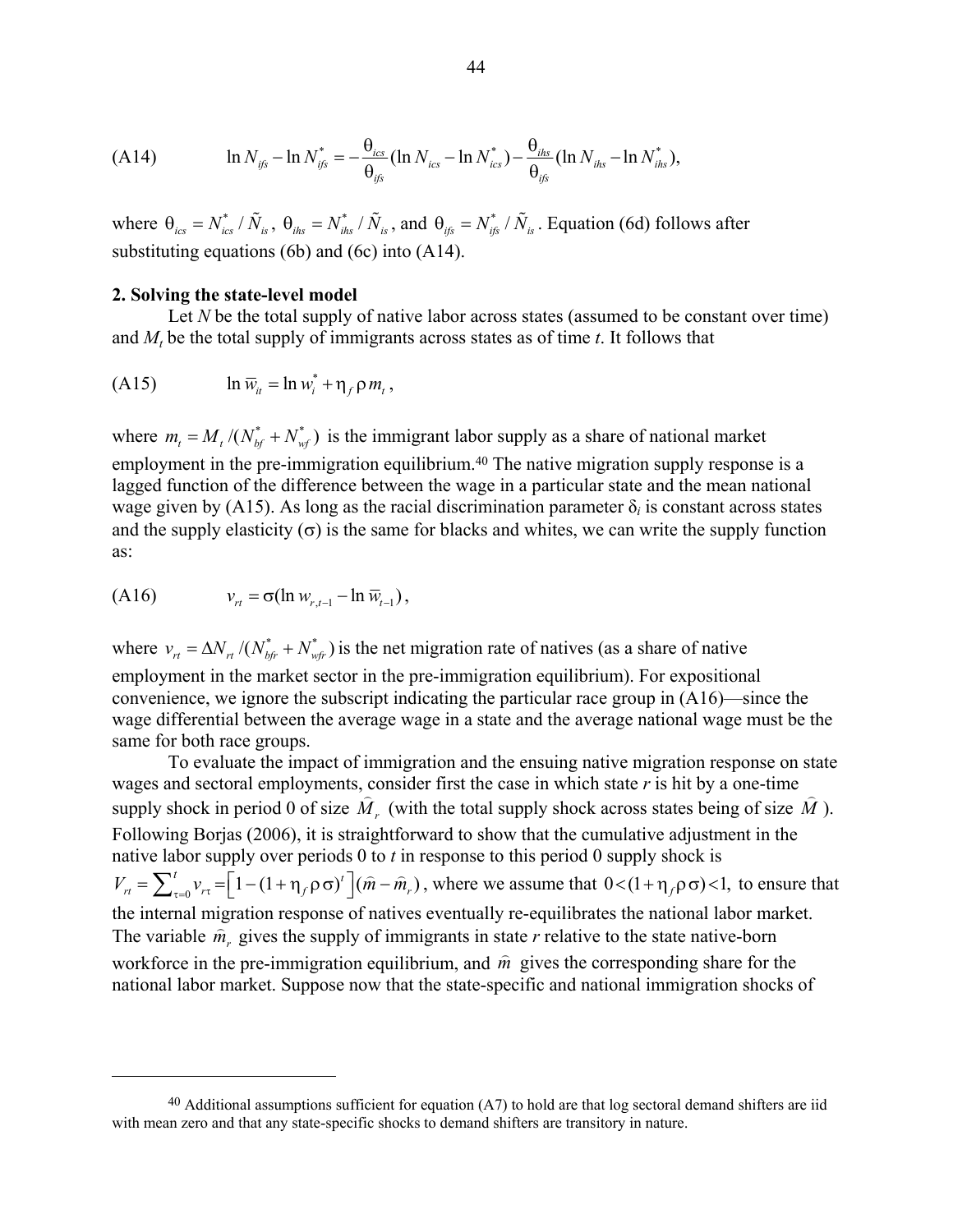$$\text{(A14)} \qquad \ln N_{ifs} - \ln N^*_{ifs} = -\frac{\theta_{ics}}{\theta_{ifs}}(\ln N_{ics} - \ln N^*_{ics}) - \frac{\theta_{ihs}}{\theta_{ifs}}(\ln N_{ihs} - \ln N^*_{ihs}),$$

where $\theta_{ics} = N^*_{ics} / \tilde{N}_{is}$, $\theta_{ihs} = N^*_{ihs} / \tilde{N}_{is}$, and $\theta_{ifs} = N^*_{ifs} / \tilde{N}_{is}$. Equation (6d) follows after substituting equations (6b) and (6c) into (A14).

**2. Solving the state-level model**

Let $N$ be the total supply of native labor across states (assumed to be constant over time) and $M_t$ be the total supply of immigrants across states as of time $t$. It follows that

$$\text{(A15)} \qquad \ln \overline{w}_{it} = \ln w^*_i + \eta_f \rho m_t,$$

where $m_t = M_t / (N^*_{bf} + N^*_{wf})$ is the immigrant labor supply as a share of national market employment in the pre-immigration equilibrium.[40] The native migration supply response is a lagged function of the difference between the wage in a particular state and the mean national wage given by (A15). As long as the racial discrimination parameter $\delta_i$ is constant across states and the supply elasticity ($\sigma$) is the same for blacks and whites, we can write the supply function as:

$$\text{(A16)} \qquad v_{rt} = \sigma(\ln w_{r,t-1} - \ln \overline{w}_{t-1}),$$

where $v_{rt} = \Delta N_{rt} / (N^*_{bfr} + N^*_{wfr})$ is the net migration rate of natives (as a share of native employment in the market sector in the pre-immigration equilibrium). For expositional convenience, we ignore the subscript indicating the particular race group in (A16)—since the wage differential between the average wage in a state and the average national wage must be the same for both race groups.

To evaluate the impact of immigration and the ensuing native migration response on state wages and sectoral employments, consider first the case in which state $r$ is hit by a one-time supply shock in period 0 of size $\widehat{M}_r$ (with the total supply shock across states being of size $\widehat{M}$). Following Borjas (2006), it is straightforward to show that the cumulative adjustment in the native labor supply over periods 0 to $t$ in response to this period 0 supply shock is $V_{rt} = \sum_{\tau=0}^{t} v_{r\tau} = \left[1 - (1 + \eta_f \rho \sigma)^t\right](\widehat{m} - \widehat{m}_r)$, where we assume that $0 < (1 + \eta_f \rho \sigma) < 1$, to ensure that the internal migration response of natives eventually re-equilibrates the national labor market. The variable $\widehat{m}_r$ gives the supply of immigrants in state $r$ relative to the state native-born workforce in the pre-immigration equilibrium, and $\widehat{m}$ gives the corresponding share for the national labor market. Suppose now that the state-specific and national immigration shocks of

---

[40] Additional assumptions sufficient for equation (A7) to hold are that log sectoral demand shifters are iid with mean zero and that any state-specific shocks to demand shifters are transitory in nature.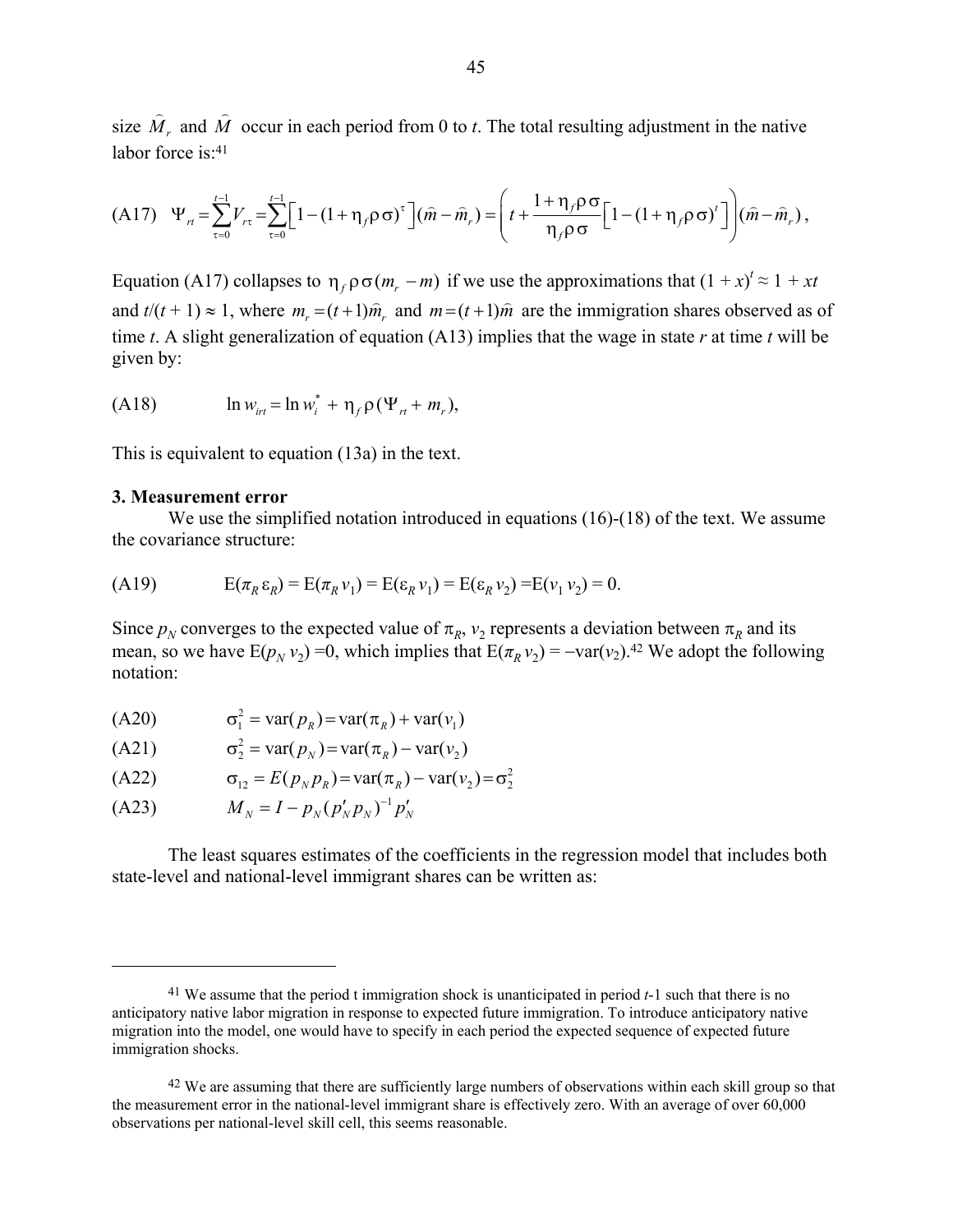size $\widehat{M}_r$ and $\widehat{M}$ occur in each period from 0 to $t$. The total resulting adjustment in the native labor force is:[41]

$$\text{(A17)} \quad \Psi_{rt} = \sum_{\tau=0}^{t-1} V_{r\tau} = \sum_{\tau=0}^{t-1} \left[1-(1+\eta_f \rho \sigma)^{\tau}\right](\widehat{m}-\widehat{m}_r) = \left(t + \frac{1+\eta_f \rho \sigma}{\eta_f \rho \sigma}\left[1-(1+\eta_f \rho \sigma)^t\right]\right)(\widehat{m}-\widehat{m}_r),$$

Equation (A17) collapses to $\eta_f \rho \sigma (m_r - m)$ if we use the approximations that $(1 + x)^t \approx 1 + xt$ and $t/(t + 1) \approx 1$, where $m_r = (t+1)\widehat{m}_r$ and $m = (t+1)\widehat{m}$ are the immigration shares observed as of time $t$. A slight generalization of equation (A13) implies that the wage in state $r$ at time $t$ will be given by:

$$\text{(A18)} \qquad \ln w_{irt} = \ln w_i^* + \eta_f \rho (\Psi_{rt} + m_r),$$

This is equivalent to equation (13a) in the text.

### 3. Measurement error

We use the simplified notation introduced in equations (16)-(18) of the text. We assume the covariance structure:

$$\text{(A19)} \qquad \mathrm{E}(\pi_R\, \varepsilon_R) = \mathrm{E}(\pi_R\, v_1) = \mathrm{E}(\varepsilon_R\, v_1) = \mathrm{E}(\varepsilon_R\, v_2) = \mathrm{E}(v_1\, v_2) = 0.$$

Since $p_N$ converges to the expected value of $\pi_R$, $v_2$ represents a deviation between $\pi_R$ and its mean, so we have $\mathrm{E}(p_N\, v_2) = 0$, which implies that $\mathrm{E}(\pi_R\, v_2) = -\mathrm{var}(v_2)$.[42] We adopt the following notation:

$$\text{(A20)} \qquad \sigma_1^2 = \mathrm{var}(p_R) = \mathrm{var}(\pi_R) + \mathrm{var}(v_1)$$

$$\text{(A21)} \qquad \sigma_2^2 = \mathrm{var}(p_N) = \mathrm{var}(\pi_R) - \mathrm{var}(v_2)$$

$$\text{(A22)} \qquad \sigma_{12} = E(p_N p_R) = \mathrm{var}(\pi_R) - \mathrm{var}(v_2) = \sigma_2^2$$

$$\text{(A23)} \qquad M_N = I - p_N (p_N' p_N)^{-1} p_N'$$

The least squares estimates of the coefficients in the regression model that includes both state-level and national-level immigrant shares can be written as:

---

[41] We assume that the period t immigration shock is unanticipated in period $t$-1 such that there is no anticipatory native labor migration in response to expected future immigration. To introduce anticipatory native migration into the model, one would have to specify in each period the expected sequence of expected future immigration shocks.

[42] We are assuming that there are sufficiently large numbers of observations within each skill group so that the measurement error in the national-level immigrant share is effectively zero. With an average of over 60,000 observations per national-level skill cell, this seems reasonable.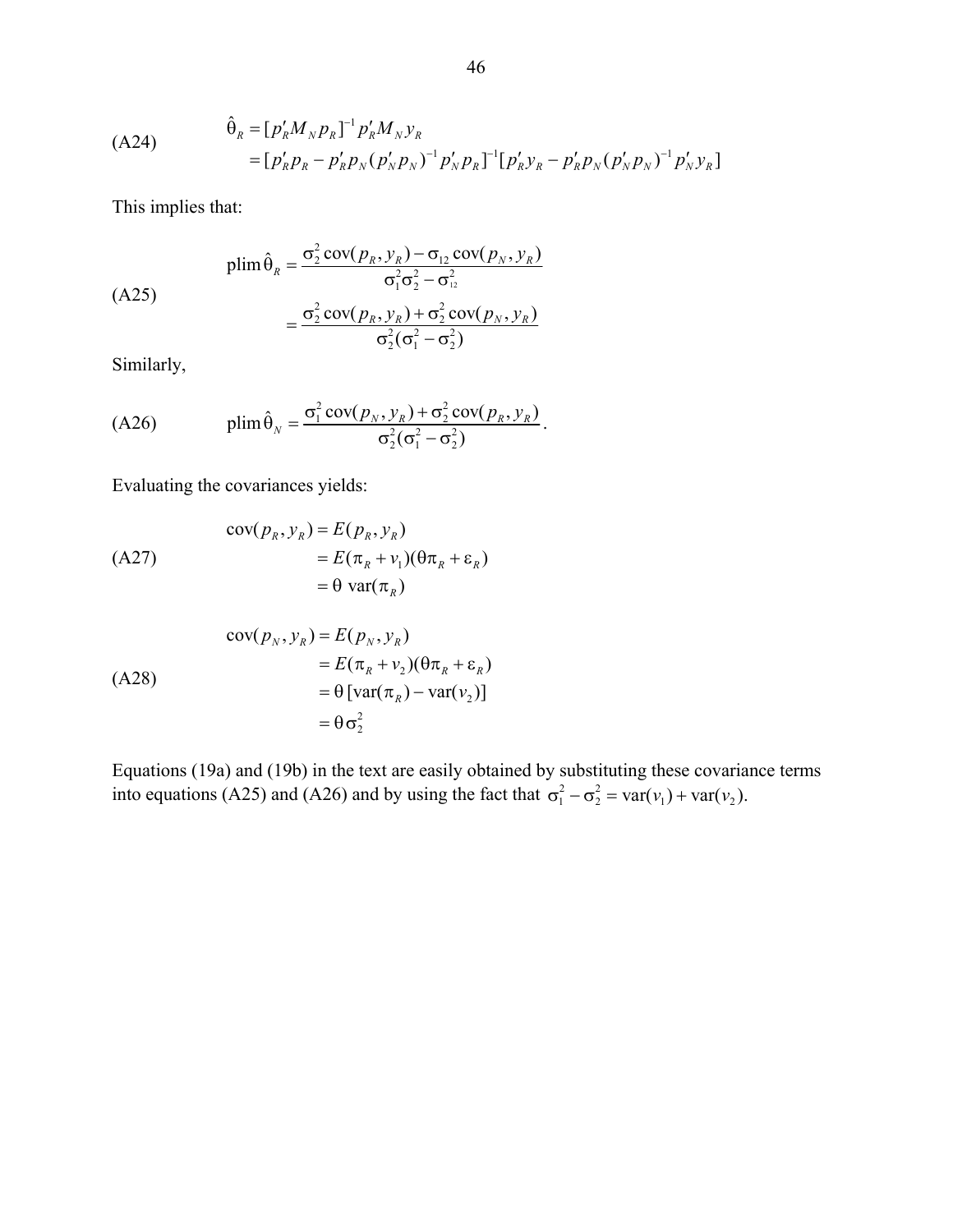$$\text{(A24)} \qquad \begin{aligned} \hat{\theta}_R &= [p_R' M_N p_R]^{-1} p_R' M_N y_R \\ &= [p_R' p_R - p_R' p_N (p_N' p_N)^{-1} p_N' p_R]^{-1} [p_R' y_R - p_R' p_N (p_N' p_N)^{-1} p_N' y_R] \end{aligned}$$

This implies that:

$$\text{(A25)} \qquad \begin{aligned} \text{plim}\,\hat{\theta}_R &= \frac{\sigma_2^2 \operatorname{cov}(p_R, y_R) - \sigma_{12} \operatorname{cov}(p_N, y_R)}{\sigma_1^2 \sigma_2^2 - \sigma_{12}^2} \\ &= \frac{\sigma_2^2 \operatorname{cov}(p_R, y_R) + \sigma_2^2 \operatorname{cov}(p_N, y_R)}{\sigma_2^2(\sigma_1^2 - \sigma_2^2)} \end{aligned}$$

Similarly,

$$\text{(A26)} \qquad \text{plim}\,\hat{\theta}_N = \frac{\sigma_1^2 \operatorname{cov}(p_N, y_R) + \sigma_2^2 \operatorname{cov}(p_R, y_R)}{\sigma_2^2(\sigma_1^2 - \sigma_2^2)}.$$

Evaluating the covariances yields:

$$\text{(A27)} \qquad \begin{aligned} \operatorname{cov}(p_R, y_R) &= E(p_R, y_R) \\ &= E(\pi_R + v_1)(\theta\pi_R + \varepsilon_R) \\ &= \theta \operatorname{var}(\pi_R) \end{aligned}$$

$$\text{(A28)} \qquad \begin{aligned} \operatorname{cov}(p_N, y_R) &= E(p_N, y_R) \\ &= E(\pi_R + v_2)(\theta\pi_R + \varepsilon_R) \\ &= \theta\,[\operatorname{var}(\pi_R) - \operatorname{var}(v_2)] \\ &= \theta\sigma_2^2 \end{aligned}$$

Equations (19a) and (19b) in the text are easily obtained by substituting these covariance terms into equations (A25) and (A26) and by using the fact that $\sigma_1^2 - \sigma_2^2 = \operatorname{var}(v_1) + \operatorname{var}(v_2)$.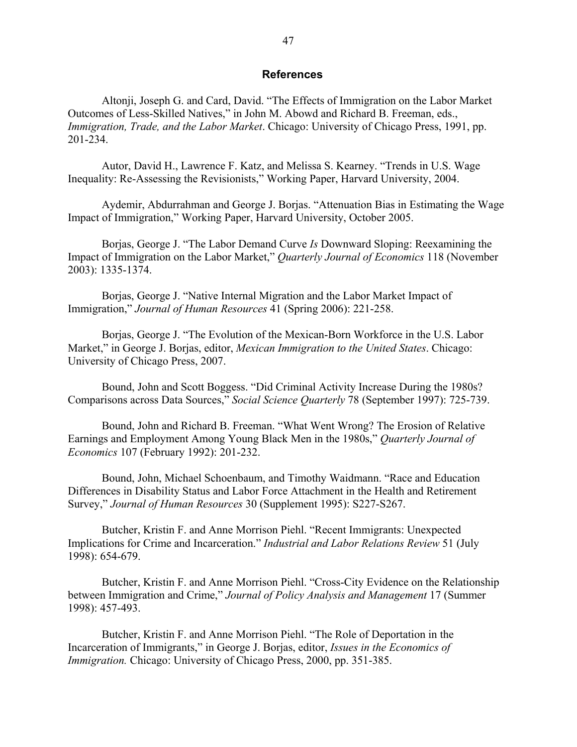## References

Altonji, Joseph G. and Card, David. "The Effects of Immigration on the Labor Market Outcomes of Less-Skilled Natives," in John M. Abowd and Richard B. Freeman, eds., *Immigration, Trade, and the Labor Market*. Chicago: University of Chicago Press, 1991, pp. 201-234.

Autor, David H., Lawrence F. Katz, and Melissa S. Kearney. "Trends in U.S. Wage Inequality: Re-Assessing the Revisionists," Working Paper, Harvard University, 2004.

Aydemir, Abdurrahman and George J. Borjas. "Attenuation Bias in Estimating the Wage Impact of Immigration," Working Paper, Harvard University, October 2005.

Borjas, George J. "The Labor Demand Curve *Is* Downward Sloping: Reexamining the Impact of Immigration on the Labor Market," *Quarterly Journal of Economics* 118 (November 2003): 1335-1374.

Borjas, George J. "Native Internal Migration and the Labor Market Impact of Immigration," *Journal of Human Resources* 41 (Spring 2006): 221-258.

Borjas, George J. "The Evolution of the Mexican-Born Workforce in the U.S. Labor Market," in George J. Borjas, editor, *Mexican Immigration to the United States*. Chicago: University of Chicago Press, 2007.

Bound, John and Scott Boggess. "Did Criminal Activity Increase During the 1980s? Comparisons across Data Sources," *Social Science Quarterly* 78 (September 1997): 725-739.

Bound, John and Richard B. Freeman. "What Went Wrong? The Erosion of Relative Earnings and Employment Among Young Black Men in the 1980s," *Quarterly Journal of Economics* 107 (February 1992): 201-232.

Bound, John, Michael Schoenbaum, and Timothy Waidmann. "Race and Education Differences in Disability Status and Labor Force Attachment in the Health and Retirement Survey," *Journal of Human Resources* 30 (Supplement 1995): S227-S267.

Butcher, Kristin F. and Anne Morrison Piehl. "Recent Immigrants: Unexpected Implications for Crime and Incarceration." *Industrial and Labor Relations Review* 51 (July 1998): 654-679.

Butcher, Kristin F. and Anne Morrison Piehl. "Cross-City Evidence on the Relationship between Immigration and Crime," *Journal of Policy Analysis and Management* 17 (Summer 1998): 457-493.

Butcher, Kristin F. and Anne Morrison Piehl. "The Role of Deportation in the Incarceration of Immigrants," in George J. Borjas, editor, *Issues in the Economics of Immigration.* Chicago: University of Chicago Press, 2000, pp. 351-385.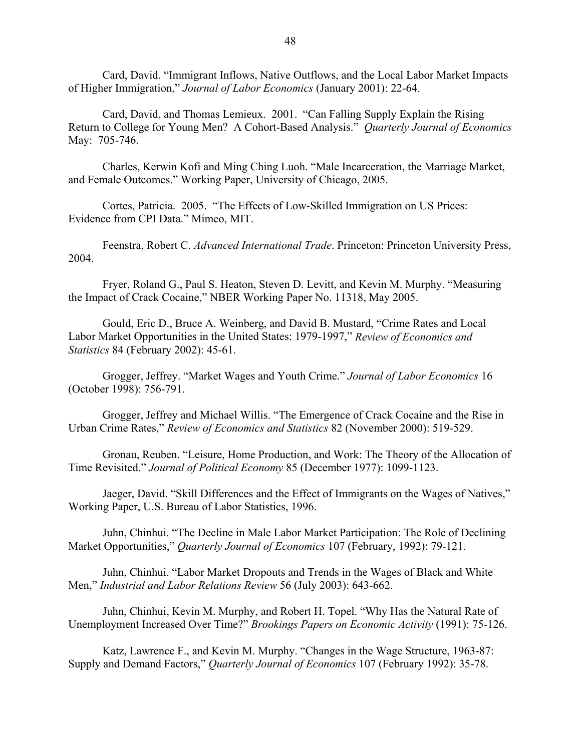Card, David. "Immigrant Inflows, Native Outflows, and the Local Labor Market Impacts of Higher Immigration," *Journal of Labor Economics* (January 2001): 22-64.

Card, David, and Thomas Lemieux. 2001. "Can Falling Supply Explain the Rising Return to College for Young Men? A Cohort-Based Analysis." *Quarterly Journal of Economics* May: 705-746.

Charles, Kerwin Kofi and Ming Ching Luoh. "Male Incarceration, the Marriage Market, and Female Outcomes." Working Paper, University of Chicago, 2005.

Cortes, Patricia. 2005. "The Effects of Low-Skilled Immigration on US Prices: Evidence from CPI Data." Mimeo, MIT.

Feenstra, Robert C. *Advanced International Trade*. Princeton: Princeton University Press, 2004.

Fryer, Roland G., Paul S. Heaton, Steven D. Levitt, and Kevin M. Murphy. "Measuring the Impact of Crack Cocaine," NBER Working Paper No. 11318, May 2005.

Gould, Eric D., Bruce A. Weinberg, and David B. Mustard, "Crime Rates and Local Labor Market Opportunities in the United States: 1979-1997," *Review of Economics and Statistics* 84 (February 2002): 45-61.

Grogger, Jeffrey. "Market Wages and Youth Crime." *Journal of Labor Economics* 16 (October 1998): 756-791.

Grogger, Jeffrey and Michael Willis. "The Emergence of Crack Cocaine and the Rise in Urban Crime Rates," *Review of Economics and Statistics* 82 (November 2000): 519-529.

Gronau, Reuben. "Leisure, Home Production, and Work: The Theory of the Allocation of Time Revisited." *Journal of Political Economy* 85 (December 1977): 1099-1123.

Jaeger, David. "Skill Differences and the Effect of Immigrants on the Wages of Natives," Working Paper, U.S. Bureau of Labor Statistics, 1996.

Juhn, Chinhui. "The Decline in Male Labor Market Participation: The Role of Declining Market Opportunities," *Quarterly Journal of Economics* 107 (February, 1992): 79-121.

Juhn, Chinhui. "Labor Market Dropouts and Trends in the Wages of Black and White Men," *Industrial and Labor Relations Review* 56 (July 2003): 643-662.

Juhn, Chinhui, Kevin M. Murphy, and Robert H. Topel. "Why Has the Natural Rate of Unemployment Increased Over Time?" *Brookings Papers on Economic Activity* (1991): 75-126.

Katz, Lawrence F., and Kevin M. Murphy. "Changes in the Wage Structure, 1963-87: Supply and Demand Factors," *Quarterly Journal of Economics* 107 (February 1992): 35-78.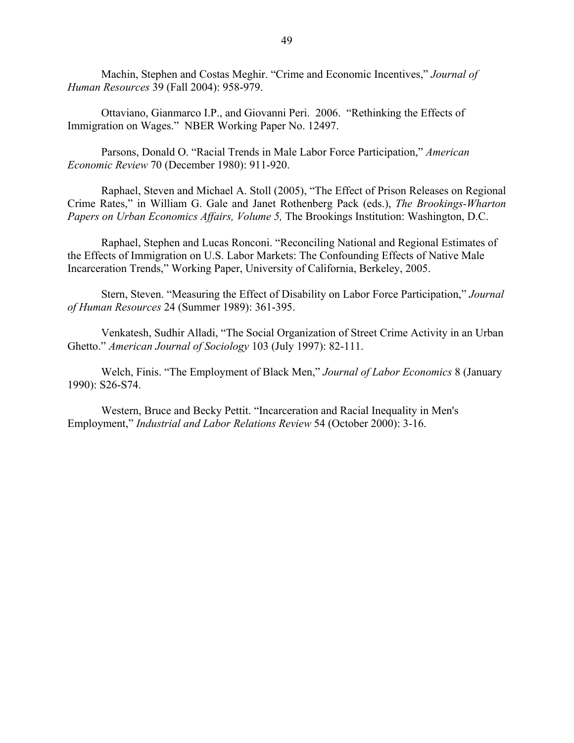Machin, Stephen and Costas Meghir. "Crime and Economic Incentives," *Journal of Human Resources* 39 (Fall 2004): 958-979.

Ottaviano, Gianmarco I.P., and Giovanni Peri. 2006. "Rethinking the Effects of Immigration on Wages." NBER Working Paper No. 12497.

Parsons, Donald O. "Racial Trends in Male Labor Force Participation," *American Economic Review* 70 (December 1980): 911-920.

Raphael, Steven and Michael A. Stoll (2005), "The Effect of Prison Releases on Regional Crime Rates," in William G. Gale and Janet Rothenberg Pack (eds.), *The Brookings-Wharton Papers on Urban Economics Affairs, Volume 5,* The Brookings Institution: Washington, D.C.

Raphael, Stephen and Lucas Ronconi. "Reconciling National and Regional Estimates of the Effects of Immigration on U.S. Labor Markets: The Confounding Effects of Native Male Incarceration Trends," Working Paper, University of California, Berkeley, 2005.

Stern, Steven. "Measuring the Effect of Disability on Labor Force Participation," *Journal of Human Resources* 24 (Summer 1989): 361-395.

Venkatesh, Sudhir Alladi, "The Social Organization of Street Crime Activity in an Urban Ghetto." *American Journal of Sociology* 103 (July 1997): 82-111.

Welch, Finis. "The Employment of Black Men," *Journal of Labor Economics* 8 (January 1990): S26-S74.

Western, Bruce and Becky Pettit. "Incarceration and Racial Inequality in Men's Employment," *Industrial and Labor Relations Review* 54 (October 2000): 3-16.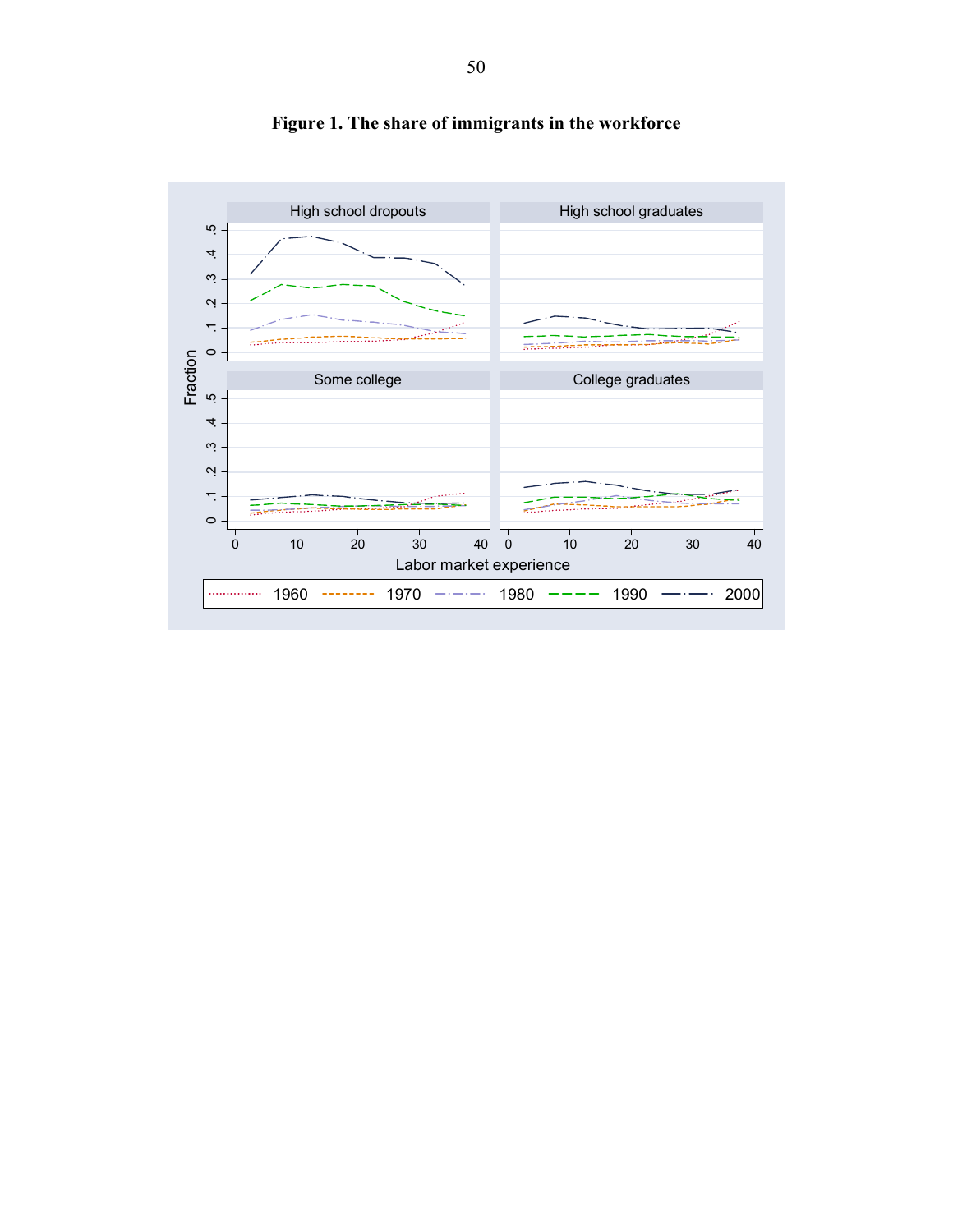**Figure 1. The share of immigrants in the workforce**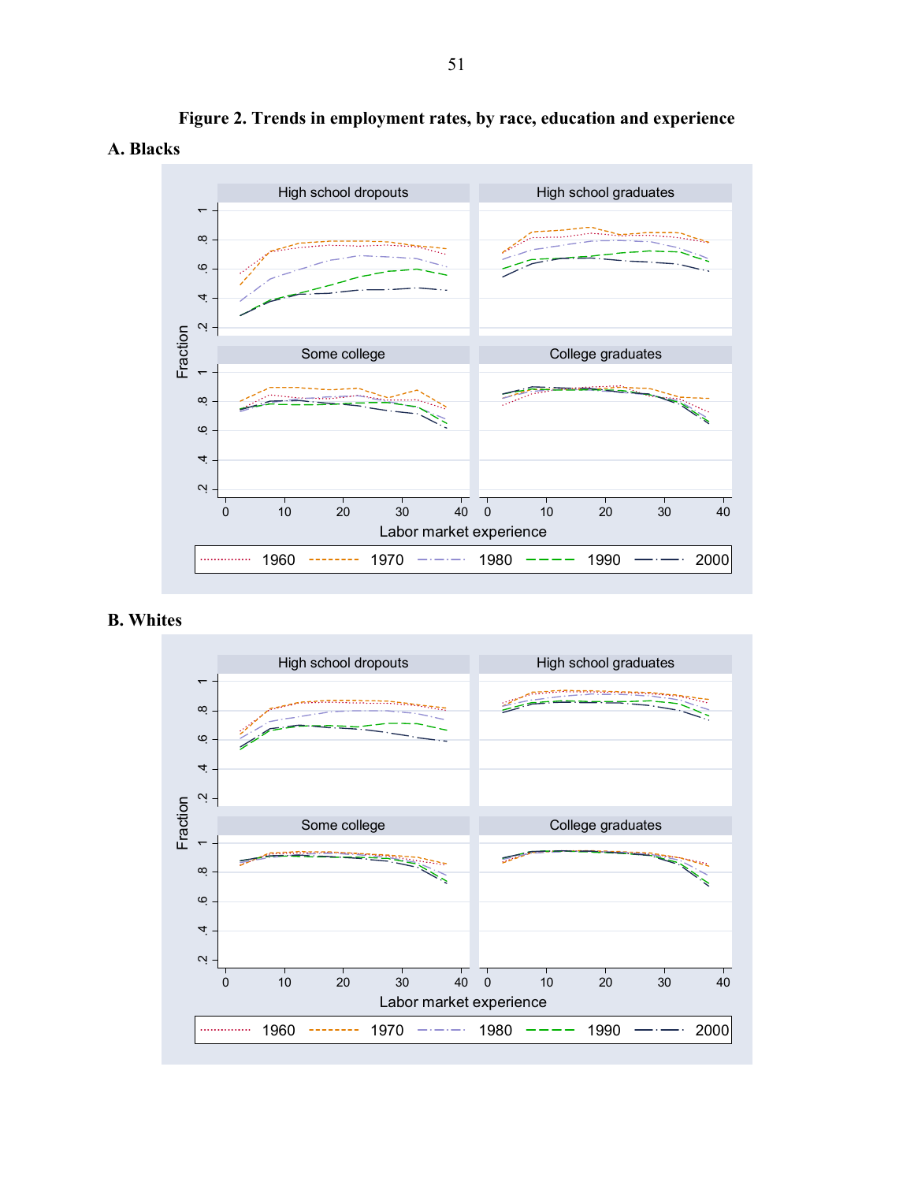**Figure 2. Trends in employment rates, by race, education and experience**

**A. Blacks**

**B. Whites**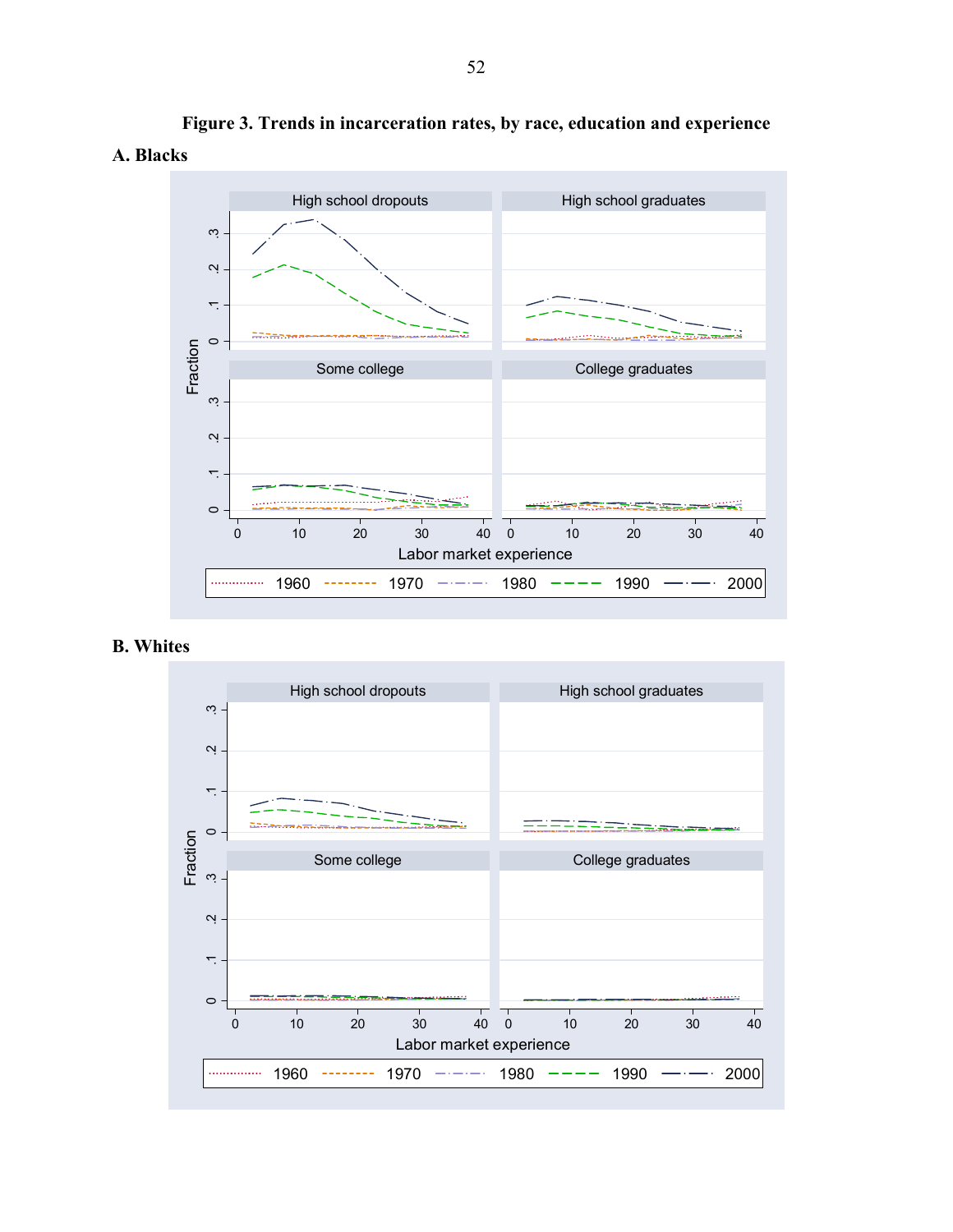**Figure 3. Trends in incarceration rates, by race, education and experience**

**A. Blacks**

**B. Whites**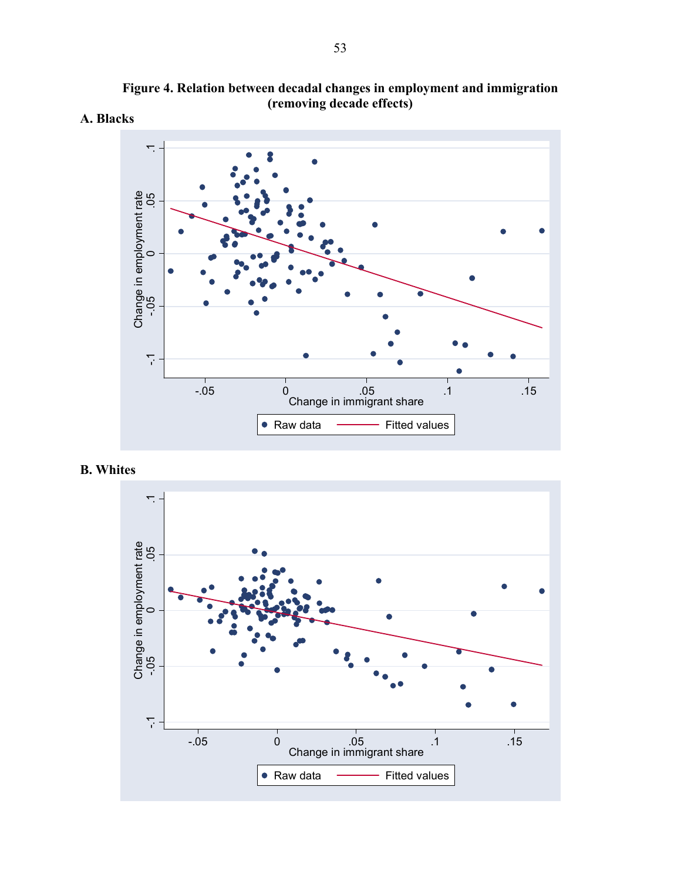**Figure 4. Relation between decadal changes in employment and immigration (removing decade effects)**

**A. Blacks**

**B. Whites**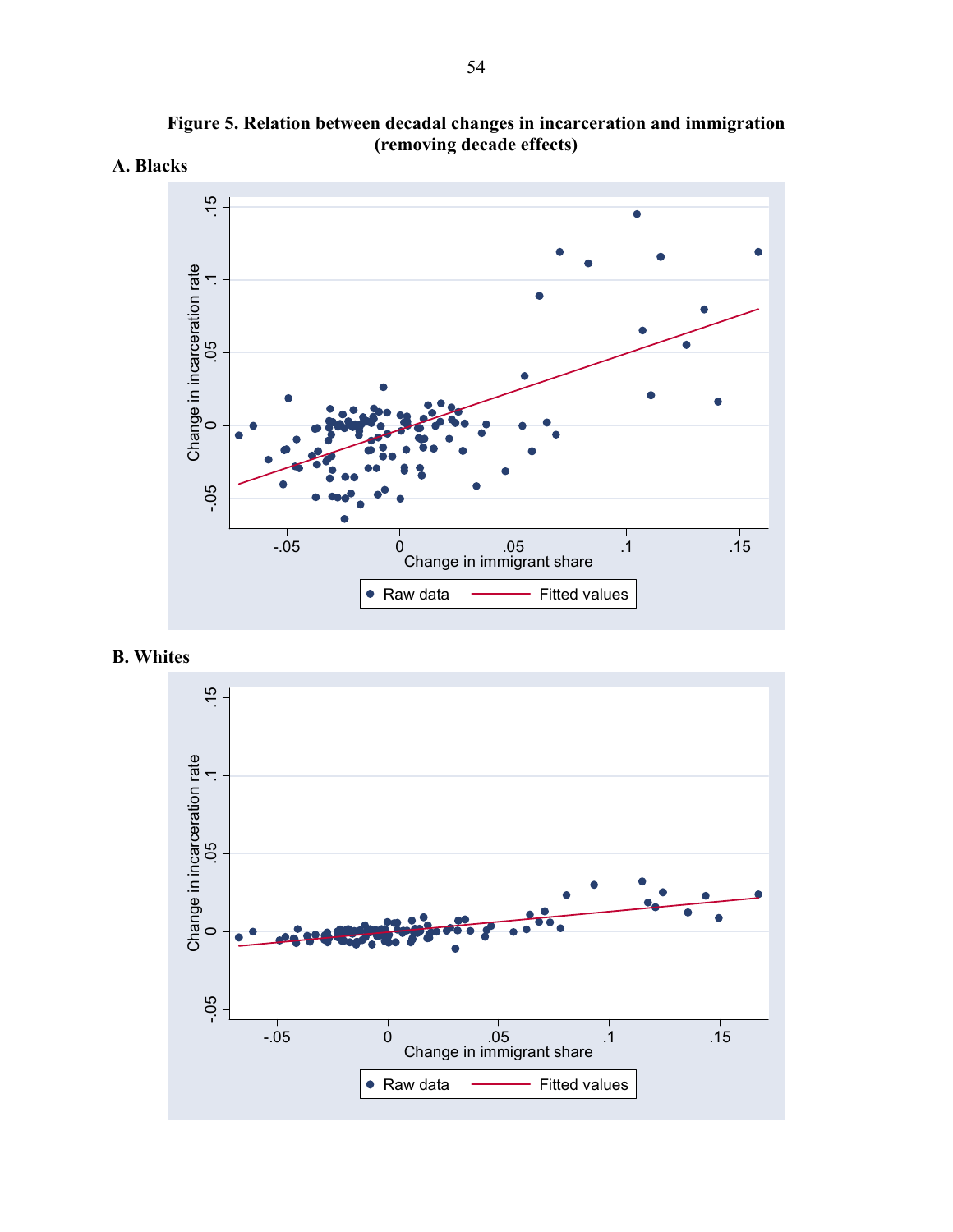**Figure 5. Relation between decadal changes in incarceration and immigration (removing decade effects)**

**A. Blacks**

**B. Whites**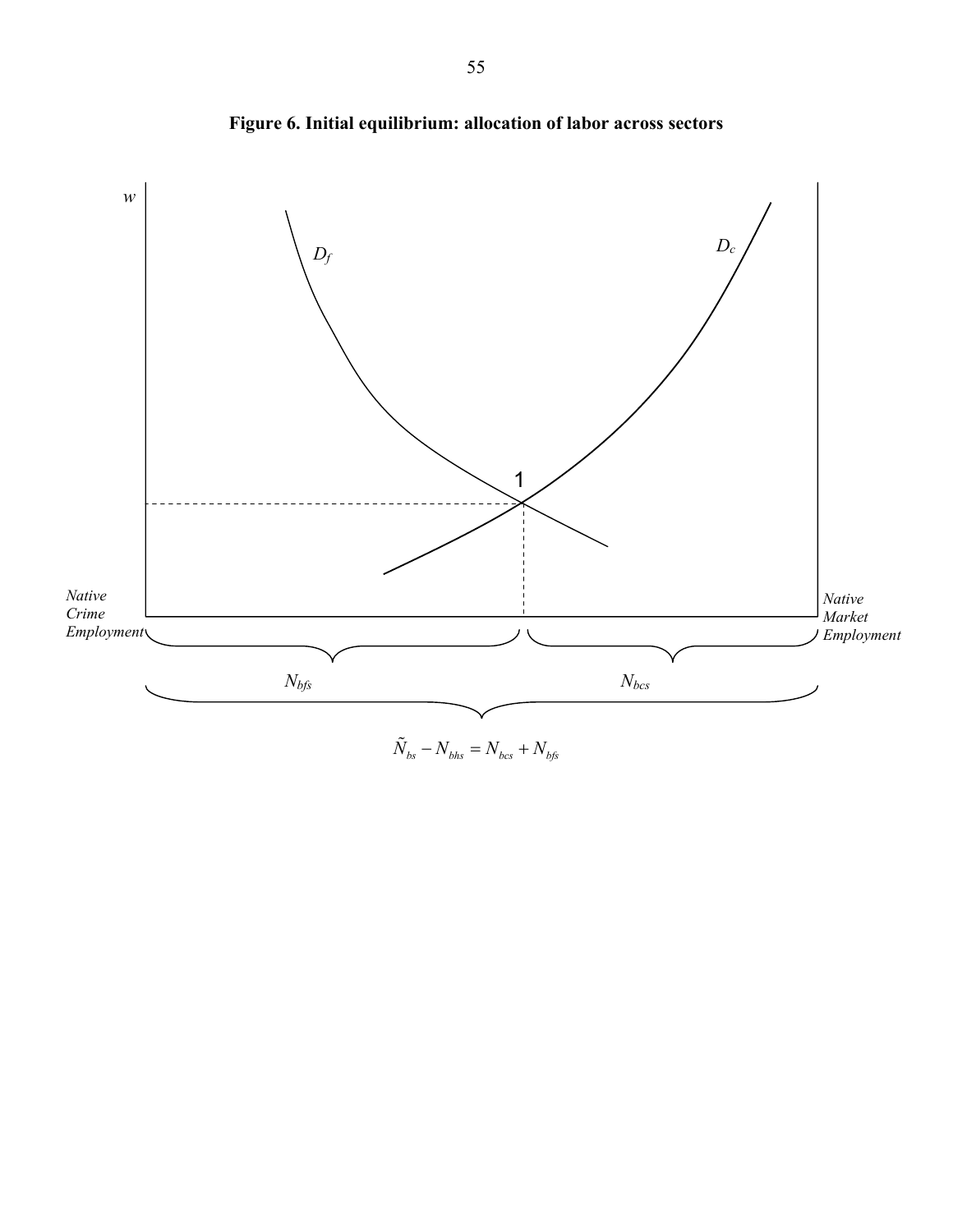**Figure 6. Initial equilibrium: allocation of labor across sectors**

$w$

$D_f$

$D_c$

1

*Native Crime Employment*

*Native Market Employment*

$N_{bfs}$

$N_{bcs}$

$$\tilde{N}_{bs} - N_{bhs} = N_{bcs} + N_{bfs}$$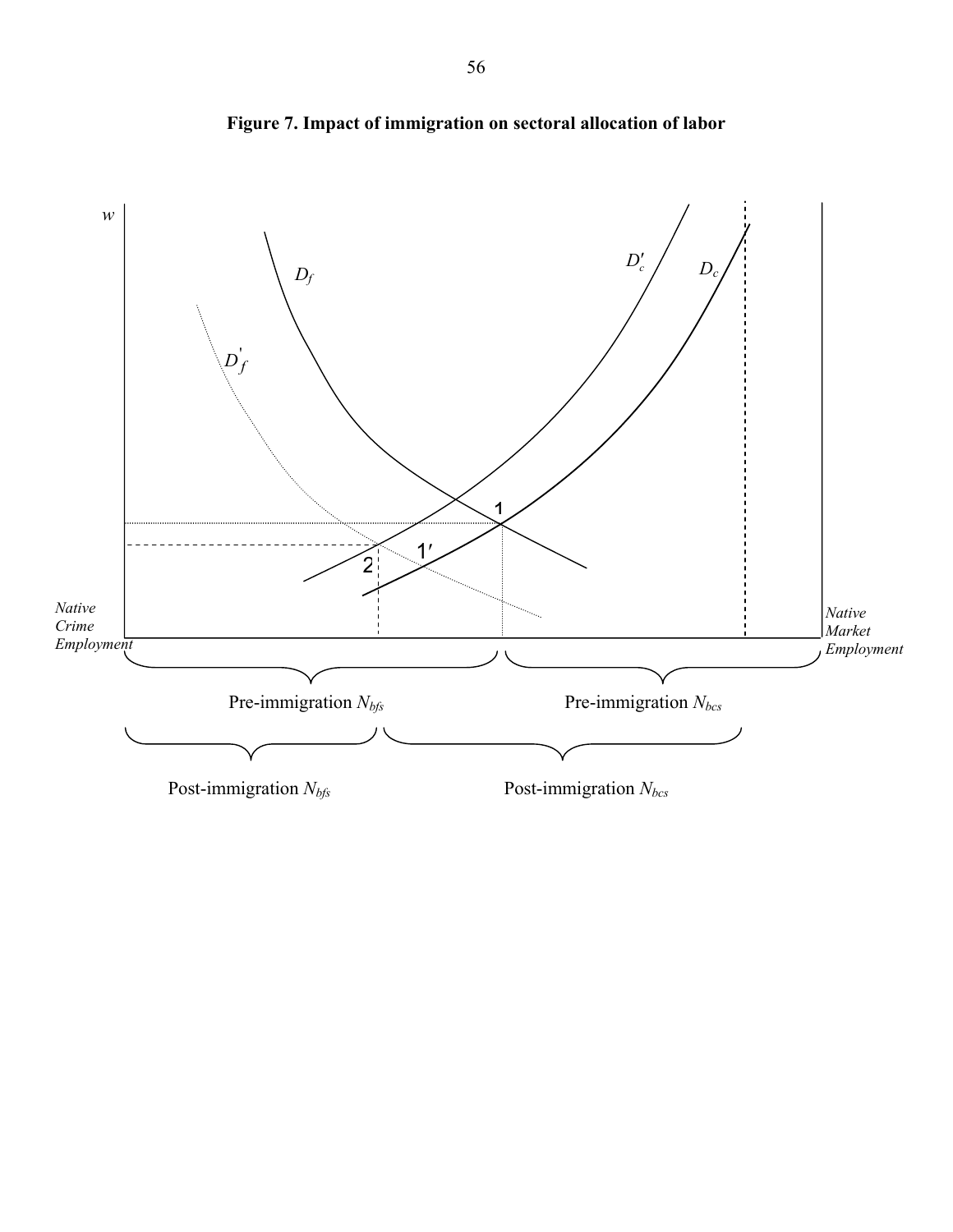**Figure 7. Impact of immigration on sectoral allocation of labor**

$w$

$D_f$

$D_f^{'}$

$D_c^{\prime}$

$D_c$

1

1′

2

*Native Crime Employment*

*Native Market Employment*

Pre-immigration $N_{bfs}$

Pre-immigration $N_{bcs}$

Post-immigration $N_{bfs}$

Post-immigration $N_{bcs}$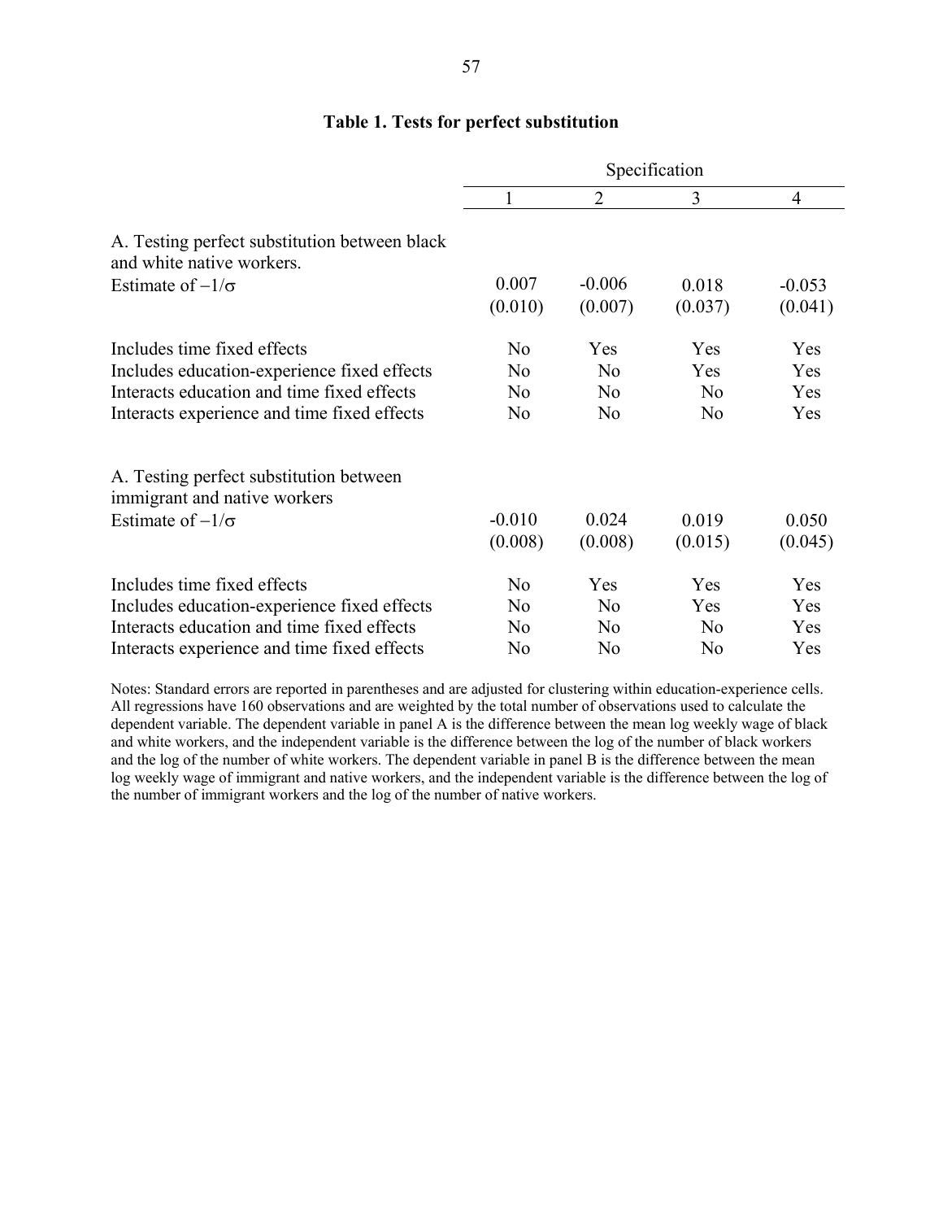**Table 1. Tests for perfect substitution**

| | Specification | | | |
|---|---|---|---|---|
| | 1 | 2 | 3 | 4 |
| A. Testing perfect substitution between black and white native workers. | | | | |
| Estimate of $-1/\sigma$ | 0.007 | -0.006 | 0.018 | -0.053 |
| | (0.010) | (0.007) | (0.037) | (0.041) |
| Includes time fixed effects | No | Yes | Yes | Yes |
| Includes education-experience fixed effects | No | No | Yes | Yes |
| Interacts education and time fixed effects | No | No | No | Yes |
| Interacts experience and time fixed effects | No | No | No | Yes |
| A. Testing perfect substitution between immigrant and native workers | | | | |
| Estimate of $-1/\sigma$ | -0.010 | 0.024 | 0.019 | 0.050 |
| | (0.008) | (0.008) | (0.015) | (0.045) |
| Includes time fixed effects | No | Yes | Yes | Yes |
| Includes education-experience fixed effects | No | No | Yes | Yes |
| Interacts education and time fixed effects | No | No | No | Yes |
| Interacts experience and time fixed effects | No | No | No | Yes |

Notes: Standard errors are reported in parentheses and are adjusted for clustering within education-experience cells. All regressions have 160 observations and are weighted by the total number of observations used to calculate the dependent variable. The dependent variable in panel A is the difference between the mean log weekly wage of black and white workers, and the independent variable is the difference between the log of the number of black workers and the log of the number of white workers. The dependent variable in panel B is the difference between the mean log weekly wage of immigrant and native workers, and the independent variable is the difference between the log of the number of immigrant workers and the log of the number of native workers.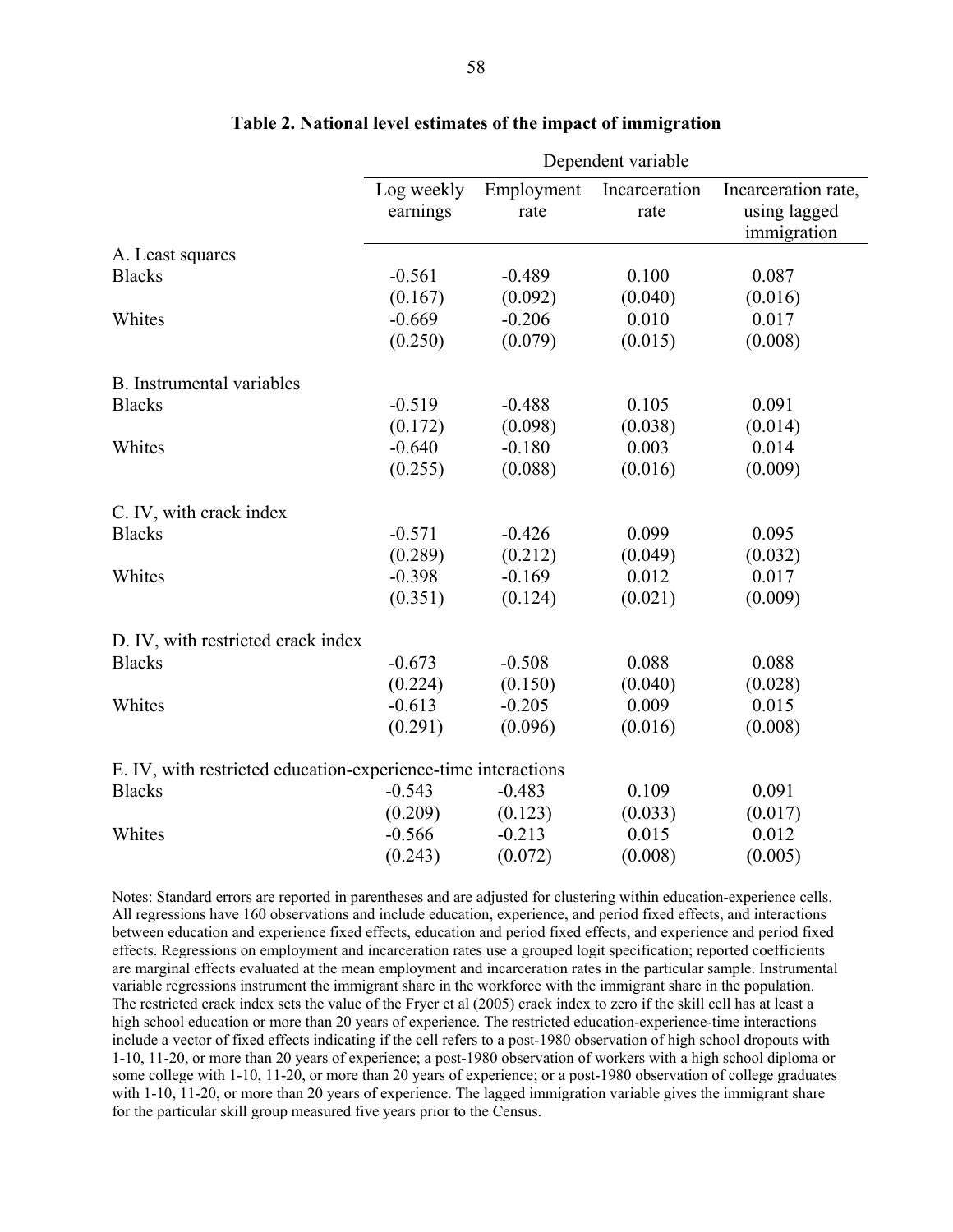## Table 2. National level estimates of the impact of immigration

| | Dependent variable | | | |
|---|---|---|---|---|
| | Log weekly earnings | Employment rate | Incarceration rate | Incarceration rate, using lagged immigration |
| A. Least squares | | | | |
| Blacks | -0.561 | -0.489 | 0.100 | 0.087 |
| | (0.167) | (0.092) | (0.040) | (0.016) |
| Whites | -0.669 | -0.206 | 0.010 | 0.017 |
| | (0.250) | (0.079) | (0.015) | (0.008) |
| B. Instrumental variables | | | | |
| Blacks | -0.519 | -0.488 | 0.105 | 0.091 |
| | (0.172) | (0.098) | (0.038) | (0.014) |
| Whites | -0.640 | -0.180 | 0.003 | 0.014 |
| | (0.255) | (0.088) | (0.016) | (0.009) |
| C. IV, with crack index | | | | |
| Blacks | -0.571 | -0.426 | 0.099 | 0.095 |
| | (0.289) | (0.212) | (0.049) | (0.032) |
| Whites | -0.398 | -0.169 | 0.012 | 0.017 |
| | (0.351) | (0.124) | (0.021) | (0.009) |
| D. IV, with restricted crack index | | | | |
| Blacks | -0.673 | -0.508 | 0.088 | 0.088 |
| | (0.224) | (0.150) | (0.040) | (0.028) |
| Whites | -0.613 | -0.205 | 0.009 | 0.015 |
| | (0.291) | (0.096) | (0.016) | (0.008) |
| E. IV, with restricted education-experience-time interactions | | | | |
| Blacks | -0.543 | -0.483 | 0.109 | 0.091 |
| | (0.209) | (0.123) | (0.033) | (0.017) |
| Whites | -0.566 | -0.213 | 0.015 | 0.012 |
| | (0.243) | (0.072) | (0.008) | (0.005) |

Notes: Standard errors are reported in parentheses and are adjusted for clustering within education-experience cells. All regressions have 160 observations and include education, experience, and period fixed effects, and interactions between education and experience fixed effects, education and period fixed effects, and experience and period fixed effects. Regressions on employment and incarceration rates use a grouped logit specification; reported coefficients are marginal effects evaluated at the mean employment and incarceration rates in the particular sample. Instrumental variable regressions instrument the immigrant share in the workforce with the immigrant share in the population. The restricted crack index sets the value of the Fryer et al (2005) crack index to zero if the skill cell has at least a high school education or more than 20 years of experience. The restricted education-experience-time interactions include a vector of fixed effects indicating if the cell refers to a post-1980 observation of high school dropouts with 1-10, 11-20, or more than 20 years of experience; a post-1980 observation of workers with a high school diploma or some college with 1-10, 11-20, or more than 20 years of experience; or a post-1980 observation of college graduates with 1-10, 11-20, or more than 20 years of experience. The lagged immigration variable gives the immigrant share for the particular skill group measured five years prior to the Census.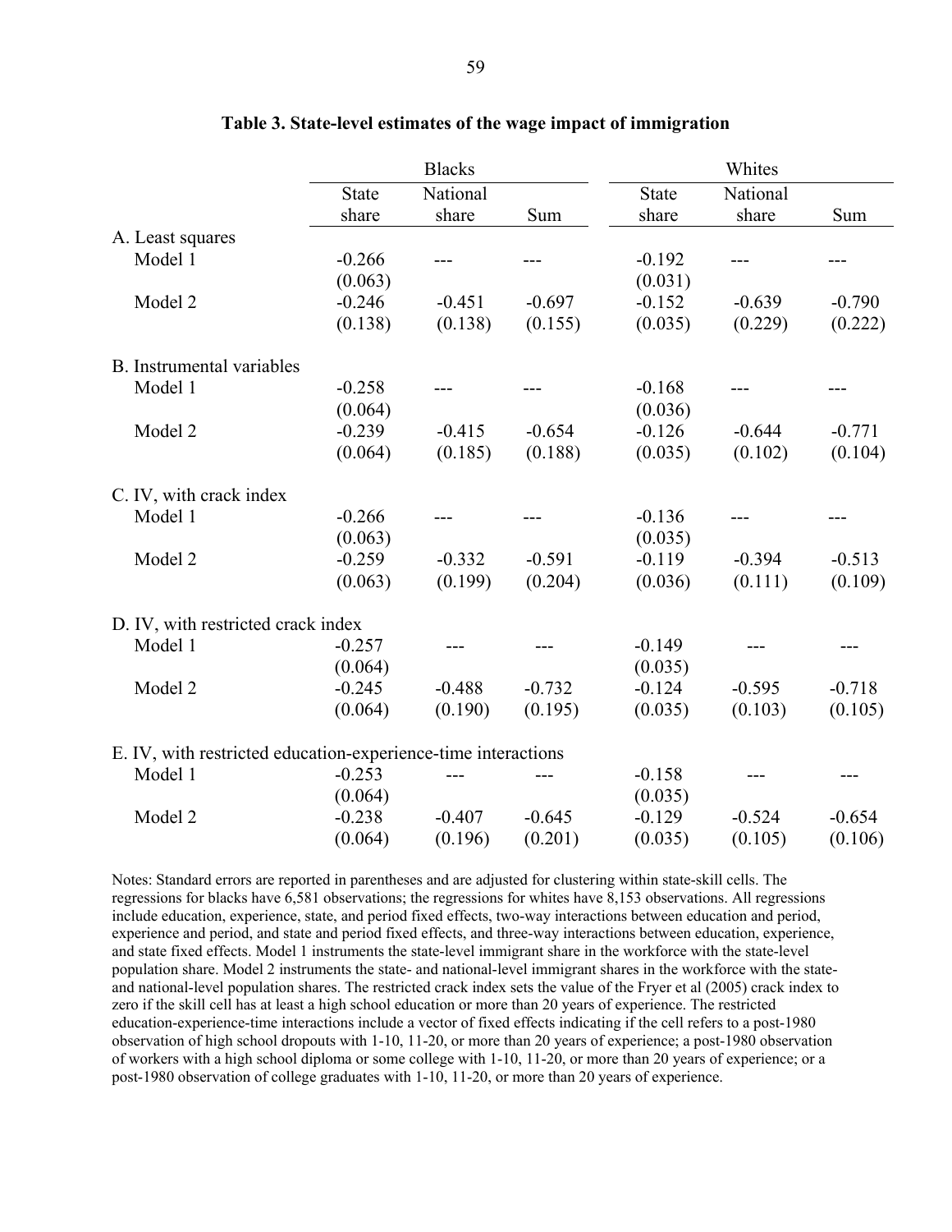**Table 3. State-level estimates of the wage impact of immigration**

| | Blacks | | | Whites | | |
|---|---|---|---|---|---|---|
| | State share | National share | Sum | State share | National share | Sum |
| A. Least squares | | | | | | |
| Model 1 | -0.266 | --- | --- | -0.192 | --- | --- |
| | (0.063) | | | (0.031) | | |
| Model 2 | -0.246 | -0.451 | -0.697 | -0.152 | -0.639 | -0.790 |
| | (0.138) | (0.138) | (0.155) | (0.035) | (0.229) | (0.222) |
| B. Instrumental variables | | | | | | |
| Model 1 | -0.258 | --- | --- | -0.168 | --- | --- |
| | (0.064) | | | (0.036) | | |
| Model 2 | -0.239 | -0.415 | -0.654 | -0.126 | -0.644 | -0.771 |
| | (0.064) | (0.185) | (0.188) | (0.035) | (0.102) | (0.104) |
| C. IV, with crack index | | | | | | |
| Model 1 | -0.266 | --- | --- | -0.136 | --- | --- |
| | (0.063) | | | (0.035) | | |
| Model 2 | -0.259 | -0.332 | -0.591 | -0.119 | -0.394 | -0.513 |
| | (0.063) | (0.199) | (0.204) | (0.036) | (0.111) | (0.109) |
| D. IV, with restricted crack index | | | | | | |
| Model 1 | -0.257 | --- | --- | -0.149 | --- | --- |
| | (0.064) | | | (0.035) | | |
| Model 2 | -0.245 | -0.488 | -0.732 | -0.124 | -0.595 | -0.718 |
| | (0.064) | (0.190) | (0.195) | (0.035) | (0.103) | (0.105) |
| E. IV, with restricted education-experience-time interactions | | | | | | |
| Model 1 | -0.253 | --- | --- | -0.158 | --- | --- |
| | (0.064) | | | (0.035) | | |
| Model 2 | -0.238 | -0.407 | -0.645 | -0.129 | -0.524 | -0.654 |
| | (0.064) | (0.196) | (0.201) | (0.035) | (0.105) | (0.106) |

Notes: Standard errors are reported in parentheses and are adjusted for clustering within state-skill cells. The regressions for blacks have 6,581 observations; the regressions for whites have 8,153 observations. All regressions include education, experience, state, and period fixed effects, two-way interactions between education and period, experience and period, and state and period fixed effects, and three-way interactions between education, experience, and state fixed effects. Model 1 instruments the state-level immigrant share in the workforce with the state-level population share. Model 2 instruments the state- and national-level immigrant shares in the workforce with the state- and national-level population shares. The restricted crack index sets the value of the Fryer et al (2005) crack index to zero if the skill cell has at least a high school education or more than 20 years of experience. The restricted education-experience-time interactions include a vector of fixed effects indicating if the cell refers to a post-1980 observation of high school dropouts with 1-10, 11-20, or more than 20 years of experience; a post-1980 observation of workers with a high school diploma or some college with 1-10, 11-20, or more than 20 years of experience; or a post-1980 observation of college graduates with 1-10, 11-20, or more than 20 years of experience.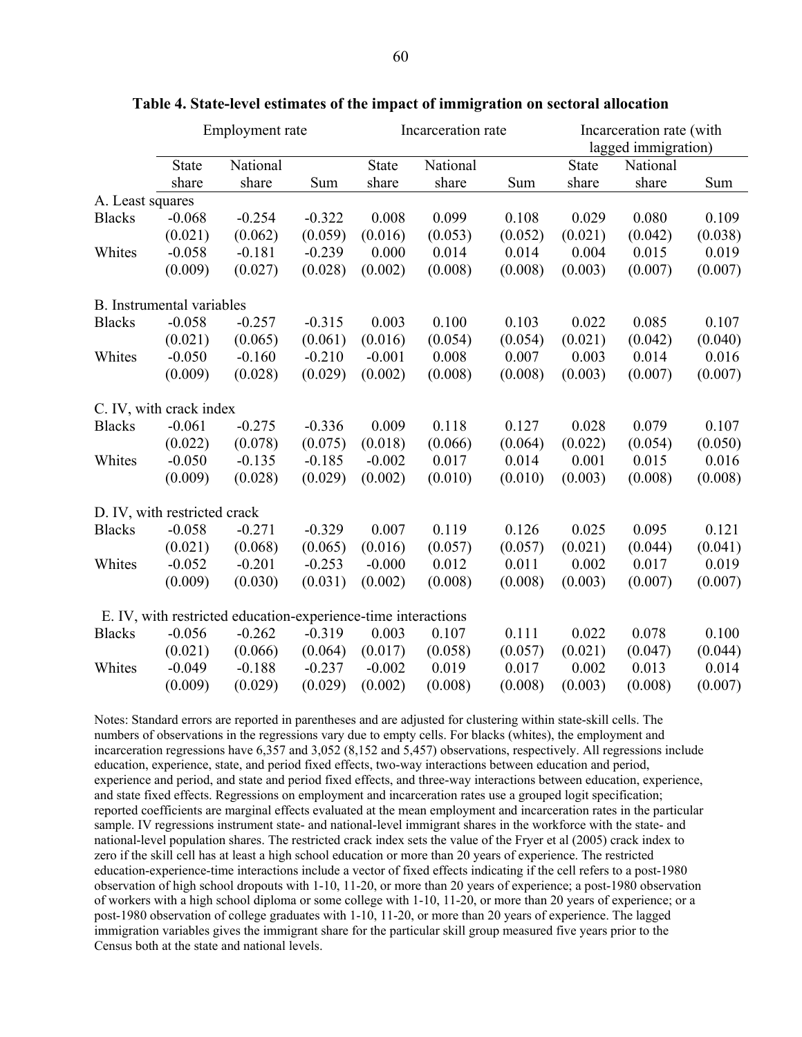**Table 4. State-level estimates of the impact of immigration on sectoral allocation**

| | Employment rate | | | Incarceration rate | | | Incarceration rate (with lagged immigration) | | |
|---|---|---|---|---|---|---|---|---|---|
| | State share | National share | Sum | State share | National share | Sum | State share | National share | Sum |
| A. Least squares | | | | | | | | | |
| Blacks | -0.068 | -0.254 | -0.322 | 0.008 | 0.099 | 0.108 | 0.029 | 0.080 | 0.109 |
| | (0.021) | (0.062) | (0.059) | (0.016) | (0.053) | (0.052) | (0.021) | (0.042) | (0.038) |
| Whites | -0.058 | -0.181 | -0.239 | 0.000 | 0.014 | 0.014 | 0.004 | 0.015 | 0.019 |
| | (0.009) | (0.027) | (0.028) | (0.002) | (0.008) | (0.008) | (0.003) | (0.007) | (0.007) |
| B. Instrumental variables | | | | | | | | | |
| Blacks | -0.058 | -0.257 | -0.315 | 0.003 | 0.100 | 0.103 | 0.022 | 0.085 | 0.107 |
| | (0.021) | (0.065) | (0.061) | (0.016) | (0.054) | (0.054) | (0.021) | (0.042) | (0.040) |
| Whites | -0.050 | -0.160 | -0.210 | -0.001 | 0.008 | 0.007 | 0.003 | 0.014 | 0.016 |
| | (0.009) | (0.028) | (0.029) | (0.002) | (0.008) | (0.008) | (0.003) | (0.007) | (0.007) |
| C. IV, with crack index | | | | | | | | | |
| Blacks | -0.061 | -0.275 | -0.336 | 0.009 | 0.118 | 0.127 | 0.028 | 0.079 | 0.107 |
| | (0.022) | (0.078) | (0.075) | (0.018) | (0.066) | (0.064) | (0.022) | (0.054) | (0.050) |
| Whites | -0.050 | -0.135 | -0.185 | -0.002 | 0.017 | 0.014 | 0.001 | 0.015 | 0.016 |
| | (0.009) | (0.028) | (0.029) | (0.002) | (0.010) | (0.010) | (0.003) | (0.008) | (0.008) |
| D. IV, with restricted crack | | | | | | | | | |
| Blacks | -0.058 | -0.271 | -0.329 | 0.007 | 0.119 | 0.126 | 0.025 | 0.095 | 0.121 |
| | (0.021) | (0.068) | (0.065) | (0.016) | (0.057) | (0.057) | (0.021) | (0.044) | (0.041) |
| Whites | -0.052 | -0.201 | -0.253 | -0.000 | 0.012 | 0.011 | 0.002 | 0.017 | 0.019 |
| | (0.009) | (0.030) | (0.031) | (0.002) | (0.008) | (0.008) | (0.003) | (0.007) | (0.007) |
| E. IV, with restricted education-experience-time interactions | | | | | | | | | |
| Blacks | -0.056 | -0.262 | -0.319 | 0.003 | 0.107 | 0.111 | 0.022 | 0.078 | 0.100 |
| | (0.021) | (0.066) | (0.064) | (0.017) | (0.058) | (0.057) | (0.021) | (0.047) | (0.044) |
| Whites | -0.049 | -0.188 | -0.237 | -0.002 | 0.019 | 0.017 | 0.002 | 0.013 | 0.014 |
| | (0.009) | (0.029) | (0.029) | (0.002) | (0.008) | (0.008) | (0.003) | (0.008) | (0.007) |

Notes: Standard errors are reported in parentheses and are adjusted for clustering within state-skill cells. The numbers of observations in the regressions vary due to empty cells. For blacks (whites), the employment and incarceration regressions have 6,357 and 3,052 (8,152 and 5,457) observations, respectively. All regressions include education, experience, state, and period fixed effects, two-way interactions between education and period, experience and period, and state and period fixed effects, and three-way interactions between education, experience, and state fixed effects. Regressions on employment and incarceration rates use a grouped logit specification; reported coefficients are marginal effects evaluated at the mean employment and incarceration rates in the particular sample. IV regressions instrument state- and national-level immigrant shares in the workforce with the state- and national-level population shares. The restricted crack index sets the value of the Fryer et al (2005) crack index to zero if the skill cell has at least a high school education or more than 20 years of experience. The restricted education-experience-time interactions include a vector of fixed effects indicating if the cell refers to a post-1980 observation of high school dropouts with 1-10, 11-20, or more than 20 years of experience; a post-1980 observation of workers with a high school diploma or some college with 1-10, 11-20, or more than 20 years of experience; or a post-1980 observation of college graduates with 1-10, 11-20, or more than 20 years of experience. The lagged immigration variables gives the immigrant share for the particular skill group measured five years prior to the Census both at the state and national levels.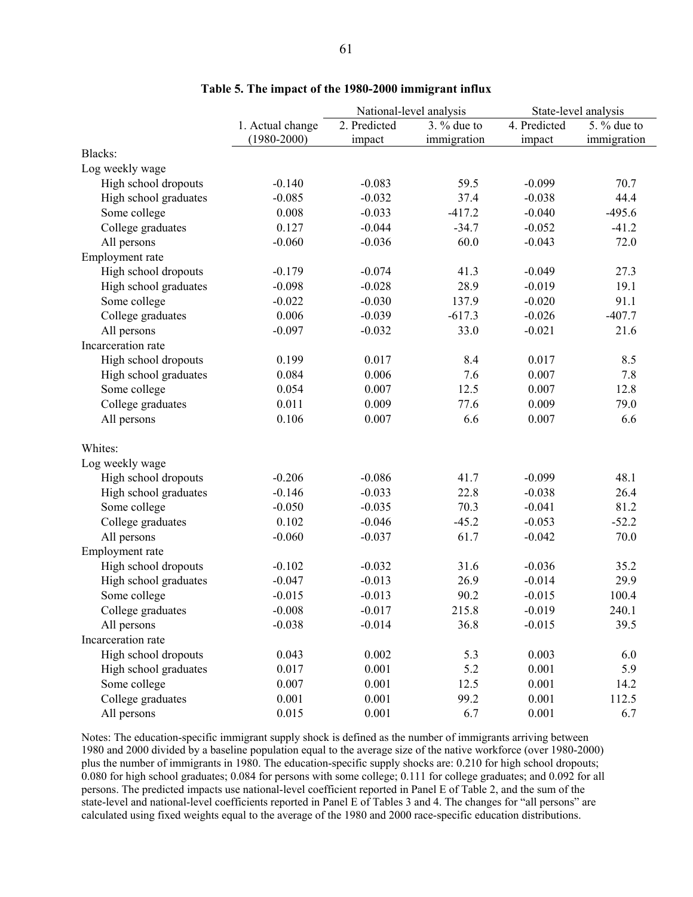**Table 5. The impact of the 1980-2000 immigrant influx**

| | | National-level analysis | | State-level analysis | |
|---|---|---|---|---|---|
| | 1. Actual change (1980-2000) | 2. Predicted impact | 3. % due to immigration | 4. Predicted impact | 5. % due to immigration |
| Blacks: | | | | | |
| Log weekly wage | | | | | |
| High school dropouts | -0.140 | -0.083 | 59.5 | -0.099 | 70.7 |
| High school graduates | -0.085 | -0.032 | 37.4 | -0.038 | 44.4 |
| Some college | 0.008 | -0.033 | -417.2 | -0.040 | -495.6 |
| College graduates | 0.127 | -0.044 | -34.7 | -0.052 | -41.2 |
| All persons | -0.060 | -0.036 | 60.0 | -0.043 | 72.0 |
| Employment rate | | | | | |
| High school dropouts | -0.179 | -0.074 | 41.3 | -0.049 | 27.3 |
| High school graduates | -0.098 | -0.028 | 28.9 | -0.019 | 19.1 |
| Some college | -0.022 | -0.030 | 137.9 | -0.020 | 91.1 |
| College graduates | 0.006 | -0.039 | -617.3 | -0.026 | -407.7 |
| All persons | -0.097 | -0.032 | 33.0 | -0.021 | 21.6 |
| Incarceration rate | | | | | |
| High school dropouts | 0.199 | 0.017 | 8.4 | 0.017 | 8.5 |
| High school graduates | 0.084 | 0.006 | 7.6 | 0.007 | 7.8 |
| Some college | 0.054 | 0.007 | 12.5 | 0.007 | 12.8 |
| College graduates | 0.011 | 0.009 | 77.6 | 0.009 | 79.0 |
| All persons | 0.106 | 0.007 | 6.6 | 0.007 | 6.6 |
| Whites: | | | | | |
| Log weekly wage | | | | | |
| High school dropouts | -0.206 | -0.086 | 41.7 | -0.099 | 48.1 |
| High school graduates | -0.146 | -0.033 | 22.8 | -0.038 | 26.4 |
| Some college | -0.050 | -0.035 | 70.3 | -0.041 | 81.2 |
| College graduates | 0.102 | -0.046 | -45.2 | -0.053 | -52.2 |
| All persons | -0.060 | -0.037 | 61.7 | -0.042 | 70.0 |
| Employment rate | | | | | |
| High school dropouts | -0.102 | -0.032 | 31.6 | -0.036 | 35.2 |
| High school graduates | -0.047 | -0.013 | 26.9 | -0.014 | 29.9 |
| Some college | -0.015 | -0.013 | 90.2 | -0.015 | 100.4 |
| College graduates | -0.008 | -0.017 | 215.8 | -0.019 | 240.1 |
| All persons | -0.038 | -0.014 | 36.8 | -0.015 | 39.5 |
| Incarceration rate | | | | | |
| High school dropouts | 0.043 | 0.002 | 5.3 | 0.003 | 6.0 |
| High school graduates | 0.017 | 0.001 | 5.2 | 0.001 | 5.9 |
| Some college | 0.007 | 0.001 | 12.5 | 0.001 | 14.2 |
| College graduates | 0.001 | 0.001 | 99.2 | 0.001 | 112.5 |
| All persons | 0.015 | 0.001 | 6.7 | 0.001 | 6.7 |

Notes: The education-specific immigrant supply shock is defined as the number of immigrants arriving between 1980 and 2000 divided by a baseline population equal to the average size of the native workforce (over 1980-2000) plus the number of immigrants in 1980. The education-specific supply shocks are: 0.210 for high school dropouts; 0.080 for high school graduates; 0.084 for persons with some college; 0.111 for college graduates; and 0.092 for all persons. The predicted impacts use national-level coefficient reported in Panel E of Table 2, and the sum of the state-level and national-level coefficients reported in Panel E of Tables 3 and 4. The changes for "all persons" are calculated using fixed weights equal to the average of the 1980 and 2000 race-specific education distributions.